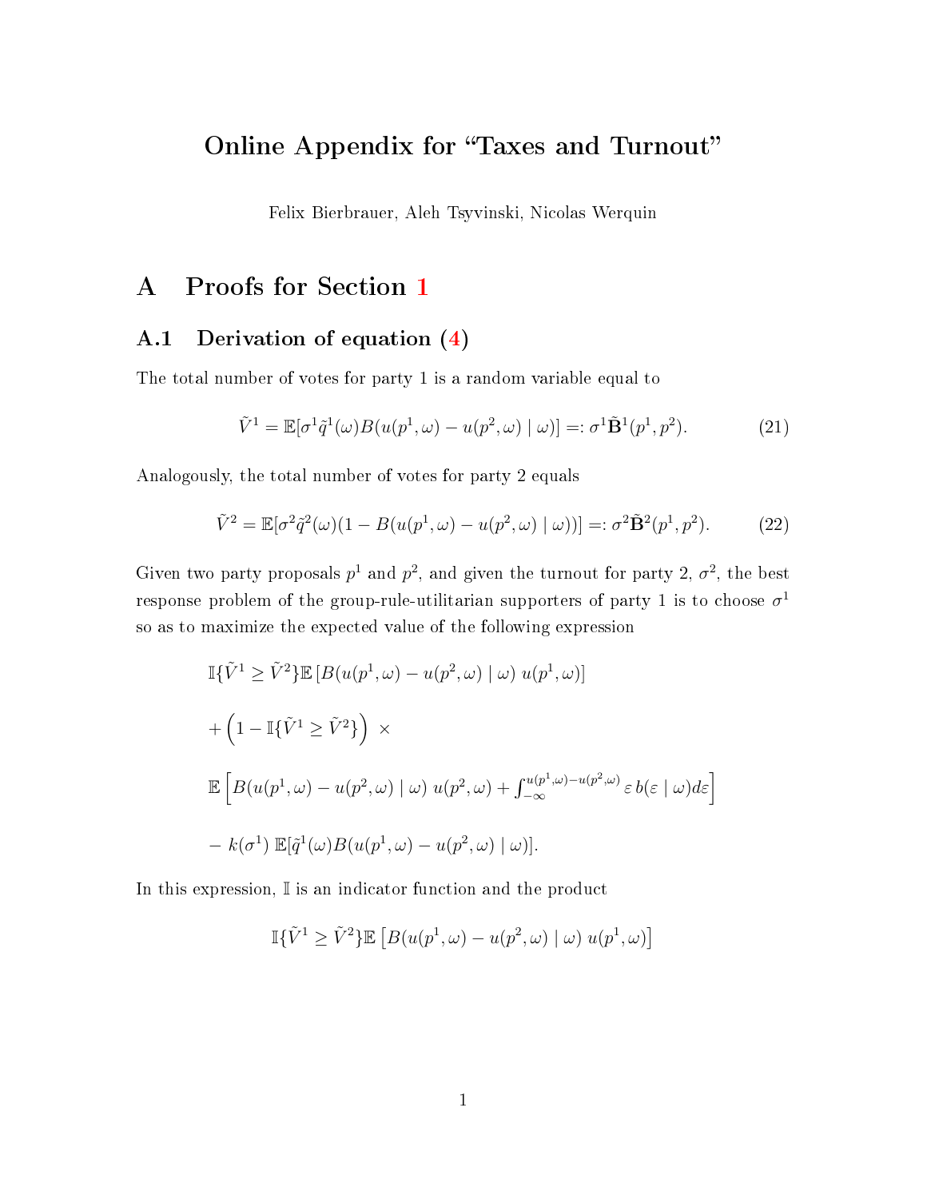# Online Appendix for "Taxes and Turnout"

Felix Bierbrauer, Aleh Tsyvinski, Nicolas Werquin

## A Proofs for Section 1

### A.1 Derivation of equation (4)

The total number of votes for party 1 is a random variable equal to

$$\tilde{V}^1 = \mathbb{E}[\sigma^1 \tilde{q}^1(\omega) B(u(p^1, \omega) - u(p^2, \omega) \mid \omega)] =: \sigma^1 \tilde{\mathbf{B}}^1(p^1, p^2). \tag{21}$$

Analogously, the total number of votes for party 2 equals

$$\tilde{V}^2 = \mathbb{E}[\sigma^2 \tilde{q}^2(\omega)(1 - B(u(p^1, \omega) - u(p^2, \omega) \mid \omega))] =: \sigma^2 \tilde{\mathbf{B}}^2(p^1, p^2). \tag{22}$$

Given two party proposals $p^1$ and $p^2$, and given the turnout for party 2, $\sigma^2$, the best response problem of the group-rule-utilitarian supporters of party 1 is to choose $\sigma^1$ so as to maximize the expected value of the following expression

$$\mathbb{I}\{\tilde{V}^1 \geq \tilde{V}^2\} \mathbb{E}\left[B(u(p^1, \omega) - u(p^2, \omega) \mid \omega)\ u(p^1, \omega)\right]$$

$$+ \left(1 - \mathbb{I}\{\tilde{V}^1 \geq \tilde{V}^2\}\right)\ \times$$

$$\mathbb{E}\left[B(u(p^1, \omega) - u(p^2, \omega) \mid \omega)\ u(p^2, \omega) + \int_{-\infty}^{u(p^1,\omega) - u(p^2,\omega)} \varepsilon\, b(\varepsilon \mid \omega) d\varepsilon\right]$$

$$-\ k(\sigma^1)\ \mathbb{E}[\tilde{q}^1(\omega) B(u(p^1, \omega) - u(p^2, \omega) \mid \omega)].$$

In this expression, $\mathbb{I}$ is an indicator function and the product

$$\mathbb{I}\{\tilde{V}^1 \geq \tilde{V}^2\} \mathbb{E}\left[B(u(p^1, \omega) - u(p^2, \omega) \mid \omega)\ u(p^1, \omega)\right]$$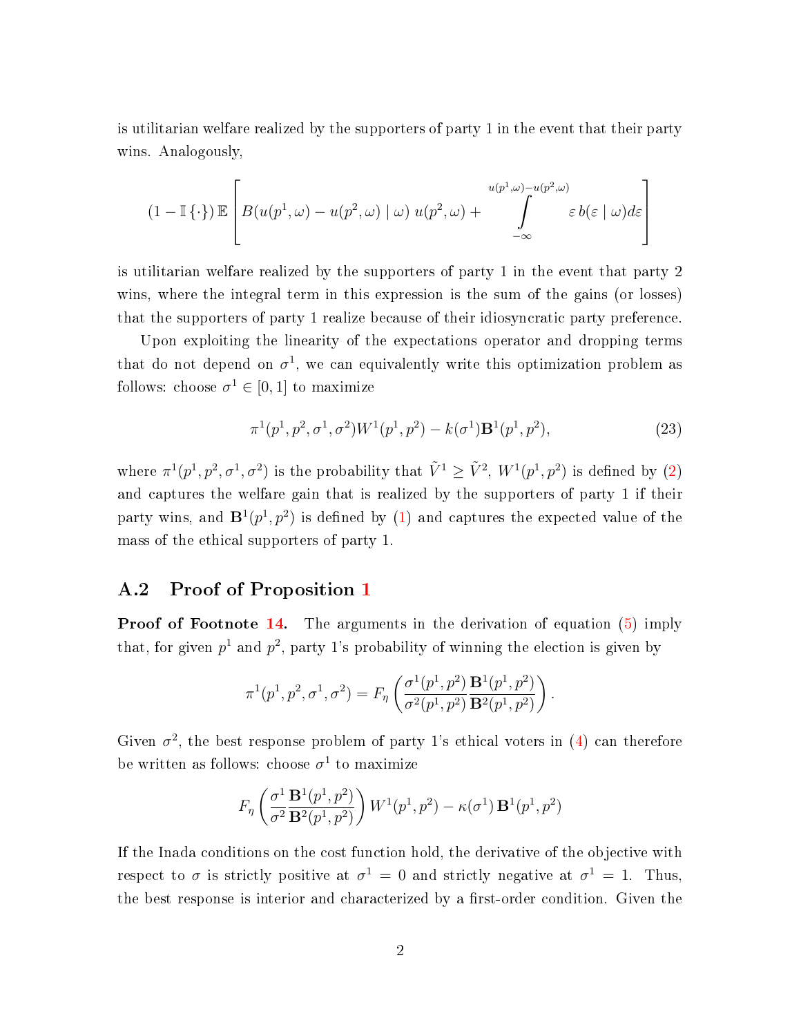is utilitarian welfare realized by the supporters of party 1 in the event that their party wins. Analogously,

$$(1 - \mathbb{I}\{\cdot\})\, \mathbb{E}\left[ B(u(p^1,\omega) - u(p^2,\omega) \mid \omega)\; u(p^2,\omega) + \int_{-\infty}^{u(p^1,\omega)-u(p^2,\omega)} \varepsilon\, b(\varepsilon \mid \omega) d\varepsilon \right]$$

is utilitarian welfare realized by the supporters of party 1 in the event that party 2 wins, where the integral term in this expression is the sum of the gains (or losses) that the supporters of party 1 realize because of their idiosyncratic party preference.

Upon exploiting the linearity of the expectations operator and dropping terms that do not depend on $\sigma^1$, we can equivalently write this optimization problem as follows: choose $\sigma^1 \in [0,1]$ to maximize

$$\pi^1(p^1,p^2,\sigma^1,\sigma^2) W^1(p^1,p^2) - k(\sigma^1)\mathbf{B}^1(p^1,p^2), \tag{23}$$

where $\pi^1(p^1,p^2,\sigma^1,\sigma^2)$ is the probability that $\tilde{V}^1 \geq \tilde{V}^2$, $W^1(p^1,p^2)$ is defined by (2) and captures the welfare gain that is realized by the supporters of party 1 if their party wins, and $\mathbf{B}^1(p^1,p^2)$ is defined by (1) and captures the expected value of the mass of the ethical supporters of party 1.

## A.2 Proof of Proposition 1

**Proof of Footnote 14.** The arguments in the derivation of equation (5) imply that, for given $p^1$ and $p^2$, party 1's probability of winning the election is given by

$$\pi^1(p^1,p^2,\sigma^1,\sigma^2) = F_\eta\left( \frac{\sigma^1(p^1,p^2)}{\sigma^2(p^1,p^2)} \frac{\mathbf{B}^1(p^1,p^2)}{\mathbf{B}^2(p^1,p^2)} \right).$$

Given $\sigma^2$, the best response problem of party 1's ethical voters in (4) can therefore be written as follows: choose $\sigma^1$ to maximize

$$F_\eta\left( \frac{\sigma^1}{\sigma^2} \frac{\mathbf{B}^1(p^1,p^2)}{\mathbf{B}^2(p^1,p^2)} \right) W^1(p^1,p^2) - \kappa(\sigma^1)\, \mathbf{B}^1(p^1,p^2)$$

If the Inada conditions on the cost function hold, the derivative of the objective with respect to $\sigma$ is strictly positive at $\sigma^1 = 0$ and strictly negative at $\sigma^1 = 1$. Thus, the best response is interior and characterized by a first-order condition. Given the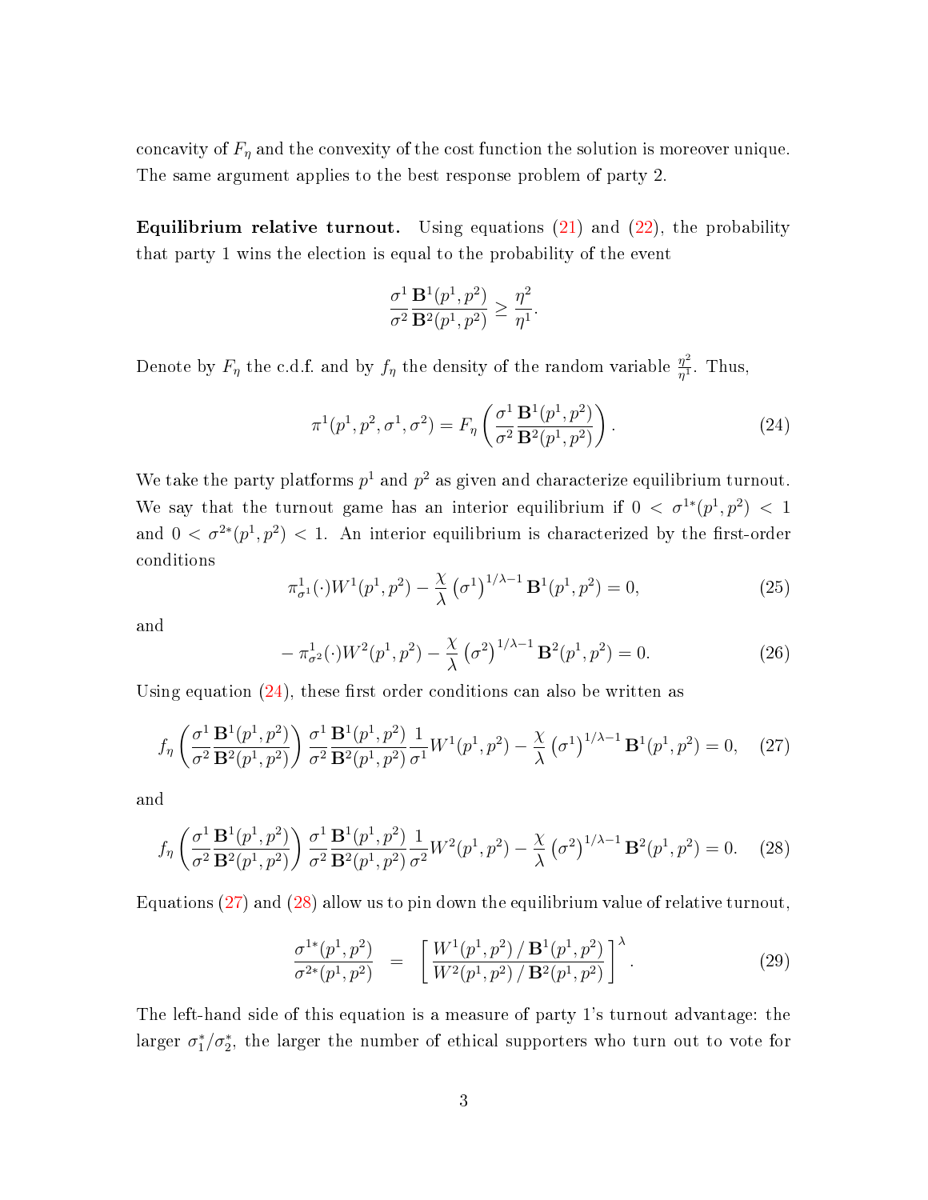concavity of $F_\eta$ and the convexity of the cost function the solution is moreover unique. The same argument applies to the best response problem of party 2.

**Equilibrium relative turnout.** Using equations (21) and (22), the probability that party 1 wins the election is equal to the probability of the event

$$\frac{\sigma^1}{\sigma^2}\frac{\mathbf{B}^1(p^1,p^2)}{\mathbf{B}^2(p^1,p^2)} \geq \frac{\eta^2}{\eta^1}.$$

Denote by $F_\eta$ the c.d.f. and by $f_\eta$ the density of the random variable $\frac{\eta^2}{\eta^1}$. Thus,

$$\pi^1(p^1,p^2,\sigma^1,\sigma^2) = F_\eta\left(\frac{\sigma^1}{\sigma^2}\frac{\mathbf{B}^1(p^1,p^2)}{\mathbf{B}^2(p^1,p^2)}\right). \tag{24}$$

We take the party platforms $p^1$ and $p^2$ as given and characterize equilibrium turnout. We say that the turnout game has an interior equilibrium if $0 < \sigma^{1*}(p^1,p^2) < 1$ and $0 < \sigma^{2*}(p^1,p^2) < 1$. An interior equilibrium is characterized by the first-order conditions

$$\pi^1_{\sigma^1}(\cdot)W^1(p^1,p^2) - \frac{\chi}{\lambda}\left(\sigma^1\right)^{1/\lambda-1}\mathbf{B}^1(p^1,p^2) = 0, \tag{25}$$

and

$$-\,\pi^1_{\sigma^2}(\cdot)W^2(p^1,p^2) - \frac{\chi}{\lambda}\left(\sigma^2\right)^{1/\lambda-1}\mathbf{B}^2(p^1,p^2) = 0. \tag{26}$$

Using equation (24), these first order conditions can also be written as

$$f_\eta\left(\frac{\sigma^1}{\sigma^2}\frac{\mathbf{B}^1(p^1,p^2)}{\mathbf{B}^2(p^1,p^2)}\right)\frac{\sigma^1}{\sigma^2}\frac{\mathbf{B}^1(p^1,p^2)}{\mathbf{B}^2(p^1,p^2)}\frac{1}{\sigma^1}W^1(p^1,p^2) - \frac{\chi}{\lambda}\left(\sigma^1\right)^{1/\lambda-1}\mathbf{B}^1(p^1,p^2) = 0, \tag{27}$$

and

$$f_\eta\left(\frac{\sigma^1}{\sigma^2}\frac{\mathbf{B}^1(p^1,p^2)}{\mathbf{B}^2(p^1,p^2)}\right)\frac{\sigma^1}{\sigma^2}\frac{\mathbf{B}^1(p^1,p^2)}{\mathbf{B}^2(p^1,p^2)}\frac{1}{\sigma^2}W^2(p^1,p^2) - \frac{\chi}{\lambda}\left(\sigma^2\right)^{1/\lambda-1}\mathbf{B}^2(p^1,p^2) = 0. \tag{28}$$

Equations (27) and (28) allow us to pin down the equilibrium value of relative turnout,

$$\frac{\sigma^{1*}(p^1,p^2)}{\sigma^{2*}(p^1,p^2)} \;=\; \left[\frac{W^1(p^1,p^2)\,/\,\mathbf{B}^1(p^1,p^2)}{W^2(p^1,p^2)\,/\,\mathbf{B}^2(p^1,p^2)}\right]^\lambda. \tag{29}$$

The left-hand side of this equation is a measure of party 1's turnout advantage: the larger $\sigma_1^*/\sigma_2^*$, the larger the number of ethical supporters who turn out to vote for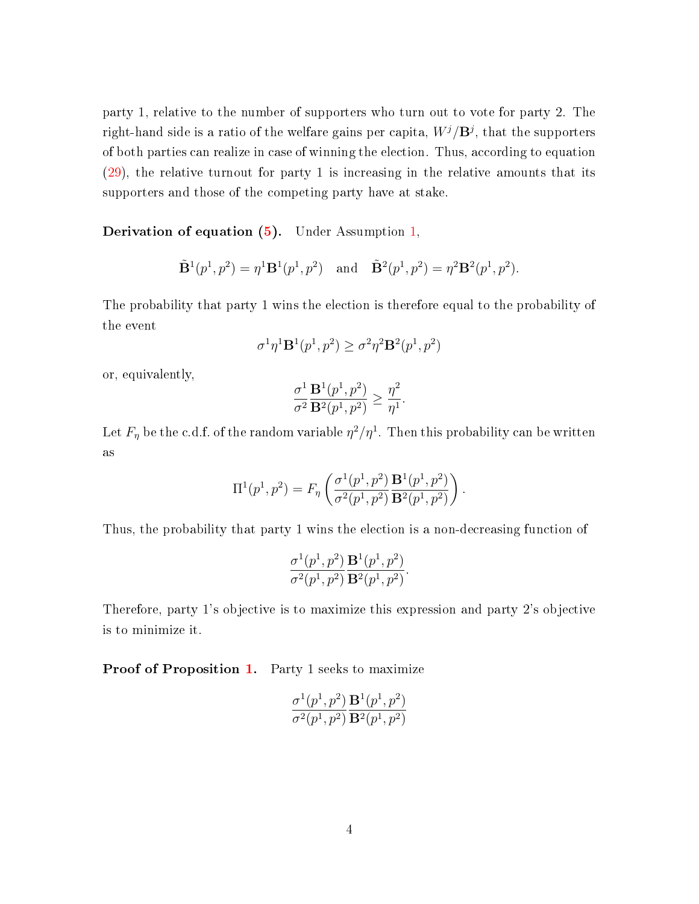party 1, relative to the number of supporters who turn out to vote for party 2. The right-hand side is a ratio of the welfare gains per capita, $W^j/\mathbf{B}^j$, that the supporters of both parties can realize in case of winning the election. Thus, according to equation (29), the relative turnout for party 1 is increasing in the relative amounts that its supporters and those of the competing party have at stake.

**Derivation of equation (5).** Under Assumption 1,

$$\tilde{\mathbf{B}}^1(p^1, p^2) = \eta^1 \mathbf{B}^1(p^1, p^2) \quad \text{and} \quad \tilde{\mathbf{B}}^2(p^1, p^2) = \eta^2 \mathbf{B}^2(p^1, p^2).$$

The probability that party 1 wins the election is therefore equal to the probability of the event

$$\sigma^1 \eta^1 \mathbf{B}^1(p^1, p^2) \geq \sigma^2 \eta^2 \mathbf{B}^2(p^1, p^2)$$

or, equivalently,

$$\frac{\sigma^1}{\sigma^2} \frac{\mathbf{B}^1(p^1, p^2)}{\mathbf{B}^2(p^1, p^2)} \geq \frac{\eta^2}{\eta^1}.$$

Let $F_\eta$ be the c.d.f. of the random variable $\eta^2/\eta^1$. Then this probability can be written as

$$\Pi^1(p^1, p^2) = F_\eta\left( \frac{\sigma^1(p^1, p^2)}{\sigma^2(p^1, p^2)} \frac{\mathbf{B}^1(p^1, p^2)}{\mathbf{B}^2(p^1, p^2)} \right).$$

Thus, the probability that party 1 wins the election is a non-decreasing function of

$$\frac{\sigma^1(p^1, p^2)}{\sigma^2(p^1, p^2)} \frac{\mathbf{B}^1(p^1, p^2)}{\mathbf{B}^2(p^1, p^2)}.$$

Therefore, party 1's objective is to maximize this expression and party 2's objective is to minimize it.

**Proof of Proposition 1.** Party 1 seeks to maximize

$$\frac{\sigma^1(p^1, p^2)}{\sigma^2(p^1, p^2)} \frac{\mathbf{B}^1(p^1, p^2)}{\mathbf{B}^2(p^1, p^2)}$$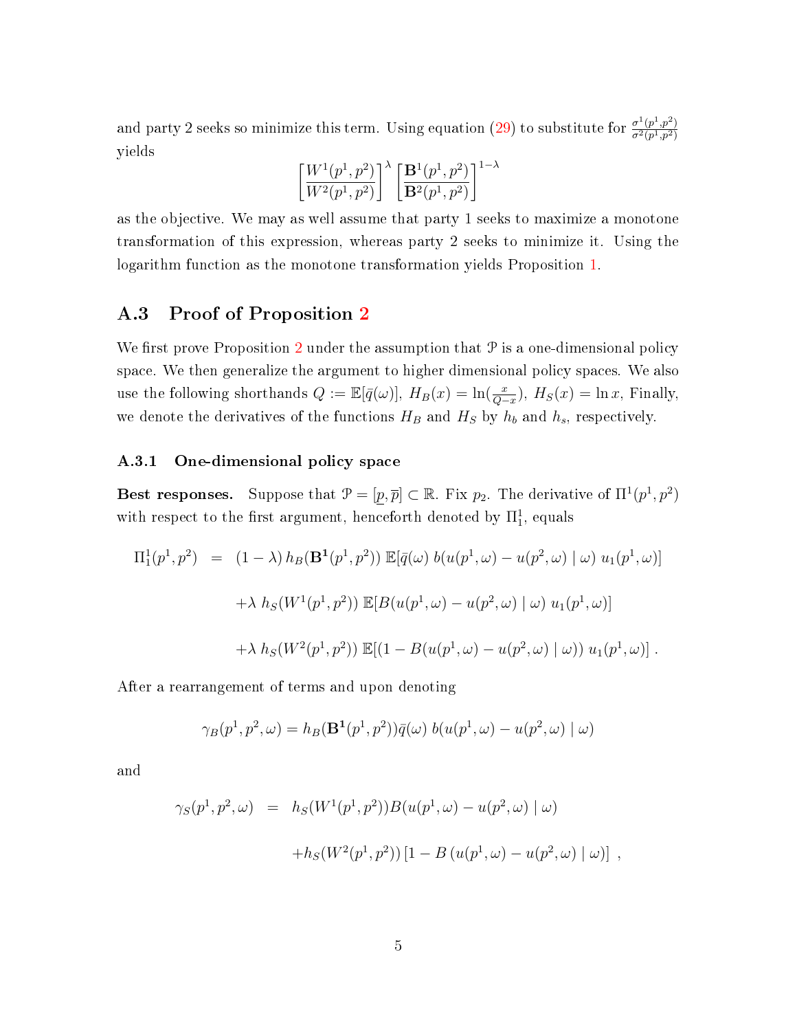and party 2 seeks so minimize this term. Using equation (29) to substitute for $\frac{\sigma^1(p^1,p^2)}{\sigma^2(p^1,p^2)}$ yields

$$\left[\frac{W^1(p^1,p^2)}{W^2(p^1,p^2)}\right]^{\lambda}\left[\frac{\mathbf{B}^1(p^1,p^2)}{\mathbf{B}^2(p^1,p^2)}\right]^{1-\lambda}$$

as the objective. We may as well assume that party 1 seeks to maximize a monotone transformation of this expression, whereas party 2 seeks to minimize it. Using the logarithm function as the monotone transformation yields Proposition 1.

## A.3 Proof of Proposition 2

We first prove Proposition 2 under the assumption that $\mathcal{P}$ is a one-dimensional policy space. We then generalize the argument to higher dimensional policy spaces. We also use the following shorthands $Q := \mathbb{E}[\bar{q}(\omega)]$, $H_B(x) = \ln(\frac{x}{Q-x})$, $H_S(x) = \ln x$, Finally, we denote the derivatives of the functions $H_B$ and $H_S$ by $h_b$ and $h_s$, respectively.

### A.3.1 One-dimensional policy space

**Best responses.** Suppose that $\mathcal{P} = [\underline{p}, \overline{p}] \subset \mathbb{R}$. Fix $p_2$. The derivative of $\Pi^1(p^1,p^2)$ with respect to the first argument, henceforth denoted by $\Pi^1_1$, equals

$$\begin{aligned}
\Pi^1_1(p^1,p^2) \quad &= \quad (1-\lambda)\, h_B(\mathbf{B^1}(p^1,p^2))\, \mathbb{E}[\bar{q}(\omega)\, b(u(p^1,\omega)-u(p^2,\omega)\mid\omega)\, u_1(p^1,\omega)] \\
&\quad +\lambda\ h_S(W^1(p^1,p^2))\, \mathbb{E}[B(u(p^1,\omega)-u(p^2,\omega)\mid\omega)\, u_1(p^1,\omega)] \\
&\quad +\lambda\ h_S(W^2(p^1,p^2))\, \mathbb{E}[(1-B(u(p^1,\omega)-u(p^2,\omega)\mid\omega))\, u_1(p^1,\omega)]\,.
\end{aligned}$$

After a rearrangement of terms and upon denoting

$$\gamma_B(p^1,p^2,\omega) = h_B(\mathbf{B^1}(p^1,p^2))\bar{q}(\omega)\, b(u(p^1,\omega)-u(p^2,\omega)\mid\omega)$$

and

$$\begin{aligned}
\gamma_S(p^1,p^2,\omega) \quad &= \quad h_S(W^1(p^1,p^2))B(u(p^1,\omega)-u(p^2,\omega)\mid\omega) \\
&\quad +h_S(W^2(p^1,p^2))\left[1-B\left(u(p^1,\omega)-u(p^2,\omega)\mid\omega\right)\right]\ ,
\end{aligned}$$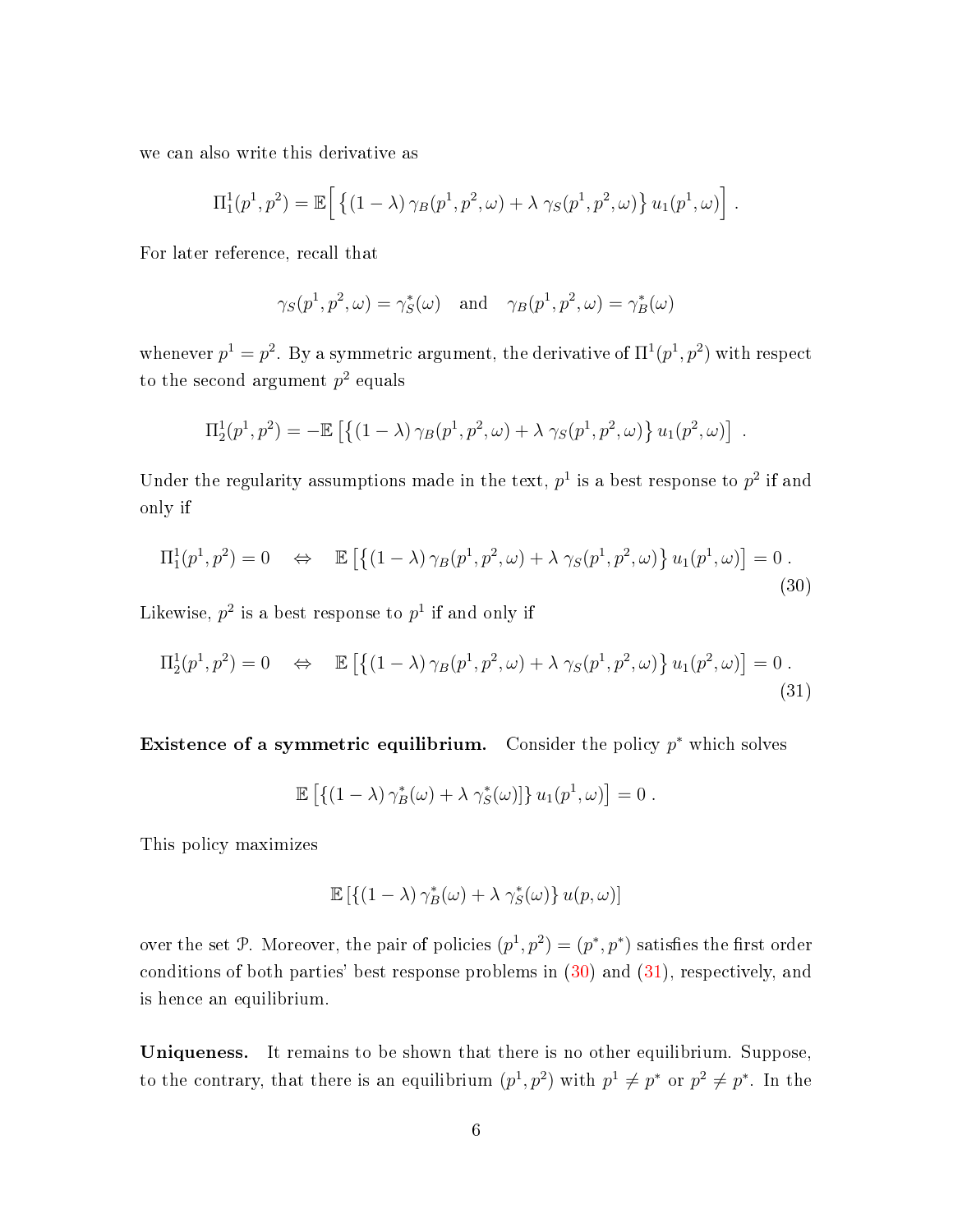we can also write this derivative as

$$\Pi^1_1(p^1, p^2) = \mathbb{E}\Big[ \big\{ (1-\lambda)\, \gamma_B(p^1, p^2, \omega) + \lambda\, \gamma_S(p^1, p^2, \omega) \big\}\, u_1(p^1, \omega) \Big] \ .$$

For later reference, recall that

$$\gamma_S(p^1, p^2, \omega) = \gamma^*_S(\omega) \quad \text{and} \quad \gamma_B(p^1, p^2, \omega) = \gamma^*_B(\omega)$$

whenever $p^1 = p^2$. By a symmetric argument, the derivative of $\Pi^1(p^1, p^2)$ with respect to the second argument $p^2$ equals

$$\Pi^1_2(p^1, p^2) = -\mathbb{E}\left[ \big\{ (1-\lambda)\, \gamma_B(p^1, p^2, \omega) + \lambda\, \gamma_S(p^1, p^2, \omega) \big\}\, u_1(p^2, \omega) \right] \ .$$

Under the regularity assumptions made in the text, $p^1$ is a best response to $p^2$ if and only if

$$\Pi^1_1(p^1, p^2) = 0 \quad \Leftrightarrow \quad \mathbb{E}\left[ \big\{ (1-\lambda)\, \gamma_B(p^1, p^2, \omega) + \lambda\, \gamma_S(p^1, p^2, \omega) \big\}\, u_1(p^1, \omega) \right] = 0 \ . \tag{30}$$

Likewise, $p^2$ is a best response to $p^1$ if and only if

$$\Pi^1_2(p^1, p^2) = 0 \quad \Leftrightarrow \quad \mathbb{E}\left[ \big\{ (1-\lambda)\, \gamma_B(p^1, p^2, \omega) + \lambda\, \gamma_S(p^1, p^2, \omega) \big\}\, u_1(p^2, \omega) \right] = 0 \ . \tag{31}$$

**Existence of a symmetric equilibrium.** Consider the policy $p^*$ which solves

$$\mathbb{E}\left[ \{ (1-\lambda)\, \gamma^*_B(\omega) + \lambda\, \gamma^*_S(\omega) ] \}\, u_1(p^1, \omega) \right] = 0 \ .$$

This policy maximizes

$$\mathbb{E}\left[ \{ (1-\lambda)\, \gamma^*_B(\omega) + \lambda\, \gamma^*_S(\omega) \}\, u(p, \omega) \right]$$

over the set $\mathcal{P}$. Moreover, the pair of policies $(p^1, p^2) = (p^*, p^*)$ satisfies the first order conditions of both parties' best response problems in (30) and (31), respectively, and is hence an equilibrium.

**Uniqueness.** It remains to be shown that there is no other equilibrium. Suppose, to the contrary, that there is an equilibrium $(p^1, p^2)$ with $p^1 \neq p^*$ or $p^2 \neq p^*$. In the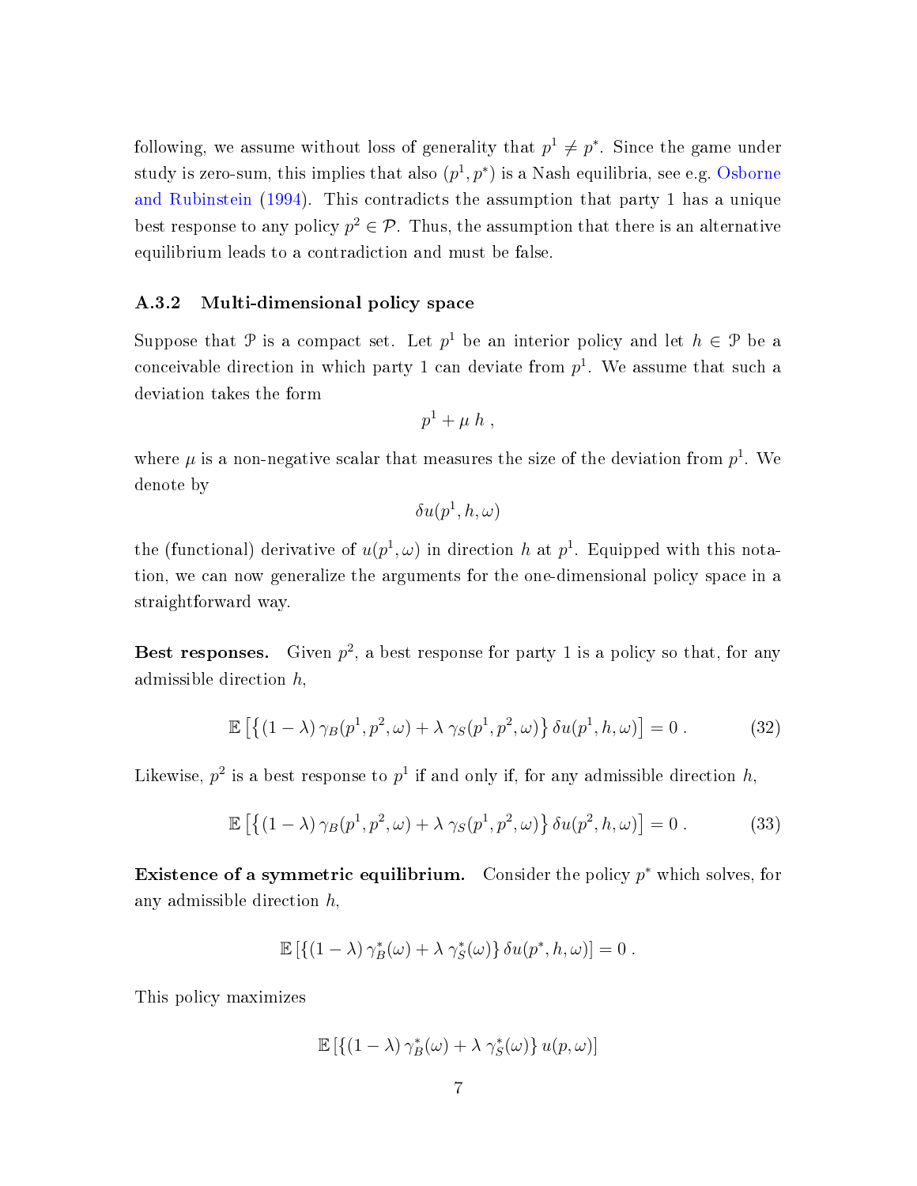following, we assume without loss of generality that $p^1 \neq p^*$. Since the game under study is zero-sum, this implies that also $(p^1, p^*)$ is a Nash equilibria, see e.g. Osborne and Rubinstein (1994). This contradicts the assumption that party 1 has a unique best response to any policy $p^2 \in \mathcal{P}$. Thus, the assumption that there is an alternative equilibrium leads to a contradiction and must be false.

### A.3.2 Multi-dimensional policy space

Suppose that $\mathcal{P}$ is a compact set. Let $p^1$ be an interior policy and let $h \in \mathcal{P}$ be a conceivable direction in which party 1 can deviate from $p^1$. We assume that such a deviation takes the form

$$p^1 + \mu \, h \ ,$$

where $\mu$ is a non-negative scalar that measures the size of the deviation from $p^1$. We denote by

$$\delta u(p^1, h, \omega)$$

the (functional) derivative of $u(p^1, \omega)$ in direction $h$ at $p^1$. Equipped with this notation, we can now generalize the arguments for the one-dimensional policy space in a straightforward way.

**Best responses.** Given $p^2$, a best response for party 1 is a policy so that, for any admissible direction $h$,

$$\mathbb{E}\left[\left\{(1-\lambda)\,\gamma_B(p^1,p^2,\omega) + \lambda\,\gamma_S(p^1,p^2,\omega)\right\}\delta u(p^1,h,\omega)\right] = 0\ . \tag{32}$$

Likewise, $p^2$ is a best response to $p^1$ if and only if, for any admissible direction $h$,

$$\mathbb{E}\left[\left\{(1-\lambda)\,\gamma_B(p^1,p^2,\omega) + \lambda\,\gamma_S(p^1,p^2,\omega)\right\}\delta u(p^2,h,\omega)\right] = 0\ . \tag{33}$$

**Existence of a symmetric equilibrium.** Consider the policy $p^*$ which solves, for any admissible direction $h$,

$$\mathbb{E}\left[\left\{(1-\lambda)\,\gamma_B^*(\omega) + \lambda\,\gamma_S^*(\omega)\right\}\delta u(p^*,h,\omega)\right] = 0\ .$$

This policy maximizes

$$\mathbb{E}\left[\left\{(1-\lambda)\,\gamma_B^*(\omega) + \lambda\,\gamma_S^*(\omega)\right\}u(p,\omega)\right]$$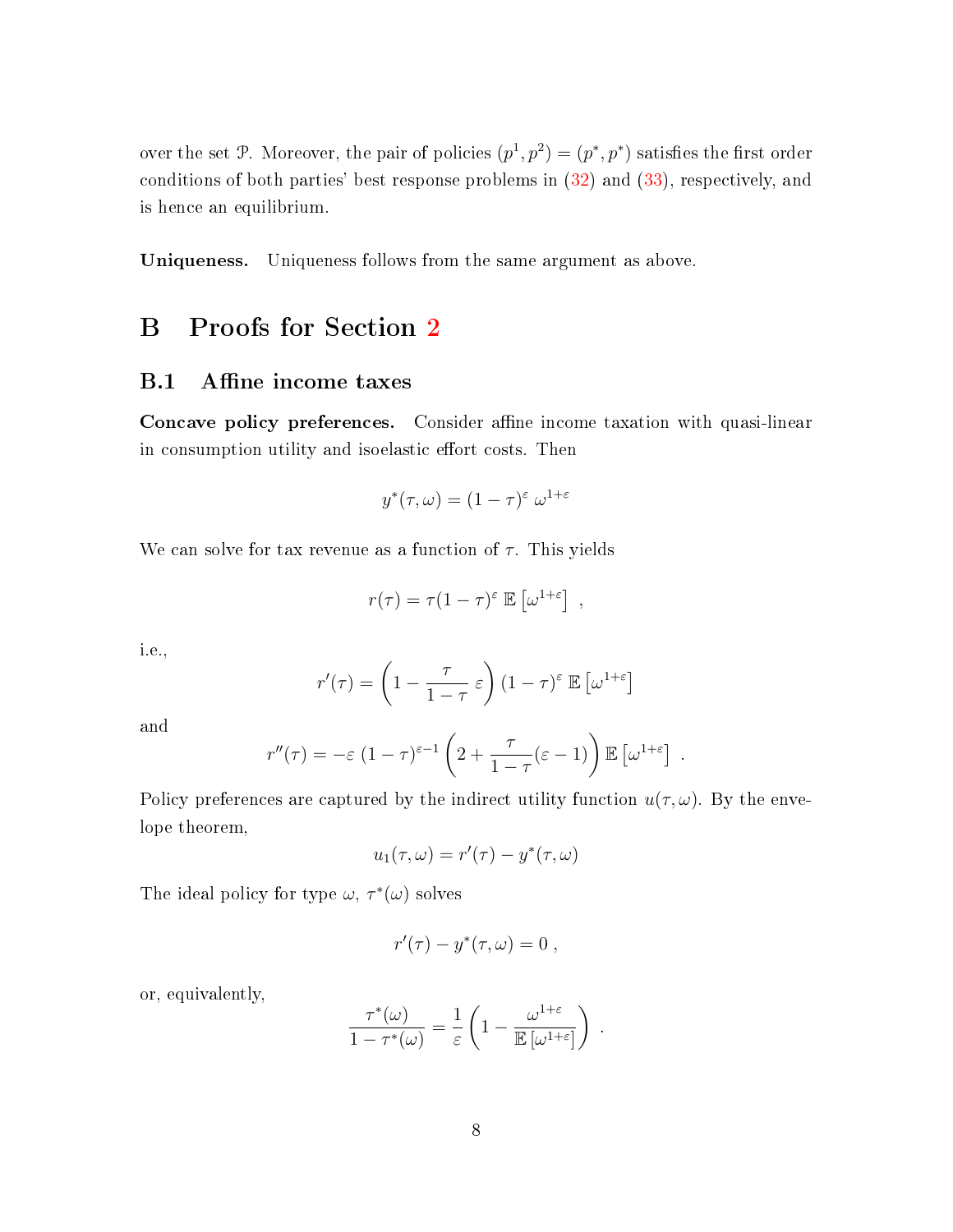over the set $\mathcal{P}$. Moreover, the pair of policies $(p^1, p^2) = (p^*, p^*)$ satisfies the first order conditions of both parties' best response problems in (32) and (33), respectively, and is hence an equilibrium.

**Uniqueness.** Uniqueness follows from the same argument as above.

# B Proofs for Section 2

## B.1 Affine income taxes

**Concave policy preferences.** Consider affine income taxation with quasi-linear in consumption utility and isoelastic effort costs. Then

$$y^*(\tau, \omega) = (1-\tau)^{\varepsilon}\, \omega^{1+\varepsilon}$$

We can solve for tax revenue as a function of $\tau$. This yields

$$r(\tau) = \tau(1-\tau)^{\varepsilon}\, \mathbb{E}\left[\omega^{1+\varepsilon}\right] \ ,$$

i.e.,

$$r'(\tau) = \left(1 - \frac{\tau}{1-\tau}\,\varepsilon\right)(1-\tau)^{\varepsilon}\, \mathbb{E}\left[\omega^{1+\varepsilon}\right]$$

and

$$r''(\tau) = -\varepsilon\,(1-\tau)^{\varepsilon-1}\left(2 + \frac{\tau}{1-\tau}(\varepsilon - 1)\right)\mathbb{E}\left[\omega^{1+\varepsilon}\right] \ .$$

Policy preferences are captured by the indirect utility function $u(\tau, \omega)$. By the envelope theorem,

$$u_1(\tau, \omega) = r'(\tau) - y^*(\tau, \omega)$$

The ideal policy for type $\omega$, $\tau^*(\omega)$ solves

$$r'(\tau) - y^*(\tau, \omega) = 0 \ ,$$

or, equivalently,

$$\frac{\tau^*(\omega)}{1-\tau^*(\omega)} = \frac{1}{\varepsilon}\left(1 - \frac{\omega^{1+\varepsilon}}{\mathbb{E}\left[\omega^{1+\varepsilon}\right]}\right) \ .$$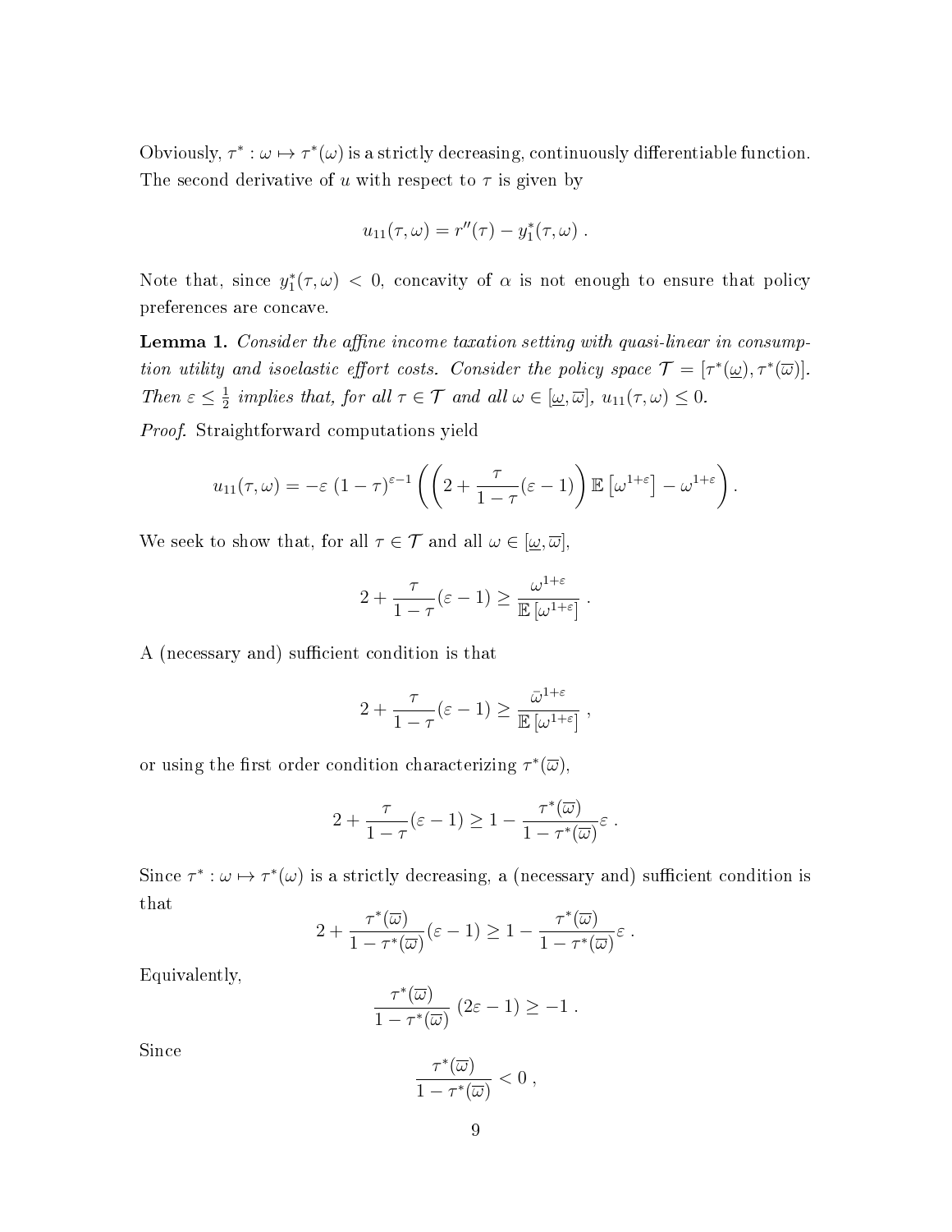Obviously, $\tau^* : \omega \mapsto \tau^*(\omega)$ is a strictly decreasing, continuously differentiable function. The second derivative of $u$ with respect to $\tau$ is given by

$$u_{11}(\tau, \omega) = r''(\tau) - y_1^*(\tau, \omega) \ .$$

Note that, since $y_1^*(\tau, \omega) < 0$, concavity of $\alpha$ is not enough to ensure that policy preferences are concave.

**Lemma 1.** *Consider the affine income taxation setting with quasi-linear in consumption utility and isoelastic effort costs. Consider the policy space $\mathcal{T} = [\tau^*(\underline{\omega}), \tau^*(\overline{\omega})]$. Then $\varepsilon \leq \frac{1}{2}$ implies that, for all $\tau \in \mathcal{T}$ and all $\omega \in [\underline{\omega}, \overline{\omega}]$, $u_{11}(\tau, \omega) \leq 0$.*

*Proof.* Straightforward computations yield

$$u_{11}(\tau, \omega) = -\varepsilon \left(1 - \tau\right)^{\varepsilon - 1} \left( \left( 2 + \frac{\tau}{1 - \tau}(\varepsilon - 1) \right) \mathbb{E}\left[\omega^{1+\varepsilon}\right] - \omega^{1+\varepsilon} \right) .$$

We seek to show that, for all $\tau \in \mathcal{T}$ and all $\omega \in [\underline{\omega}, \overline{\omega}]$,

$$2 + \frac{\tau}{1 - \tau}(\varepsilon - 1) \geq \frac{\omega^{1+\varepsilon}}{\mathbb{E}\left[\omega^{1+\varepsilon}\right]} \ .$$

A (necessary and) sufficient condition is that

$$2 + \frac{\tau}{1 - \tau}(\varepsilon - 1) \geq \frac{\bar{\omega}^{1+\varepsilon}}{\mathbb{E}\left[\omega^{1+\varepsilon}\right]} \ ,$$

or using the first order condition characterizing $\tau^*(\overline{\omega})$,

$$2 + \frac{\tau}{1 - \tau}(\varepsilon - 1) \geq 1 - \frac{\tau^*(\overline{\omega})}{1 - \tau^*(\overline{\omega})}\varepsilon \ .$$

Since $\tau^* : \omega \mapsto \tau^*(\omega)$ is a strictly decreasing, a (necessary and) sufficient condition is that

$$2 + \frac{\tau^*(\overline{\omega})}{1 - \tau^*(\overline{\omega})}(\varepsilon - 1) \geq 1 - \frac{\tau^*(\overline{\omega})}{1 - \tau^*(\overline{\omega})}\varepsilon \ .$$

Equivalently,

$$\frac{\tau^*(\overline{\omega})}{1 - \tau^*(\overline{\omega})} \left(2\varepsilon - 1\right) \geq -1 \ .$$

Since

$$\frac{\tau^*(\overline{\omega})}{1 - \tau^*(\overline{\omega})} < 0 \ ,$$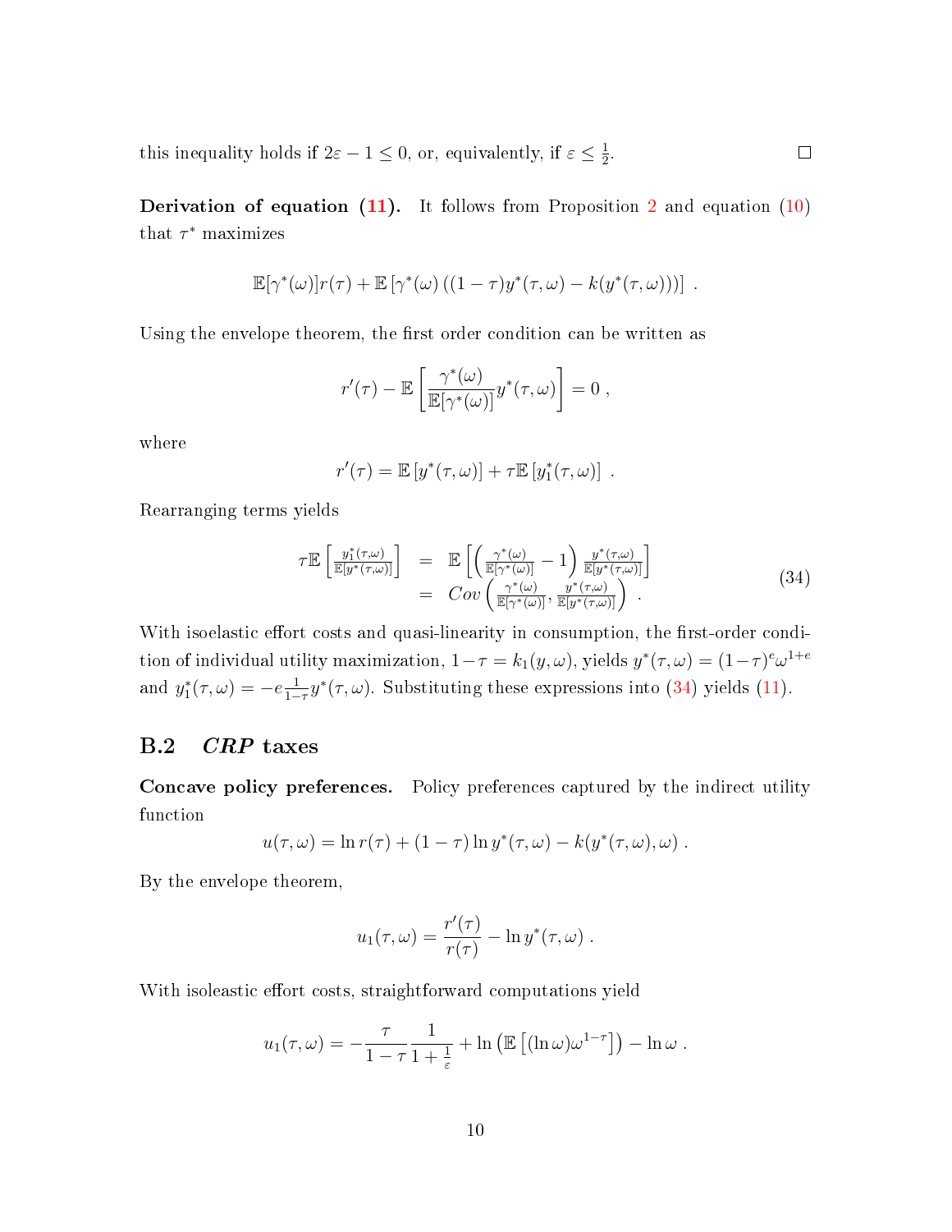this inequality holds if $2\varepsilon - 1 \leq 0$, or, equivalently, if $\varepsilon \leq \frac{1}{2}$. □

**Derivation of equation (11).** It follows from Proposition 2 and equation (10) that $\tau^*$ maximizes

$$\mathbb{E}[\gamma^*(\omega)]r(\tau) + \mathbb{E}\left[\gamma^*(\omega)\left((1-\tau)y^*(\tau,\omega) - k(y^*(\tau,\omega))\right)\right] \ .$$

Using the envelope theorem, the first order condition can be written as

$$r'(\tau) - \mathbb{E}\left[\frac{\gamma^*(\omega)}{\mathbb{E}[\gamma^*(\omega)]}y^*(\tau,\omega)\right] = 0 \ ,$$

where

$$r'(\tau) = \mathbb{E}\left[y^*(\tau,\omega)\right] + \tau\mathbb{E}\left[y_1^*(\tau,\omega)\right] \ .$$

Rearranging terms yields

$$\begin{aligned} \tau\mathbb{E}\left[\frac{y_1^*(\tau,\omega)}{\mathbb{E}[y^*(\tau,\omega)]}\right] &= \mathbb{E}\left[\left(\frac{\gamma^*(\omega)}{\mathbb{E}[\gamma^*(\omega)]} - 1\right)\frac{y^*(\tau,\omega)}{\mathbb{E}[y^*(\tau,\omega)]}\right] \\ &= Cov\left(\frac{\gamma^*(\omega)}{\mathbb{E}[\gamma^*(\omega)]}, \frac{y^*(\tau,\omega)}{\mathbb{E}[y^*(\tau,\omega)]}\right) \ . \end{aligned} \tag{34}$$

With isoelastic effort costs and quasi-linearity in consumption, the first-order condition of individual utility maximization, $1-\tau = k_1(y,\omega)$, yields $y^*(\tau,\omega) = (1-\tau)^e\omega^{1+e}$ and $y_1^*(\tau,\omega) = -e\frac{1}{1-\tau}y^*(\tau,\omega)$. Substituting these expressions into (34) yields (11).

## B.2 *CRP* taxes

**Concave policy preferences.** Policy preferences captured by the indirect utility function

$$u(\tau,\omega) = \ln r(\tau) + (1-\tau)\ln y^*(\tau,\omega) - k(y^*(\tau,\omega),\omega) \ .$$

By the envelope theorem,

$$u_1(\tau,\omega) = \frac{r'(\tau)}{r(\tau)} - \ln y^*(\tau,\omega) \ .$$

With isoleastic effort costs, straightforward computations yield

$$u_1(\tau,\omega) = -\frac{\tau}{1-\tau}\frac{1}{1+\frac{1}{\varepsilon}} + \ln\left(\mathbb{E}\left[(\ln\omega)\omega^{1-\tau}\right]\right) - \ln\omega \ .$$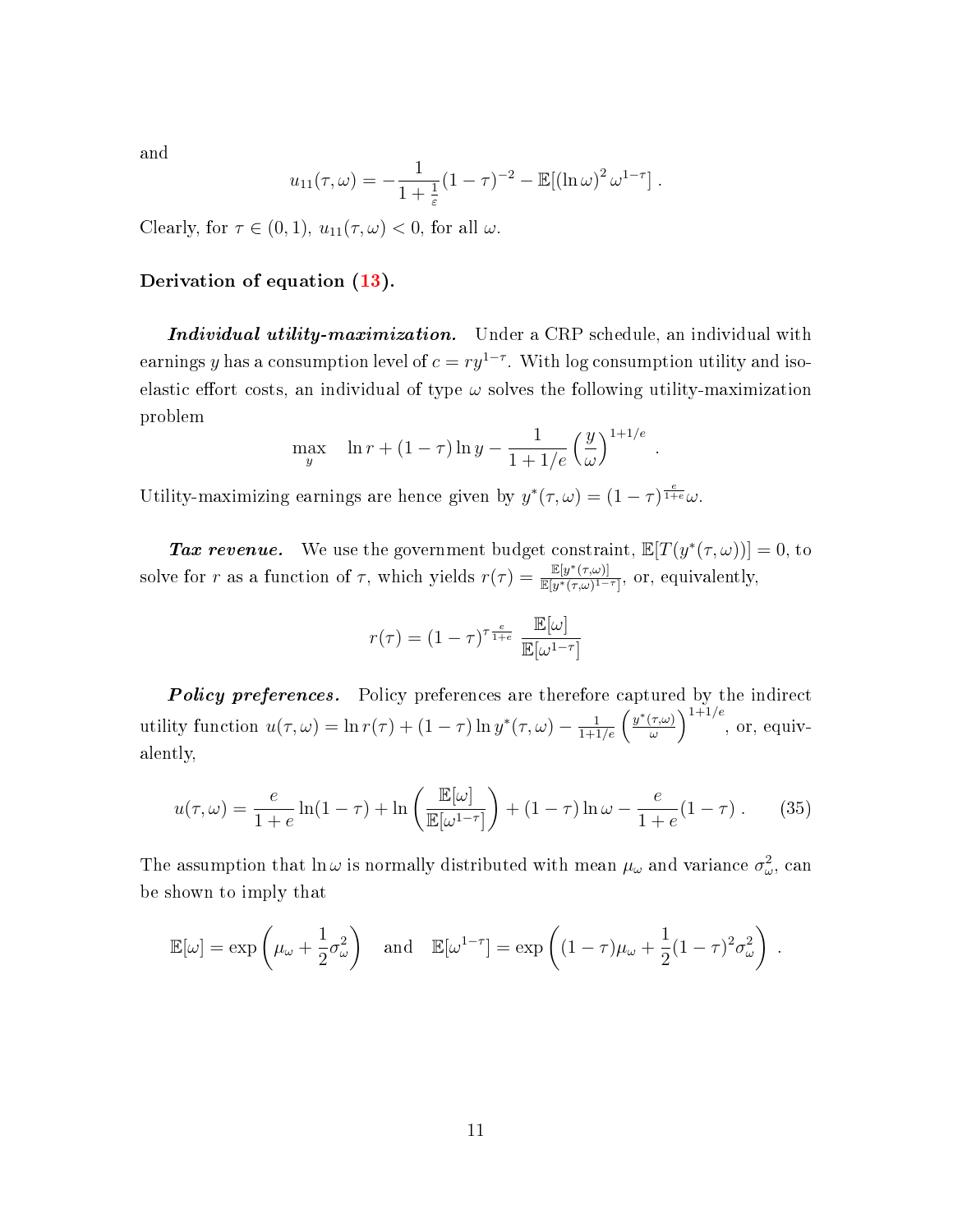and

$$u_{11}(\tau, \omega) = -\frac{1}{1+\frac{1}{\varepsilon}}(1-\tau)^{-2} - \mathbb{E}[(\ln \omega)^2\, \omega^{1-\tau}] \ .$$

Clearly, for $\tau \in (0, 1)$, $u_{11}(\tau, \omega) < 0$, for all $\omega$.

**Derivation of equation (13).**

***Individual utility-maximization.*** Under a CRP schedule, an individual with earnings $y$ has a consumption level of $c = ry^{1-\tau}$. With log consumption utility and iso-elastic effort costs, an individual of type $\omega$ solves the following utility-maximization problem

$$\max_{y} \quad \ln r + (1-\tau)\ln y - \frac{1}{1+1/e}\left(\frac{y}{\omega}\right)^{1+1/e} \ .$$

Utility-maximizing earnings are hence given by $y^*(\tau, \omega) = (1-\tau)^{\frac{e}{1+e}}\omega$.

***Tax revenue.*** We use the government budget constraint, $\mathbb{E}[T(y^*(\tau, \omega))] = 0$, to solve for $r$ as a function of $\tau$, which yields $r(\tau) = \frac{\mathbb{E}[y^*(\tau,\omega)]}{\mathbb{E}[y^*(\tau,\omega)^{1-\tau}]}$, or, equivalently,

$$r(\tau) = (1-\tau)^{\tau\frac{e}{1+e}}\ \frac{\mathbb{E}[\omega]}{\mathbb{E}[\omega^{1-\tau}]}$$

***Policy preferences.*** Policy preferences are therefore captured by the indirect utility function $u(\tau, \omega) = \ln r(\tau) + (1-\tau)\ln y^*(\tau, \omega) - \frac{1}{1+1/e}\left(\frac{y^*(\tau,\omega)}{\omega}\right)^{1+1/e}$, or, equivalently,

$$u(\tau, \omega) = \frac{e}{1+e}\ln(1-\tau) + \ln\left(\frac{\mathbb{E}[\omega]}{\mathbb{E}[\omega^{1-\tau}]}\right) + (1-\tau)\ln \omega - \frac{e}{1+e}(1-\tau) \ . \qquad (35)$$

The assumption that $\ln \omega$ is normally distributed with mean $\mu_\omega$ and variance $\sigma_\omega^2$, can be shown to imply that

$$\mathbb{E}[\omega] = \exp\left(\mu_\omega + \frac{1}{2}\sigma_\omega^2\right) \quad \text{and} \quad \mathbb{E}[\omega^{1-\tau}] = \exp\left((1-\tau)\mu_\omega + \frac{1}{2}(1-\tau)^2\sigma_\omega^2\right) \ .$$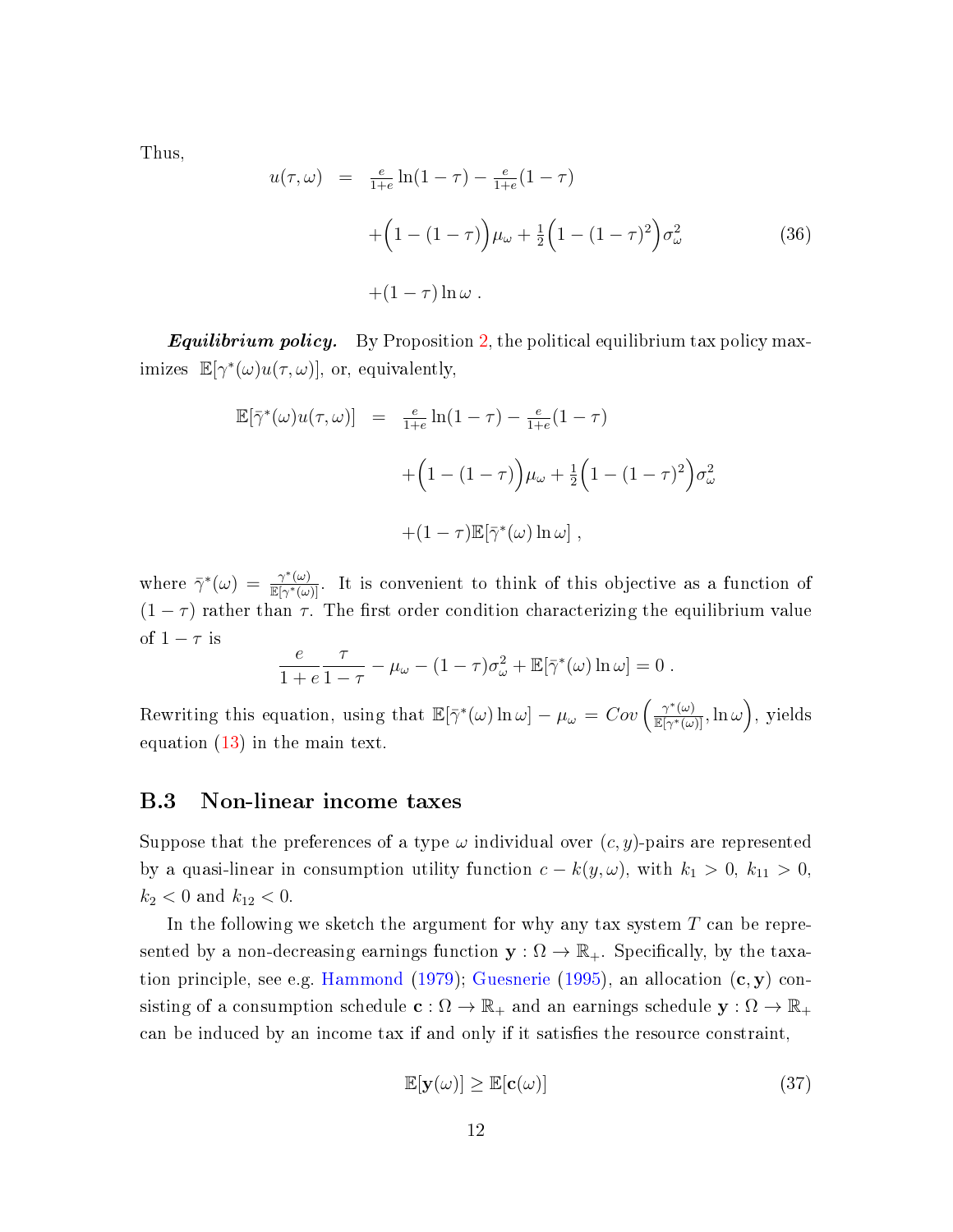Thus,

$$
\begin{aligned}
u(\tau,\omega) &= \tfrac{e}{1+e}\ln(1-\tau) - \tfrac{e}{1+e}(1-\tau) \\
&\quad + \Big(1-(1-\tau)\Big)\mu_\omega + \tfrac{1}{2}\Big(1-(1-\tau)^2\Big)\sigma_\omega^2 \qquad (36) \\
&\quad + (1-\tau)\ln\omega \;.
\end{aligned}
$$

***Equilibrium policy.*** By Proposition 2, the political equilibrium tax policy maximizes $\mathbb{E}[\gamma^*(\omega)u(\tau,\omega)]$, or, equivalently,

$$
\begin{aligned}
\mathbb{E}[\bar{\gamma}^*(\omega)u(\tau,\omega)] &= \tfrac{e}{1+e}\ln(1-\tau) - \tfrac{e}{1+e}(1-\tau) \\
&\quad + \Big(1-(1-\tau)\Big)\mu_\omega + \tfrac{1}{2}\Big(1-(1-\tau)^2\Big)\sigma_\omega^2 \\
&\quad + (1-\tau)\mathbb{E}[\bar{\gamma}^*(\omega)\ln\omega] \;,
\end{aligned}
$$

where $\bar{\gamma}^*(\omega) = \frac{\gamma^*(\omega)}{\mathbb{E}[\gamma^*(\omega)]}$. It is convenient to think of this objective as a function of $(1-\tau)$ rather than $\tau$. The first order condition characterizing the equilibrium value of $1-\tau$ is

$$
\frac{e}{1+e}\frac{\tau}{1-\tau} - \mu_\omega - (1-\tau)\sigma_\omega^2 + \mathbb{E}[\bar{\gamma}^*(\omega)\ln\omega] = 0 \;.
$$

Rewriting this equation, using that $\mathbb{E}[\bar{\gamma}^*(\omega)\ln\omega] - \mu_\omega = Cov\left(\frac{\gamma^*(\omega)}{\mathbb{E}[\gamma^*(\omega)]}, \ln\omega\right)$, yields equation (13) in the main text.

### B.3 Non-linear income taxes

Suppose that the preferences of a type $\omega$ individual over $(c, y)$-pairs are represented by a quasi-linear in consumption utility function $c - k(y, \omega)$, with $k_1 > 0$, $k_{11} > 0$, $k_2 < 0$ and $k_{12} < 0$.

In the following we sketch the argument for why any tax system $T$ can be represented by a non-decreasing earnings function $\mathbf{y} : \Omega \rightarrow \mathbb{R}_+$. Specifically, by the taxation principle, see e.g. Hammond (1979); Guesnerie (1995), an allocation $(\mathbf{c}, \mathbf{y})$ consisting of a consumption schedule $\mathbf{c} : \Omega \rightarrow \mathbb{R}_+$ and an earnings schedule $\mathbf{y} : \Omega \rightarrow \mathbb{R}_+$ can be induced by an income tax if and only if it satisfies the resource constraint,

$$
\mathbb{E}[\mathbf{y}(\omega)] \geq \mathbb{E}[\mathbf{c}(\omega)] \qquad (37)
$$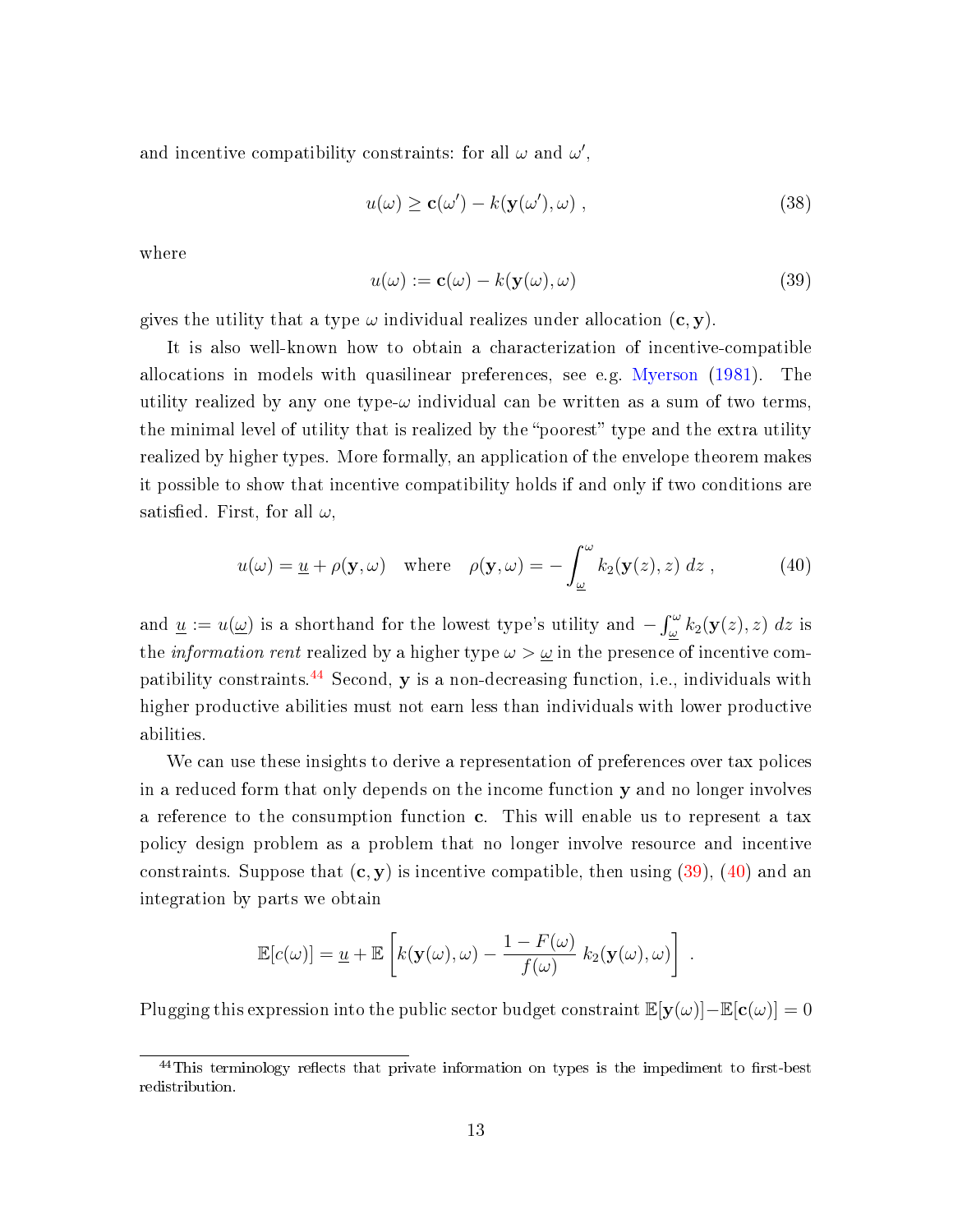and incentive compatibility constraints: for all $\omega$ and $\omega'$,

$$u(\omega) \geq \mathbf{c}(\omega') - k(\mathbf{y}(\omega'), \omega) \;, \tag{38}$$

where

$$u(\omega) := \mathbf{c}(\omega) - k(\mathbf{y}(\omega), \omega) \tag{39}$$

gives the utility that a type $\omega$ individual realizes under allocation $(\mathbf{c}, \mathbf{y})$.

It is also well-known how to obtain a characterization of incentive-compatible allocations in models with quasilinear preferences, see e.g. Myerson (1981). The utility realized by any one type-$\omega$ individual can be written as a sum of two terms, the minimal level of utility that is realized by the "poorest" type and the extra utility realized by higher types. More formally, an application of the envelope theorem makes it possible to show that incentive compatibility holds if and only if two conditions are satisfied. First, for all $\omega$,

$$u(\omega) = \underline{u} + \rho(\mathbf{y}, \omega) \quad \text{where} \quad \rho(\mathbf{y}, \omega) = - \int_{\underline{\omega}}^{\omega} k_2(\mathbf{y}(z), z) \; dz \;, \tag{40}$$

and $\underline{u} := u(\underline{\omega})$ is a shorthand for the lowest type's utility and $- \int_{\underline{\omega}}^{\omega} k_2(\mathbf{y}(z), z) \; dz$ is the *information rent* realized by a higher type $\omega > \underline{\omega}$ in the presence of incentive compatibility constraints.[44] Second, $\mathbf{y}$ is a non-decreasing function, i.e., individuals with higher productive abilities must not earn less than individuals with lower productive abilities.

We can use these insights to derive a representation of preferences over tax polices in a reduced form that only depends on the income function $\mathbf{y}$ and no longer involves a reference to the consumption function $\mathbf{c}$. This will enable us to represent a tax policy design problem as a problem that no longer involve resource and incentive constraints. Suppose that $(\mathbf{c}, \mathbf{y})$ is incentive compatible, then using (39), (40) and an integration by parts we obtain

$$\mathbb{E}[c(\omega)] = \underline{u} + \mathbb{E}\left[ k(\mathbf{y}(\omega), \omega) - \frac{1 - F(\omega)}{f(\omega)} \; k_2(\mathbf{y}(\omega), \omega) \right] \; .$$

Plugging this expression into the public sector budget constraint $\mathbb{E}[\mathbf{y}(\omega)] - \mathbb{E}[\mathbf{c}(\omega)] = 0$

[44] This terminology reflects that private information on types is the impediment to first-best redistribution.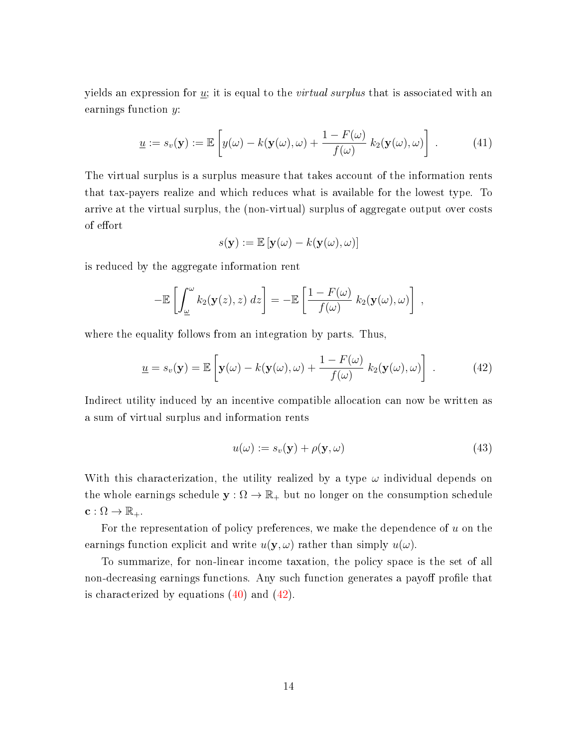yields an expression for $\underline{u}$; it is equal to the *virtual surplus* that is associated with an earnings function $y$:

$$\underline{u} := s_v(\mathbf{y}) := \mathbb{E}\left[ y(\omega) - k(\mathbf{y}(\omega), \omega) + \frac{1 - F(\omega)}{f(\omega)} \, k_2(\mathbf{y}(\omega), \omega) \right] \, . \tag{41}$$

The virtual surplus is a surplus measure that takes account of the information rents that tax-payers realize and which reduces what is available for the lowest type. To arrive at the virtual surplus, the (non-virtual) surplus of aggregate output over costs of effort

$$s(\mathbf{y}) := \mathbb{E}\left[ \mathbf{y}(\omega) - k(\mathbf{y}(\omega), \omega) \right]$$

is reduced by the aggregate information rent

$$-\mathbb{E}\left[ \int_{\underline{\omega}}^{\omega} k_2(\mathbf{y}(z), z) \; dz \right] = -\mathbb{E}\left[ \frac{1 - F(\omega)}{f(\omega)} \, k_2(\mathbf{y}(\omega), \omega) \right] \, ,$$

where the equality follows from an integration by parts. Thus,

$$\underline{u} = s_v(\mathbf{y}) = \mathbb{E}\left[ \mathbf{y}(\omega) - k(\mathbf{y}(\omega), \omega) + \frac{1 - F(\omega)}{f(\omega)} \, k_2(\mathbf{y}(\omega), \omega) \right] \, . \tag{42}$$

Indirect utility induced by an incentive compatible allocation can now be written as a sum of virtual surplus and information rents

$$u(\omega) := s_v(\mathbf{y}) + \rho(\mathbf{y}, \omega) \tag{43}$$

With this characterization, the utility realized by a type $\omega$ individual depends on the whole earnings schedule $\mathbf{y} : \Omega \to \mathbb{R}_+$ but no longer on the consumption schedule $\mathbf{c} : \Omega \to \mathbb{R}_+$.

For the representation of policy preferences, we make the dependence of $u$ on the earnings function explicit and write $u(\mathbf{y}, \omega)$ rather than simply $u(\omega)$.

To summarize, for non-linear income taxation, the policy space is the set of all non-decreasing earnings functions. Any such function generates a payoff profile that is characterized by equations (40) and (42).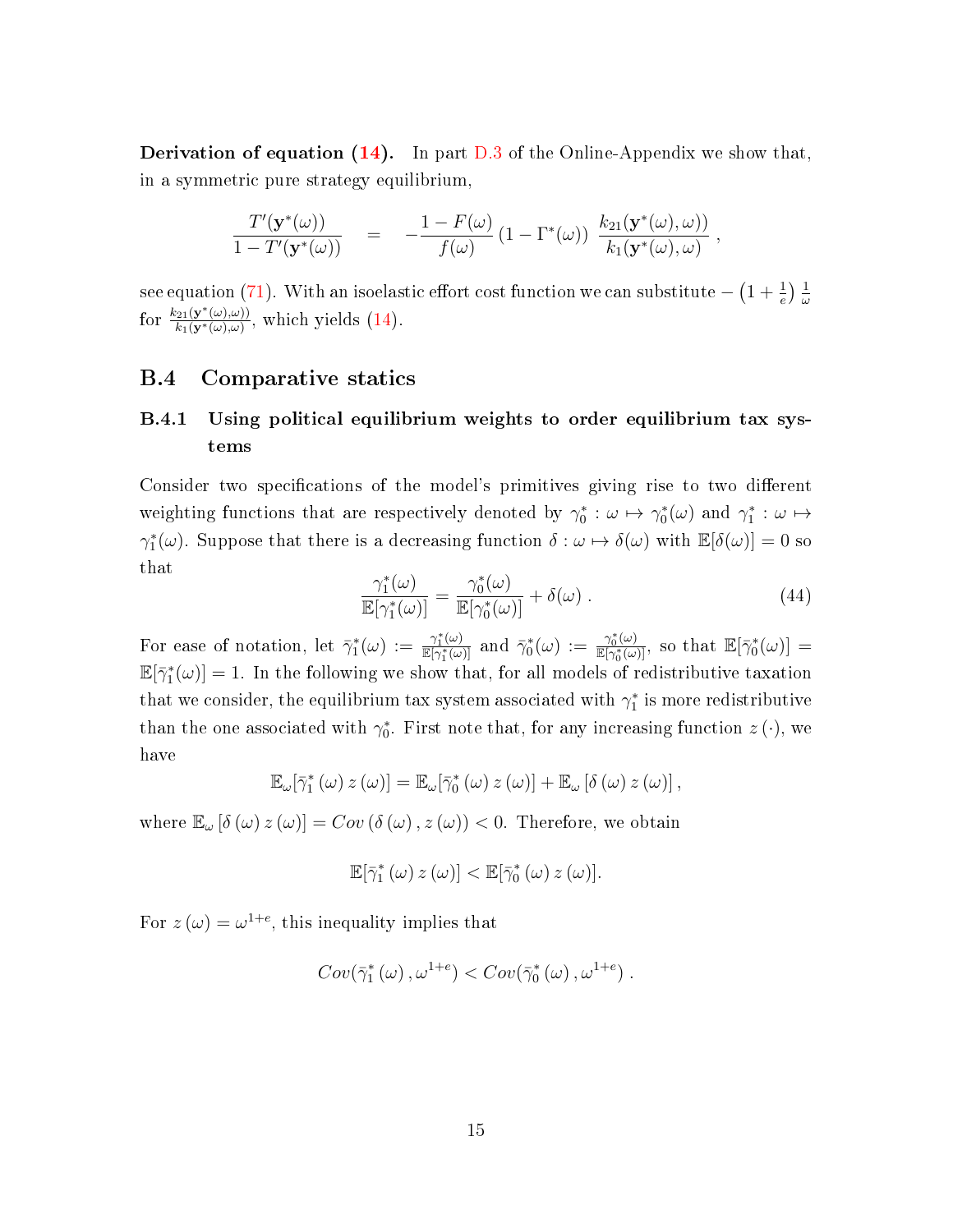**Derivation of equation (14).** In part D.3 of the Online-Appendix we show that, in a symmetric pure strategy equilibrium,

$$\frac{T'(\mathbf{y}^*(\omega))}{1-T'(\mathbf{y}^*(\omega))} \quad = \quad -\frac{1-F(\omega)}{f(\omega)}\left(1-\Gamma^*(\omega)\right)\,\frac{k_{21}(\mathbf{y}^*(\omega),\omega))}{k_1(\mathbf{y}^*(\omega),\omega)}\,,$$

see equation (71). With an isoelastic effort cost function we can substitute $-\left(1+\frac{1}{e}\right)\frac{1}{\omega}$ for $\frac{k_{21}(\mathbf{y}^*(\omega),\omega))}{k_1(\mathbf{y}^*(\omega),\omega)}$, which yields (14).

## B.4 Comparative statics

### B.4.1 Using political equilibrium weights to order equilibrium tax systems

Consider two specifications of the model's primitives giving rise to two different weighting functions that are respectively denoted by $\gamma_0^*: \omega \mapsto \gamma_0^*(\omega)$ and $\gamma_1^*: \omega \mapsto \gamma_1^*(\omega)$. Suppose that there is a decreasing function $\delta: \omega \mapsto \delta(\omega)$ with $\mathbb{E}[\delta(\omega)] = 0$ so that

$$\frac{\gamma_1^*(\omega)}{\mathbb{E}[\gamma_1^*(\omega)]} = \frac{\gamma_0^*(\omega)}{\mathbb{E}[\gamma_0^*(\omega)]} + \delta(\omega)\,. \tag{44}$$

For ease of notation, let $\bar{\gamma}_1^*(\omega) := \frac{\gamma_1^*(\omega)}{\mathbb{E}[\gamma_1^*(\omega)]}$ and $\bar{\gamma}_0^*(\omega) := \frac{\gamma_0^*(\omega)}{\mathbb{E}[\gamma_0^*(\omega)]}$, so that $\mathbb{E}[\bar{\gamma}_0^*(\omega)] = \mathbb{E}[\bar{\gamma}_1^*(\omega)] = 1$. In the following we show that, for all models of redistributive taxation that we consider, the equilibrium tax system associated with $\gamma_1^*$ is more redistributive than the one associated with $\gamma_0^*$. First note that, for any increasing function $z(\cdot)$, we have

$$\mathbb{E}_\omega[\bar{\gamma}_1^*(\omega)\,z(\omega)] = \mathbb{E}_\omega[\bar{\gamma}_0^*(\omega)\,z(\omega)] + \mathbb{E}_\omega[\delta(\omega)\,z(\omega)]\,,$$

where $\mathbb{E}_\omega[\delta(\omega)\,z(\omega)] = Cov(\delta(\omega), z(\omega)) < 0$. Therefore, we obtain

$$\mathbb{E}[\bar{\gamma}_1^*(\omega)\,z(\omega)] < \mathbb{E}[\bar{\gamma}_0^*(\omega)\,z(\omega)].$$

For $z(\omega) = \omega^{1+e}$, this inequality implies that

$$Cov(\bar{\gamma}_1^*(\omega), \omega^{1+e}) < Cov(\bar{\gamma}_0^*(\omega), \omega^{1+e})\,.$$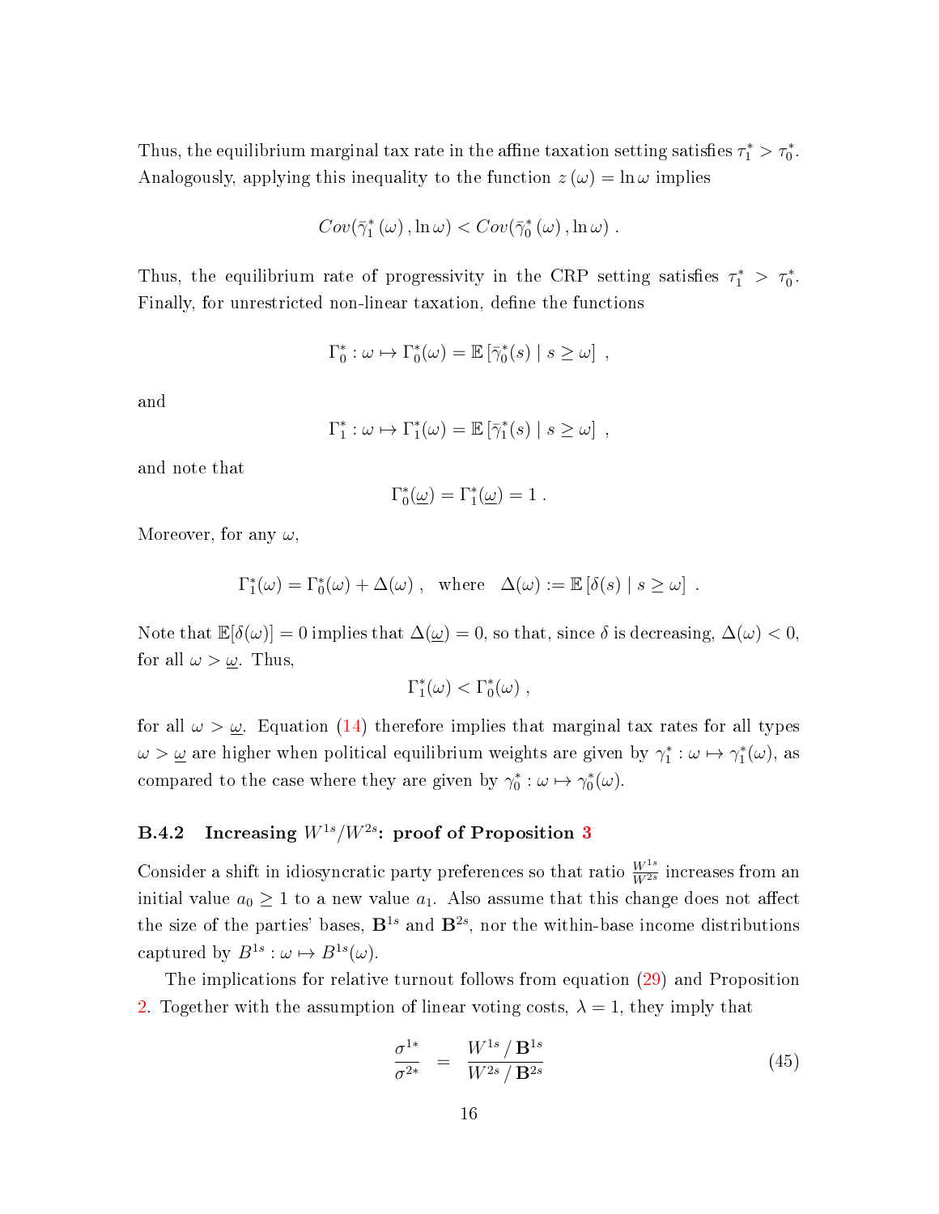Thus, the equilibrium marginal tax rate in the affine taxation setting satisfies $\tau_1^* > \tau_0^*$. Analogously, applying this inequality to the function $z(\omega) = \ln \omega$ implies

$$Cov(\bar{\gamma}_1^*(\omega), \ln \omega) < Cov(\bar{\gamma}_0^*(\omega), \ln \omega) \ .$$

Thus, the equilibrium rate of progressivity in the CRP setting satisfies $\tau_1^* > \tau_0^*$. Finally, for unrestricted non-linear taxation, define the functions

$$\Gamma_0^* : \omega \mapsto \Gamma_0^*(\omega) = \mathbb{E}\left[\bar{\gamma}_0^*(s) \mid s \geq \omega\right] \ ,$$

and

$$\Gamma_1^* : \omega \mapsto \Gamma_1^*(\omega) = \mathbb{E}\left[\bar{\gamma}_1^*(s) \mid s \geq \omega\right] \ ,$$

and note that

$$\Gamma_0^*(\underline{\omega}) = \Gamma_1^*(\underline{\omega}) = 1 \ .$$

Moreover, for any $\omega$,

$$\Gamma_1^*(\omega) = \Gamma_0^*(\omega) + \Delta(\omega) \ , \quad \text{where} \quad \Delta(\omega) := \mathbb{E}\left[\delta(s) \mid s \geq \omega\right] \ .$$

Note that $\mathbb{E}[\delta(\omega)] = 0$ implies that $\Delta(\underline{\omega}) = 0$, so that, since $\delta$ is decreasing, $\Delta(\omega) < 0$, for all $\omega > \underline{\omega}$. Thus,

$$\Gamma_1^*(\omega) < \Gamma_0^*(\omega) \ ,$$

for all $\omega > \underline{\omega}$. Equation (14) therefore implies that marginal tax rates for all types $\omega > \underline{\omega}$ are higher when political equilibrium weights are given by $\gamma_1^* : \omega \mapsto \gamma_1^*(\omega)$, as compared to the case where they are given by $\gamma_0^* : \omega \mapsto \gamma_0^*(\omega)$.

### B.4.2 Increasing $W^{1s}/W^{2s}$: proof of Proposition 3

Consider a shift in idiosyncratic party preferences so that ratio $\frac{W^{1s}}{W^{2s}}$ increases from an initial value $a_0 \geq 1$ to a new value $a_1$. Also assume that this change does not affect the size of the parties' bases, $\mathbf{B}^{1s}$ and $\mathbf{B}^{2s}$, nor the within-base income distributions captured by $B^{1s} : \omega \mapsto B^{1s}(\omega)$.

The implications for relative turnout follows from equation (29) and Proposition 2. Together with the assumption of linear voting costs, $\lambda = 1$, they imply that

$$\frac{\sigma^{1*}}{\sigma^{2*}} \;\; = \;\; \frac{W^{1s} \,/\, \mathbf{B}^{1s}}{W^{2s} \,/\, \mathbf{B}^{2s}} \tag{45}$$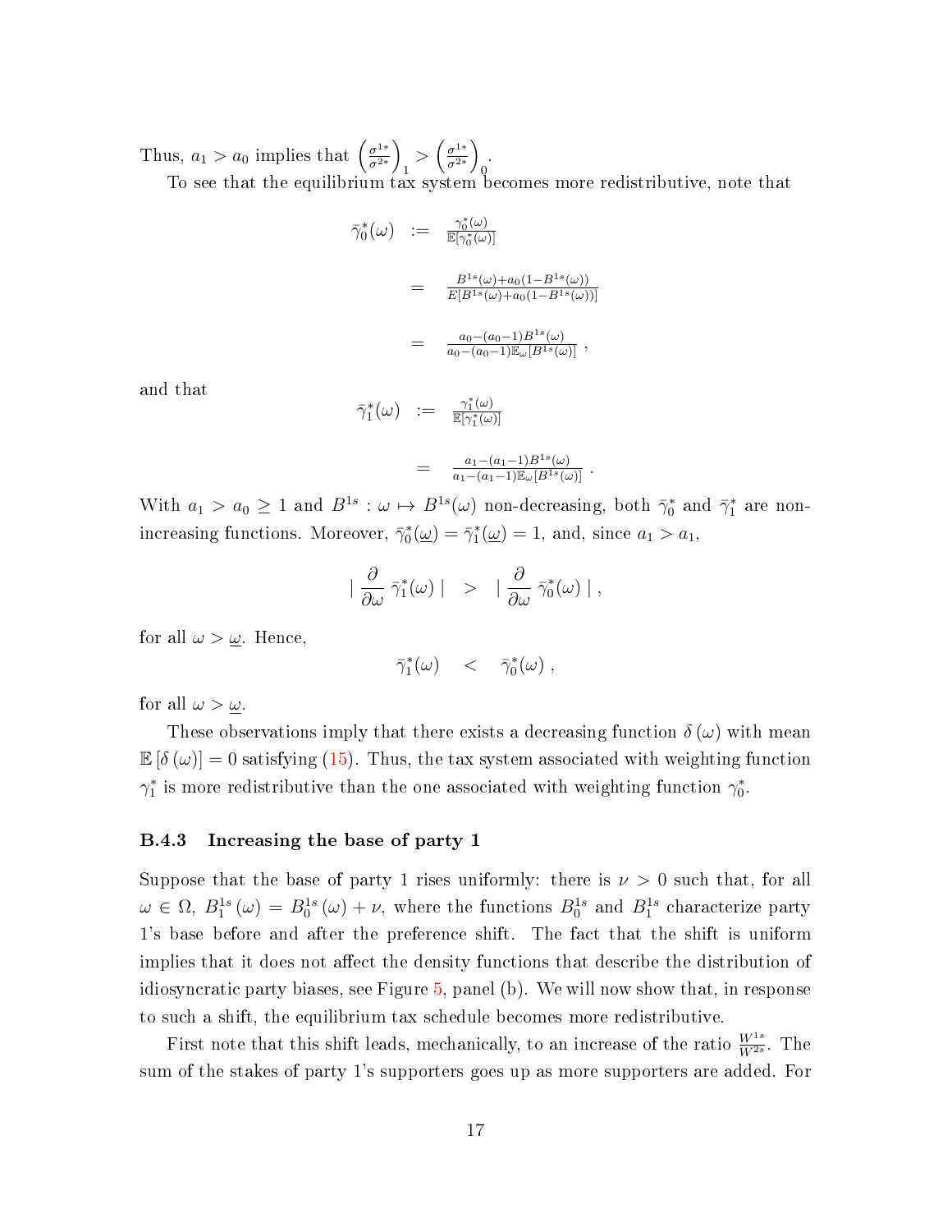Thus, $a_1 > a_0$ implies that $\left(\frac{\sigma^{1*}}{\sigma^{2*}}\right)_1 > \left(\frac{\sigma^{1*}}{\sigma^{2*}}\right)_0$.

To see that the equilibrium tax system becomes more redistributive, note that

$$
\begin{aligned}
\bar{\gamma}_0^*(\omega) &:= \frac{\gamma_0^*(\omega)}{\mathbb{E}[\gamma_0^*(\omega)]} \\
&= \frac{B^{1s}(\omega)+a_0(1-B^{1s}(\omega))}{E[B^{1s}(\omega)+a_0(1-B^{1s}(\omega))]} \\
&= \frac{a_0-(a_0-1)B^{1s}(\omega)}{a_0-(a_0-1)\mathbb{E}_\omega[B^{1s}(\omega)]} \ ,
\end{aligned}
$$

and that

$$
\begin{aligned}
\bar{\gamma}_1^*(\omega) &:= \frac{\gamma_1^*(\omega)}{\mathbb{E}[\gamma_1^*(\omega)]} \\
&= \frac{a_1-(a_1-1)B^{1s}(\omega)}{a_1-(a_1-1)\mathbb{E}_\omega[B^{1s}(\omega)]} \ .
\end{aligned}
$$

With $a_1 > a_0 \geq 1$ and $B^{1s} : \omega \mapsto B^{1s}(\omega)$ non-decreasing, both $\bar{\gamma}_0^*$ and $\bar{\gamma}_1^*$ are non-increasing functions. Moreover, $\bar{\gamma}_0^*(\underline{\omega}) = \bar{\gamma}_1^*(\underline{\omega}) = 1$, and, since $a_1 > a_1$,

$$
\left| \frac{\partial}{\partial \omega} \bar{\gamma}_1^*(\omega) \right| \quad > \quad \left| \frac{\partial}{\partial \omega} \bar{\gamma}_0^*(\omega) \right| ,
$$

for all $\omega > \underline{\omega}$. Hence,

$$
\bar{\gamma}_1^*(\omega) \quad < \quad \bar{\gamma}_0^*(\omega) \ ,
$$

for all $\omega > \underline{\omega}$.

These observations imply that there exists a decreasing function $\delta(\omega)$ with mean $\mathbb{E}[\delta(\omega)] = 0$ satisfying (15). Thus, the tax system associated with weighting function $\gamma_1^*$ is more redistributive than the one associated with weighting function $\gamma_0^*$.

### B.4.3 Increasing the base of party 1

Suppose that the base of party 1 rises uniformly: there is $\nu > 0$ such that, for all $\omega \in \Omega$, $B_1^{1s}(\omega) = B_0^{1s}(\omega) + \nu$, where the functions $B_0^{1s}$ and $B_1^{1s}$ characterize party 1's base before and after the preference shift. The fact that the shift is uniform implies that it does not affect the density functions that describe the distribution of idiosyncratic party biases, see Figure 5, panel (b). We will now show that, in response to such a shift, the equilibrium tax schedule becomes more redistributive.

First note that this shift leads, mechanically, to an increase of the ratio $\frac{W^{1s}}{W^{2s}}$. The sum of the stakes of party 1's supporters goes up as more supporters are added. For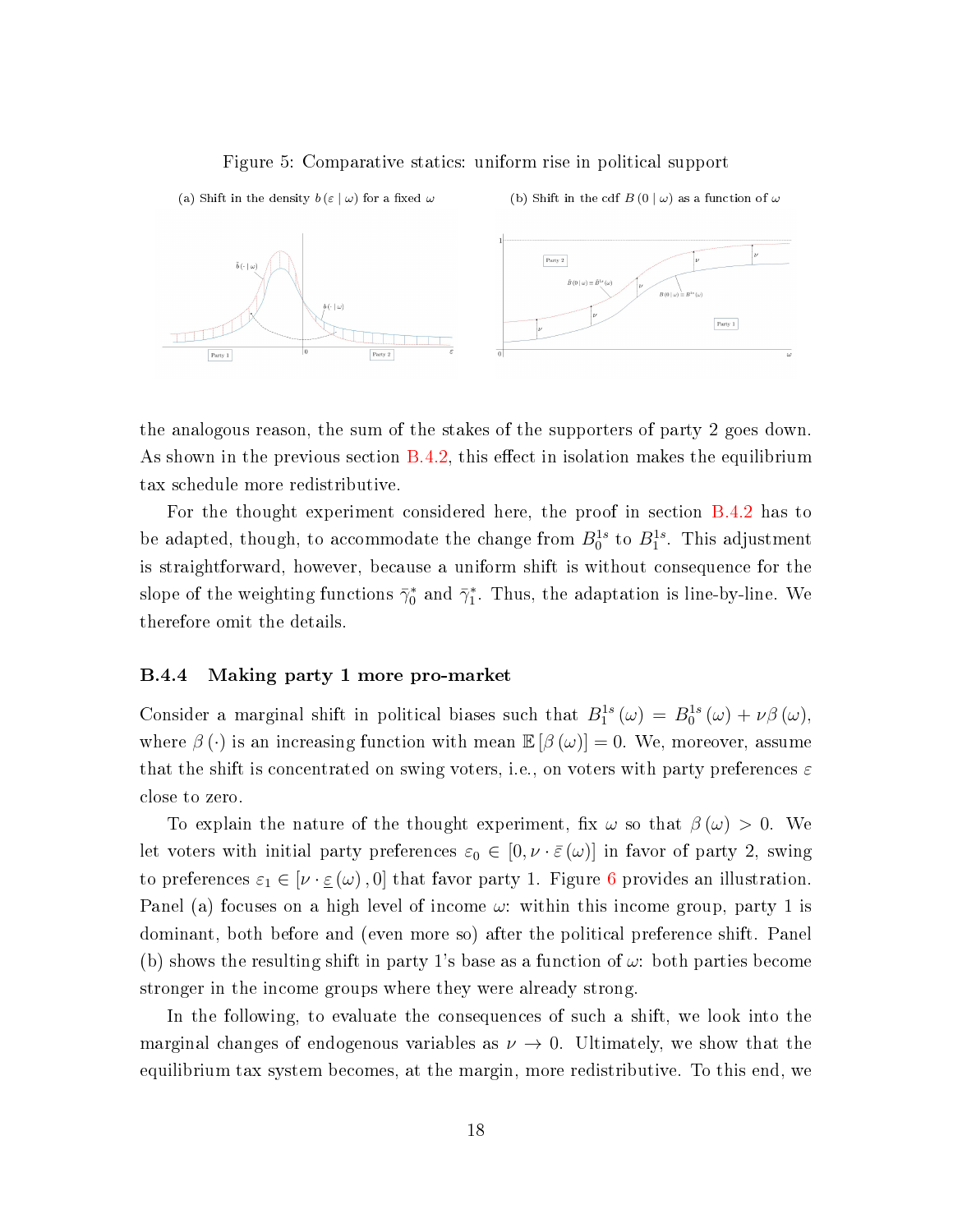Figure 5: Comparative statics: uniform rise in political support

(a) Shift in the density $b(\varepsilon \mid \omega)$ for a fixed $\omega$

(b) Shift in the cdf $B(0 \mid \omega)$ as a function of $\omega$

the analogous reason, the sum of the stakes of the supporters of party 2 goes down. As shown in the previous section B.4.2, this effect in isolation makes the equilibrium tax schedule more redistributive.

For the thought experiment considered here, the proof in section B.4.2 has to be adapted, though, to accommodate the change from $B_0^{1s}$ to $B_1^{1s}$. This adjustment is straightforward, however, because a uniform shift is without consequence for the slope of the weighting functions $\bar{\gamma}_0^*$ and $\bar{\gamma}_1^*$. Thus, the adaptation is line-by-line. We therefore omit the details.

### B.4.4 Making party 1 more pro-market

Consider a marginal shift in political biases such that $B_1^{1s}(\omega) = B_0^{1s}(\omega) + \nu\beta(\omega)$, where $\beta(\cdot)$ is an increasing function with mean $\mathbb{E}[\beta(\omega)] = 0$. We, moreover, assume that the shift is concentrated on swing voters, i.e., on voters with party preferences $\varepsilon$ close to zero.

To explain the nature of the thought experiment, fix $\omega$ so that $\beta(\omega) > 0$. We let voters with initial party preferences $\varepsilon_0 \in [0, \nu \cdot \bar{\varepsilon}(\omega)]$ in favor of party 2, swing to preferences $\varepsilon_1 \in [\nu \cdot \underline{\varepsilon}(\omega), 0]$ that favor party 1. Figure 6 provides an illustration. Panel (a) focuses on a high level of income $\omega$: within this income group, party 1 is dominant, both before and (even more so) after the political preference shift. Panel (b) shows the resulting shift in party 1's base as a function of $\omega$: both parties become stronger in the income groups where they were already strong.

In the following, to evaluate the consequences of such a shift, we look into the marginal changes of endogenous variables as $\nu \to 0$. Ultimately, we show that the equilibrium tax system becomes, at the margin, more redistributive. To this end, we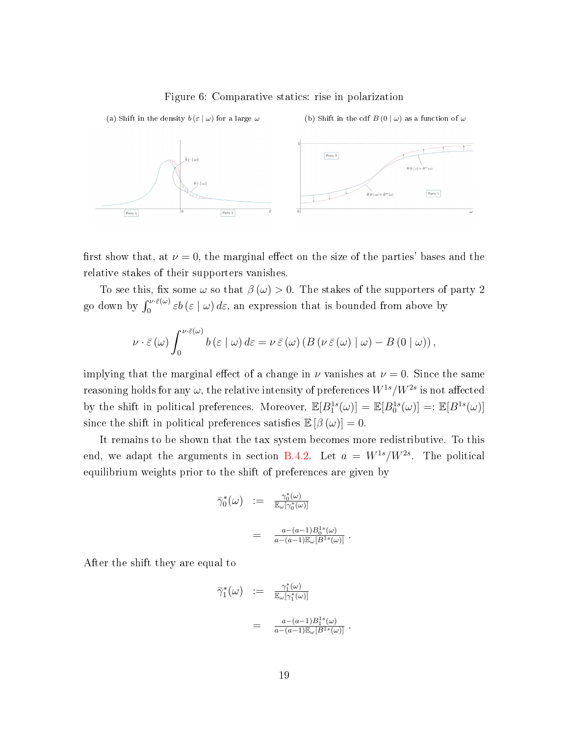Figure 6: Comparative statics: rise in polarization

(a) Shift in the density $b(\varepsilon \mid \omega)$ for a large $\omega$

(b) Shift in the cdf $B(0 \mid \omega)$ as a function of $\omega$

first show that, at $\nu = 0$, the marginal effect on the size of the parties' bases and the relative stakes of their supporters vanishes.

To see this, fix some $\omega$ so that $\beta(\omega) > 0$. The stakes of the supporters of party 2 go down by $\int_0^{\nu \cdot \bar{\varepsilon}(\omega)} \varepsilon b(\varepsilon \mid \omega) \, d\varepsilon$, an expression that is bounded from above by

$$\nu \cdot \bar{\varepsilon}(\omega) \int_0^{\nu \cdot \bar{\varepsilon}(\omega)} b(\varepsilon \mid \omega) \, d\varepsilon = \nu \, \bar{\varepsilon}(\omega) \left( B(\nu \, \bar{\varepsilon}(\omega) \mid \omega) - B(0 \mid \omega) \right),$$

implying that the marginal effect of a change in $\nu$ vanishes at $\nu = 0$. Since the same reasoning holds for any $\omega$, the relative intensity of preferences $W^{1s}/W^{2s}$ is not affected by the shift in political preferences. Moreover, $\mathbb{E}[B_1^{1s}(\omega)] = \mathbb{E}[B_0^{1s}(\omega)] =: \mathbb{E}[B^{1s}(\omega)]$ since the shift in political preferences satisfies $\mathbb{E}[\beta(\omega)] = 0$.

It remains to be shown that the tax system becomes more redistributive. To this end, we adapt the arguments in section B.4.2. Let $a = W^{1s}/W^{2s}$. The political equilibrium weights prior to the shift of preferences are given by

$$\begin{aligned}
\bar{\gamma}_0^*(\omega) &:= \frac{\gamma_0^*(\omega)}{\mathbb{E}_\omega[\gamma_0^*(\omega)]} \\
&= \frac{a - (a-1) B_0^{1s}(\omega)}{a - (a-1)\mathbb{E}_\omega[B^{1s}(\omega)]} \, .
\end{aligned}$$

After the shift they are equal to

$$\begin{aligned}
\bar{\gamma}_1^*(\omega) &:= \frac{\gamma_1^*(\omega)}{\mathbb{E}_\omega[\gamma_1^*(\omega)]} \\
&= \frac{a - (a-1) B_1^{1s}(\omega)}{a - (a-1)\mathbb{E}_\omega[B^{1s}(\omega)]} \, .
\end{aligned}$$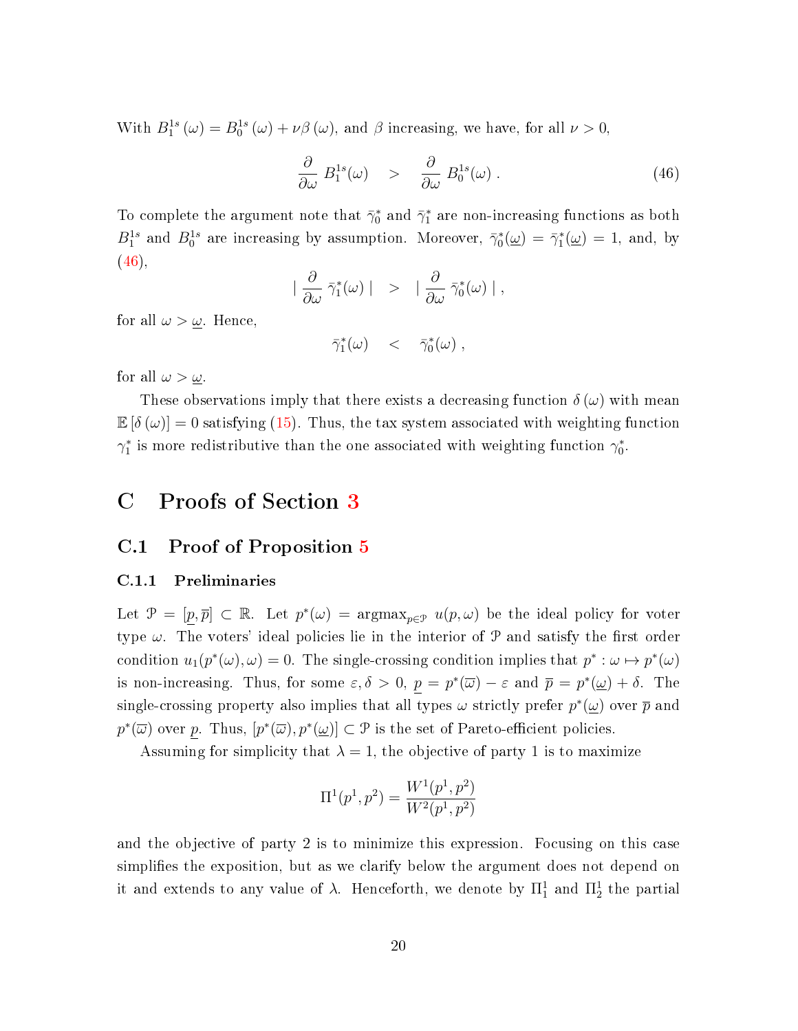With $B_1^{1s}(\omega) = B_0^{1s}(\omega) + \nu\beta(\omega)$, and $\beta$ increasing, we have, for all $\nu > 0$,

$$\frac{\partial}{\partial\omega} B_1^{1s}(\omega) \quad > \quad \frac{\partial}{\partial\omega} B_0^{1s}(\omega) \, . \tag{46}$$

To complete the argument note that $\bar{\gamma}_0^*$ and $\bar{\gamma}_1^*$ are non-increasing functions as both $B_1^{1s}$ and $B_0^{1s}$ are increasing by assumption. Moreover, $\bar{\gamma}_0^*(\underline{\omega}) = \bar{\gamma}_1^*(\underline{\omega}) = 1$, and, by (46),

$$\left| \frac{\partial}{\partial\omega} \bar{\gamma}_1^*(\omega) \right| \quad > \quad \left| \frac{\partial}{\partial\omega} \bar{\gamma}_0^*(\omega) \right| ,$$

for all $\omega > \underline{\omega}$. Hence,

$$\bar{\gamma}_1^*(\omega) \quad < \quad \bar{\gamma}_0^*(\omega) \, ,$$

for all $\omega > \underline{\omega}$.

These observations imply that there exists a decreasing function $\delta(\omega)$ with mean $\mathbb{E}[\delta(\omega)] = 0$ satisfying (15). Thus, the tax system associated with weighting function $\gamma_1^*$ is more redistributive than the one associated with weighting function $\gamma_0^*$.

# C Proofs of Section 3

## C.1 Proof of Proposition 5

### C.1.1 Preliminaries

Let $\mathcal{P} = [\underline{p}, \overline{p}] \subset \mathbb{R}$. Let $p^*(\omega) = \text{argmax}_{p \in \mathcal{P}} \; u(p, \omega)$ be the ideal policy for voter type $\omega$. The voters' ideal policies lie in the interior of $\mathcal{P}$ and satisfy the first order condition $u_1(p^*(\omega), \omega) = 0$. The single-crossing condition implies that $p^* : \omega \mapsto p^*(\omega)$ is non-increasing. Thus, for some $\varepsilon, \delta > 0$, $\underline{p} = p^*(\overline{\omega}) - \varepsilon$ and $\overline{p} = p^*(\underline{\omega}) + \delta$. The single-crossing property also implies that all types $\omega$ strictly prefer $p^*(\underline{\omega})$ over $\overline{p}$ and $p^*(\overline{\omega})$ over $\underline{p}$. Thus, $[p^*(\overline{\omega}), p^*(\underline{\omega})] \subset \mathcal{P}$ is the set of Pareto-efficient policies.

Assuming for simplicity that $\lambda = 1$, the objective of party 1 is to maximize

$$\Pi^1(p^1, p^2) = \frac{W^1(p^1, p^2)}{W^2(p^1, p^2)}$$

and the objective of party 2 is to minimize this expression. Focusing on this case simplifies the exposition, but as we clarify below the argument does not depend on it and extends to any value of $\lambda$. Henceforth, we denote by $\Pi_1^1$ and $\Pi_2^1$ the partial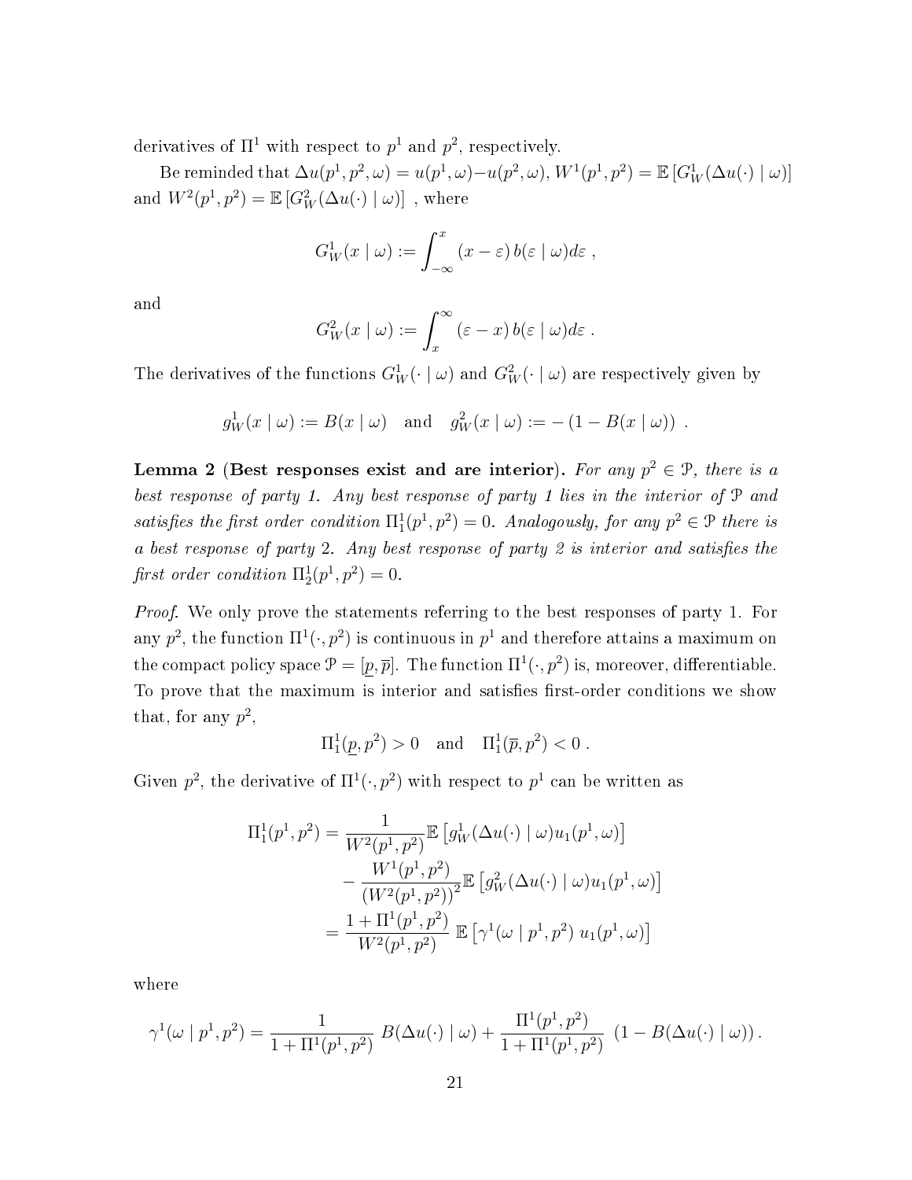derivatives of $\Pi^1$ with respect to $p^1$ and $p^2$, respectively.

Be reminded that $\Delta u(p^1, p^2, \omega) = u(p^1, \omega) - u(p^2, \omega)$, $W^1(p^1, p^2) = \mathbb{E}\left[G_W^1(\Delta u(\cdot) \mid \omega)\right]$ and $W^2(p^1, p^2) = \mathbb{E}\left[G_W^2(\Delta u(\cdot) \mid \omega)\right]$ , where

$$G_W^1(x \mid \omega) := \int_{-\infty}^{x} (x - \varepsilon)\, b(\varepsilon \mid \omega) d\varepsilon \ ,$$

and

$$G_W^2(x \mid \omega) := \int_{x}^{\infty} (\varepsilon - x)\, b(\varepsilon \mid \omega) d\varepsilon \ .$$

The derivatives of the functions $G_W^1(\cdot \mid \omega)$ and $G_W^2(\cdot \mid \omega)$ are respectively given by

$$g_W^1(x \mid \omega) := B(x \mid \omega) \quad \text{and} \quad g_W^2(x \mid \omega) := -\left(1 - B(x \mid \omega)\right) \ .$$

**Lemma 2 (Best responses exist and are interior).** *For any $p^2 \in \mathcal{P}$, there is a best response of party 1. Any best response of party 1 lies in the interior of $\mathcal{P}$ and satisfies the first order condition $\Pi_1^1(p^1, p^2) = 0$. Analogously, for any $p^2 \in \mathcal{P}$ there is a best response of party 2. Any best response of party 2 is interior and satisfies the first order condition $\Pi_2^1(p^1, p^2) = 0$.*

*Proof.* We only prove the statements referring to the best responses of party 1. For any $p^2$, the function $\Pi^1(\cdot, p^2)$ is continuous in $p^1$ and therefore attains a maximum on the compact policy space $\mathcal{P} = [\underline{p}, \overline{p}]$. The function $\Pi^1(\cdot, p^2)$ is, moreover, differentiable. To prove that the maximum is interior and satisfies first-order conditions we show that, for any $p^2$,

$$\Pi_1^1(\underline{p}, p^2) > 0 \quad \text{and} \quad \Pi_1^1(\overline{p}, p^2) < 0 \ .$$

Given $p^2$, the derivative of $\Pi^1(\cdot, p^2)$ with respect to $p^1$ can be written as

$$\begin{aligned}
\Pi_1^1(p^1, p^2) &= \frac{1}{W^2(p^1, p^2)} \mathbb{E}\left[g_W^1(\Delta u(\cdot) \mid \omega) u_1(p^1, \omega)\right] \\
&\quad - \frac{W^1(p^1, p^2)}{\left(W^2(p^1, p^2)\right)^2} \mathbb{E}\left[g_W^2(\Delta u(\cdot) \mid \omega) u_1(p^1, \omega)\right] \\
&= \frac{1 + \Pi^1(p^1, p^2)}{W^2(p^1, p^2)}\, \mathbb{E}\left[\gamma^1(\omega \mid p^1, p^2)\ u_1(p^1, \omega)\right]
\end{aligned}$$

where

$$\gamma^1(\omega \mid p^1, p^2) = \frac{1}{1 + \Pi^1(p^1, p^2)}\ B(\Delta u(\cdot) \mid \omega) + \frac{\Pi^1(p^1, p^2)}{1 + \Pi^1(p^1, p^2)}\ \left(1 - B(\Delta u(\cdot) \mid \omega)\right).$$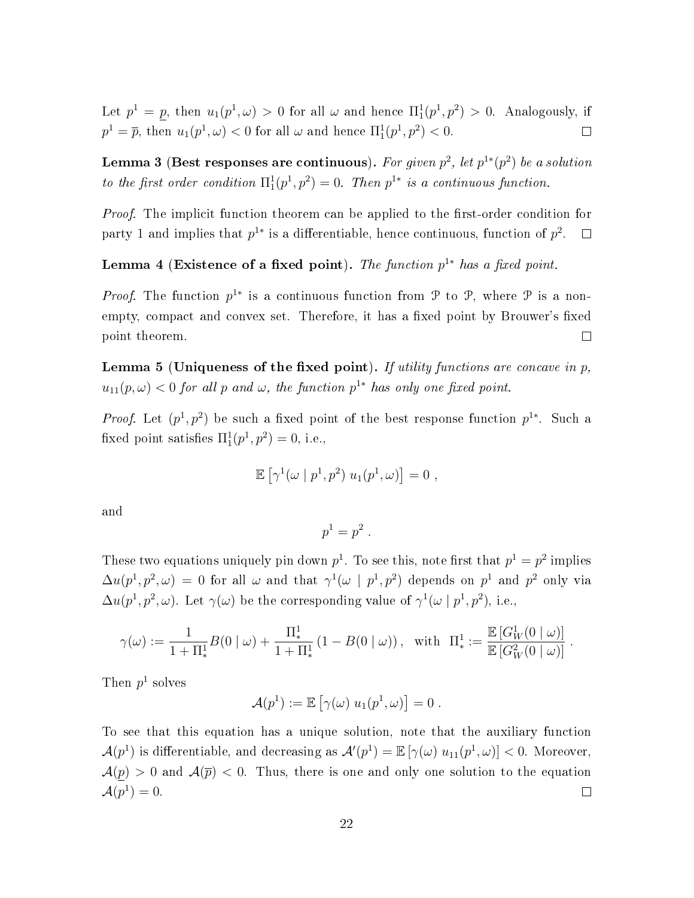Let $p^1 = \underline{p}$, then $u_1(p^1, \omega) > 0$ for all $\omega$ and hence $\Pi_1^1(p^1, p^2) > 0$. Analogously, if $p^1 = \overline{p}$, then $u_1(p^1, \omega) < 0$ for all $\omega$ and hence $\Pi_1^1(p^1, p^2) < 0$. □

**Lemma 3 (Best responses are continuous).** *For given $p^2$, let $p^{1*}(p^2)$ be a solution to the first order condition $\Pi_1^1(p^1, p^2) = 0$. Then $p^{1*}$ is a continuous function.*

*Proof.* The implicit function theorem can be applied to the first-order condition for party 1 and implies that $p^{1*}$ is a differentiable, hence continuous, function of $p^2$. □

**Lemma 4 (Existence of a fixed point).** *The function $p^{1*}$ has a fixed point.*

*Proof.* The function $p^{1*}$ is a continuous function from $\mathcal{P}$ to $\mathcal{P}$, where $\mathcal{P}$ is a non-empty, compact and convex set. Therefore, it has a fixed point by Brouwer's fixed point theorem. □

**Lemma 5 (Uniqueness of the fixed point).** *If utility functions are concave in p, $u_{11}(p, \omega) < 0$ for all $p$ and $\omega$, the function $p^{1*}$ has only one fixed point.*

*Proof.* Let $(p^1, p^2)$ be such a fixed point of the best response function $p^{1*}$. Such a fixed point satisfies $\Pi_1^1(p^1, p^2) = 0$, i.e.,

$$\mathbb{E}\left[\gamma^1(\omega \mid p^1, p^2)\ u_1(p^1, \omega)\right] = 0 \ ,$$

and

$$p^1 = p^2 \ .$$

These two equations uniquely pin down $p^1$. To see this, note first that $p^1 = p^2$ implies $\Delta u(p^1, p^2, \omega) = 0$ for all $\omega$ and that $\gamma^1(\omega \mid p^1, p^2)$ depends on $p^1$ and $p^2$ only via $\Delta u(p^1, p^2, \omega)$. Let $\gamma(\omega)$ be the corresponding value of $\gamma^1(\omega \mid p^1, p^2)$, i.e.,

$$\gamma(\omega) := \frac{1}{1 + \Pi_*^1} B(0 \mid \omega) + \frac{\Pi_*^1}{1 + \Pi_*^1}\left(1 - B(0 \mid \omega)\right), \quad \text{with} \ \ \Pi_*^1 := \frac{\mathbb{E}\left[G_W^1(0 \mid \omega)\right]}{\mathbb{E}\left[G_W^2(0 \mid \omega)\right]} \ .$$

Then $p^1$ solves

$$\mathcal{A}(p^1) := \mathbb{E}\left[\gamma(\omega)\ u_1(p^1, \omega)\right] = 0 \ .$$

To see that this equation has a unique solution, note that the auxiliary function $\mathcal{A}(p^1)$ is differentiable, and decreasing as $\mathcal{A}'(p^1) = \mathbb{E}\left[\gamma(\omega)\ u_{11}(p^1, \omega)\right] < 0$. Moreover, $\mathcal{A}(\underline{p}) > 0$ and $\mathcal{A}(\overline{p}) < 0$. Thus, there is one and only one solution to the equation $\mathcal{A}(p^1) = 0$. □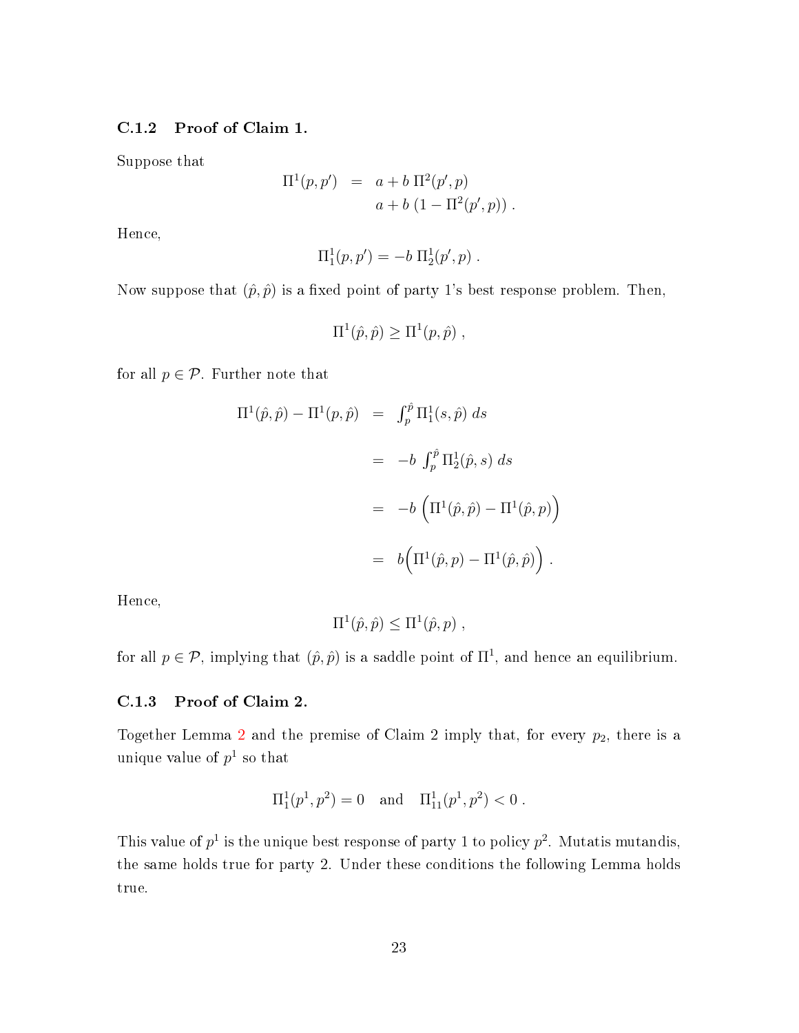### C.1.2 Proof of Claim 1.

Suppose that

$$\begin{aligned}\Pi^1(p,p') &= a + b\,\Pi^2(p',p) \\ & \quad a + b\,(1 - \Pi^2(p',p))\ .\end{aligned}$$

Hence,

$$\Pi^1_1(p,p') = -b\,\Pi^1_2(p',p)\ .$$

Now suppose that $(\hat{p},\hat{p})$ is a fixed point of party 1's best response problem. Then,

$$\Pi^1(\hat{p},\hat{p}) \geq \Pi^1(p,\hat{p})\ ,$$

for all $p \in \mathcal{P}$. Further note that

$$\begin{aligned}\Pi^1(\hat{p},\hat{p}) - \Pi^1(p,\hat{p}) &= \int_p^{\hat{p}} \Pi^1_1(s,\hat{p})\ ds \\ &= -b\ \int_p^{\hat{p}} \Pi^1_2(\hat{p},s)\ ds \\ &= -b\left(\Pi^1(\hat{p},\hat{p}) - \Pi^1(\hat{p},p)\right) \\ &= b\Big(\Pi^1(\hat{p},p) - \Pi^1(\hat{p},\hat{p})\Big)\ .\end{aligned}$$

Hence,

$$\Pi^1(\hat{p},\hat{p}) \leq \Pi^1(\hat{p},p)\ ,$$

for all $p \in \mathcal{P}$, implying that $(\hat{p},\hat{p})$ is a saddle point of $\Pi^1$, and hence an equilibrium.

### C.1.3 Proof of Claim 2.

Together Lemma 2 and the premise of Claim 2 imply that, for every $p_2$, there is a unique value of $p^1$ so that

$$\Pi^1_1(p^1,p^2) = 0 \quad \text{and} \quad \Pi^1_{11}(p^1,p^2) < 0\ .$$

This value of $p^1$ is the unique best response of party 1 to policy $p^2$. Mutatis mutandis, the same holds true for party 2. Under these conditions the following Lemma holds true.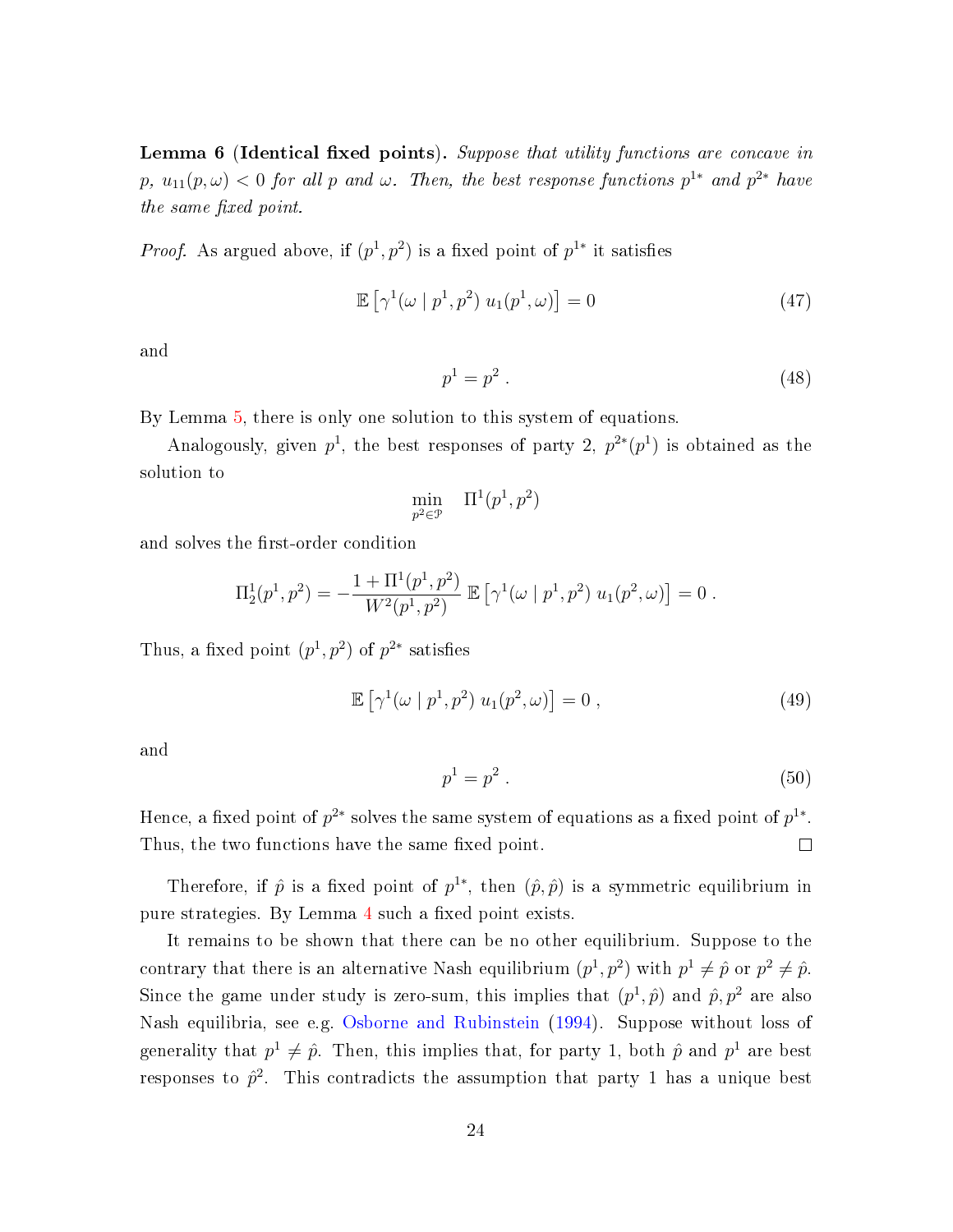**Lemma 6 (Identical fixed points).** *Suppose that utility functions are concave in $p$, $u_{11}(p,\omega) < 0$ for all $p$ and $\omega$. Then, the best response functions $p^{1*}$ and $p^{2*}$ have the same fixed point.*

*Proof.* As argued above, if $(p^1, p^2)$ is a fixed point of $p^{1*}$ it satisfies

$$\mathbb{E}\left[\gamma^1(\omega \mid p^1, p^2)\; u_1(p^1, \omega)\right] = 0 \tag{47}$$

and

$$p^1 = p^2 \; . \tag{48}$$

By Lemma 5, there is only one solution to this system of equations.

Analogously, given $p^1$, the best responses of party 2, $p^{2*}(p^1)$ is obtained as the solution to

$$\min_{p^2 \in \mathcal{P}} \quad \Pi^1(p^1, p^2)$$

and solves the first-order condition

$$\Pi^1_2(p^1, p^2) = -\frac{1 + \Pi^1(p^1, p^2)}{W^2(p^1, p^2)}\, \mathbb{E}\left[\gamma^1(\omega \mid p^1, p^2)\; u_1(p^2, \omega)\right] = 0 \; .$$

Thus, a fixed point $(p^1, p^2)$ of $p^{2*}$ satisfies

$$\mathbb{E}\left[\gamma^1(\omega \mid p^1, p^2)\; u_1(p^2, \omega)\right] = 0 \; , \tag{49}$$

and

$$p^1 = p^2 \; . \tag{50}$$

Hence, a fixed point of $p^{2*}$ solves the same system of equations as a fixed point of $p^{1*}$. Thus, the two functions have the same fixed point. $\square$

Therefore, if $\hat{p}$ is a fixed point of $p^{1*}$, then $(\hat{p}, \hat{p})$ is a symmetric equilibrium in pure strategies. By Lemma 4 such a fixed point exists.

It remains to be shown that there can be no other equilibrium. Suppose to the contrary that there is an alternative Nash equilibrium $(p^1, p^2)$ with $p^1 \neq \hat{p}$ or $p^2 \neq \hat{p}$. Since the game under study is zero-sum, this implies that $(p^1, \hat{p})$ and $\hat{p}, p^2$ are also Nash equilibria, see e.g. Osborne and Rubinstein (1994). Suppose without loss of generality that $p^1 \neq \hat{p}$. Then, this implies that, for party 1, both $\hat{p}$ and $p^1$ are best responses to $\hat{p}^2$. This contradicts the assumption that party 1 has a unique best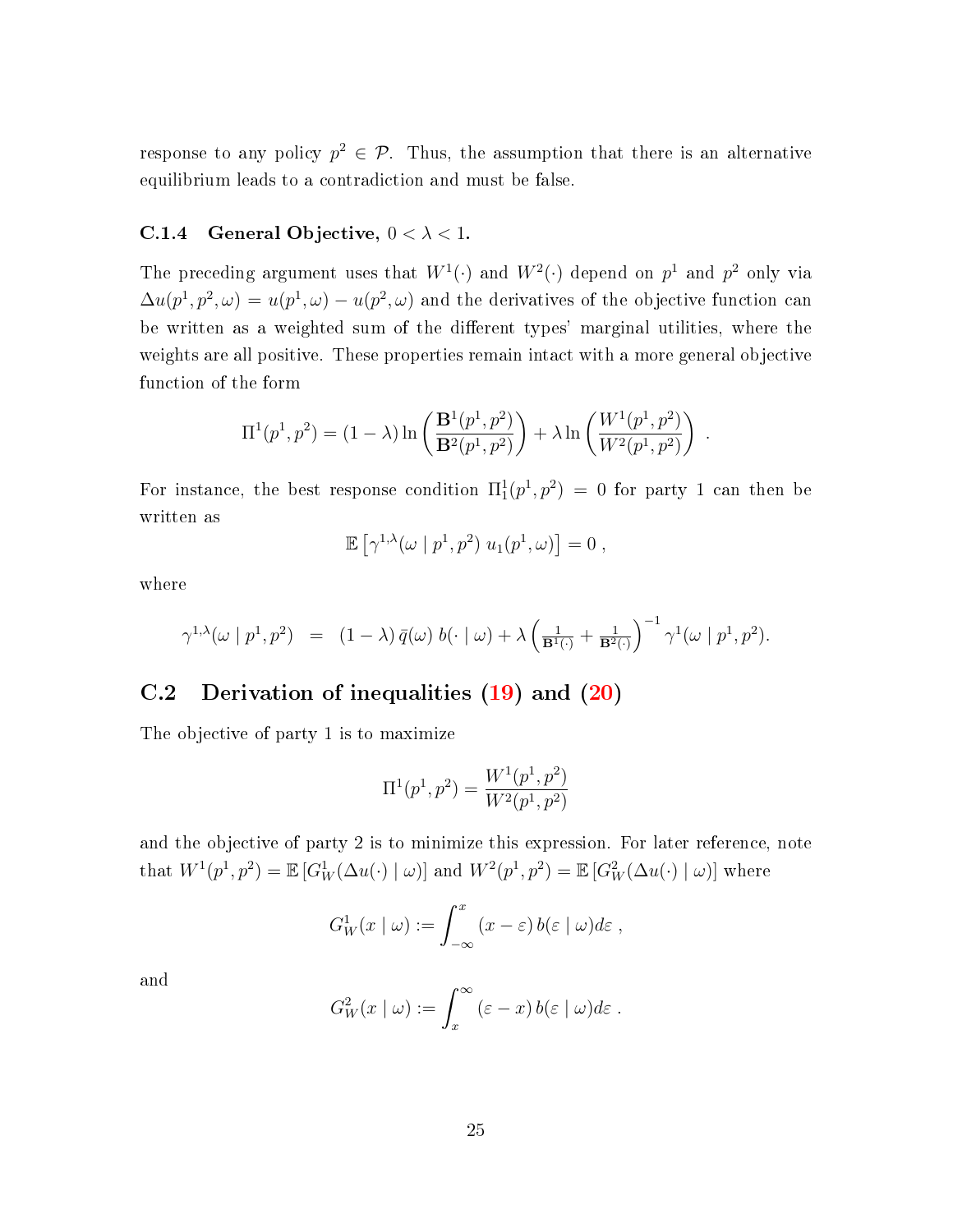response to any policy $p^2 \in \mathcal{P}$. Thus, the assumption that there is an alternative equilibrium leads to a contradiction and must be false.

### C.1.4 General Objective, $0 < \lambda < 1$.

The preceding argument uses that $W^1(\cdot)$ and $W^2(\cdot)$ depend on $p^1$ and $p^2$ only via $\Delta u(p^1, p^2, \omega) = u(p^1, \omega) - u(p^2, \omega)$ and the derivatives of the objective function can be written as a weighted sum of the different types' marginal utilities, where the weights are all positive. These properties remain intact with a more general objective function of the form

$$\Pi^1(p^1, p^2) = (1-\lambda) \ln\left(\frac{\mathbf{B}^1(p^1, p^2)}{\mathbf{B}^2(p^1, p^2)}\right) + \lambda \ln\left(\frac{W^1(p^1, p^2)}{W^2(p^1, p^2)}\right) .$$

For instance, the best response condition $\Pi^1_1(p^1, p^2) = 0$ for party 1 can then be written as

$$\mathbb{E}\left[\gamma^{1,\lambda}(\omega \mid p^1, p^2)\; u_1(p^1, \omega)\right] = 0 ,$$

where

$$\gamma^{1,\lambda}(\omega \mid p^1, p^2) \;\; = \;\; (1-\lambda)\, \bar{q}(\omega)\, b(\cdot \mid \omega) + \lambda \left(\tfrac{1}{\mathbf{B}^1(\cdot)} + \tfrac{1}{\mathbf{B}^2(\cdot)}\right)^{-1} \gamma^1(\omega \mid p^1, p^2).$$

## C.2 Derivation of inequalities (19) and (20)

The objective of party 1 is to maximize

$$\Pi^1(p^1, p^2) = \frac{W^1(p^1, p^2)}{W^2(p^1, p^2)}$$

and the objective of party 2 is to minimize this expression. For later reference, note that $W^1(p^1, p^2) = \mathbb{E}\left[G^1_W(\Delta u(\cdot) \mid \omega)\right]$ and $W^2(p^1, p^2) = \mathbb{E}\left[G^2_W(\Delta u(\cdot) \mid \omega)\right]$ where

$$G^1_W(x \mid \omega) := \int_{-\infty}^{x} (x - \varepsilon)\, b(\varepsilon \mid \omega) d\varepsilon ,$$

and

$$G^2_W(x \mid \omega) := \int_{x}^{\infty} (\varepsilon - x)\, b(\varepsilon \mid \omega) d\varepsilon .$$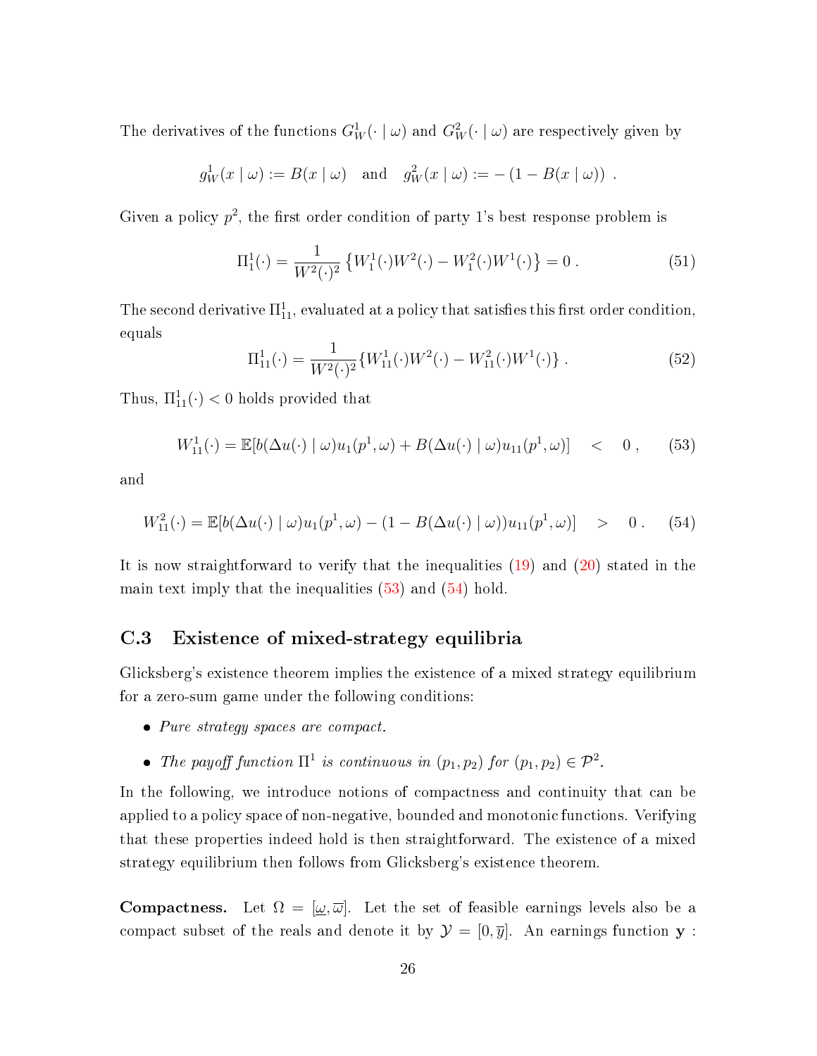The derivatives of the functions $G_W^1(\cdot \mid \omega)$ and $G_W^2(\cdot \mid \omega)$ are respectively given by

$$g_W^1(x \mid \omega) := B(x \mid \omega) \quad \text{and} \quad g_W^2(x \mid \omega) := -\left(1 - B(x \mid \omega)\right) .$$

Given a policy $p^2$, the first order condition of party 1's best response problem is

$$\Pi_1^1(\cdot) = \frac{1}{W^2(\cdot)^2} \left\{ W_1^1(\cdot) W^2(\cdot) - W_1^2(\cdot) W^1(\cdot) \right\} = 0 . \tag{51}$$

The second derivative $\Pi_{11}^1$, evaluated at a policy that satisfies this first order condition, equals

$$\Pi_{11}^1(\cdot) = \frac{1}{W^2(\cdot)^2} \{ W_{11}^1(\cdot) W^2(\cdot) - W_{11}^2(\cdot) W^1(\cdot) \} . \tag{52}$$

Thus, $\Pi_{11}^1(\cdot) < 0$ holds provided that

$$W_{11}^1(\cdot) = \mathbb{E}[b(\Delta u(\cdot) \mid \omega) u_1(p^1, \omega) + B(\Delta u(\cdot) \mid \omega) u_{11}(p^1, \omega)] \quad < \quad 0 , \tag{53}$$

and

$$W_{11}^2(\cdot) = \mathbb{E}[b(\Delta u(\cdot) \mid \omega) u_1(p^1, \omega) - (1 - B(\Delta u(\cdot) \mid \omega)) u_{11}(p^1, \omega)] \quad > \quad 0 . \tag{54}$$

It is now straightforward to verify that the inequalities (19) and (20) stated in the main text imply that the inequalities (53) and (54) hold.

## C.3 Existence of mixed-strategy equilibria

Glicksberg's existence theorem implies the existence of a mixed strategy equilibrium for a zero-sum game under the following conditions:

- *Pure strategy spaces are compact.*
- *The payoff function $\Pi^1$ is continuous in $(p_1, p_2)$ for $(p_1, p_2) \in \mathcal{P}^2$.*

In the following, we introduce notions of compactness and continuity that can be applied to a policy space of non-negative, bounded and monotonic functions. Verifying that these properties indeed hold is then straightforward. The existence of a mixed strategy equilibrium then follows from Glicksberg's existence theorem.

**Compactness.** Let $\Omega = [\underline{\omega}, \overline{\omega}]$. Let the set of feasible earnings levels also be a compact subset of the reals and denote it by $\mathcal{Y} = [0, \overline{y}]$. An earnings function $\mathbf{y}$ :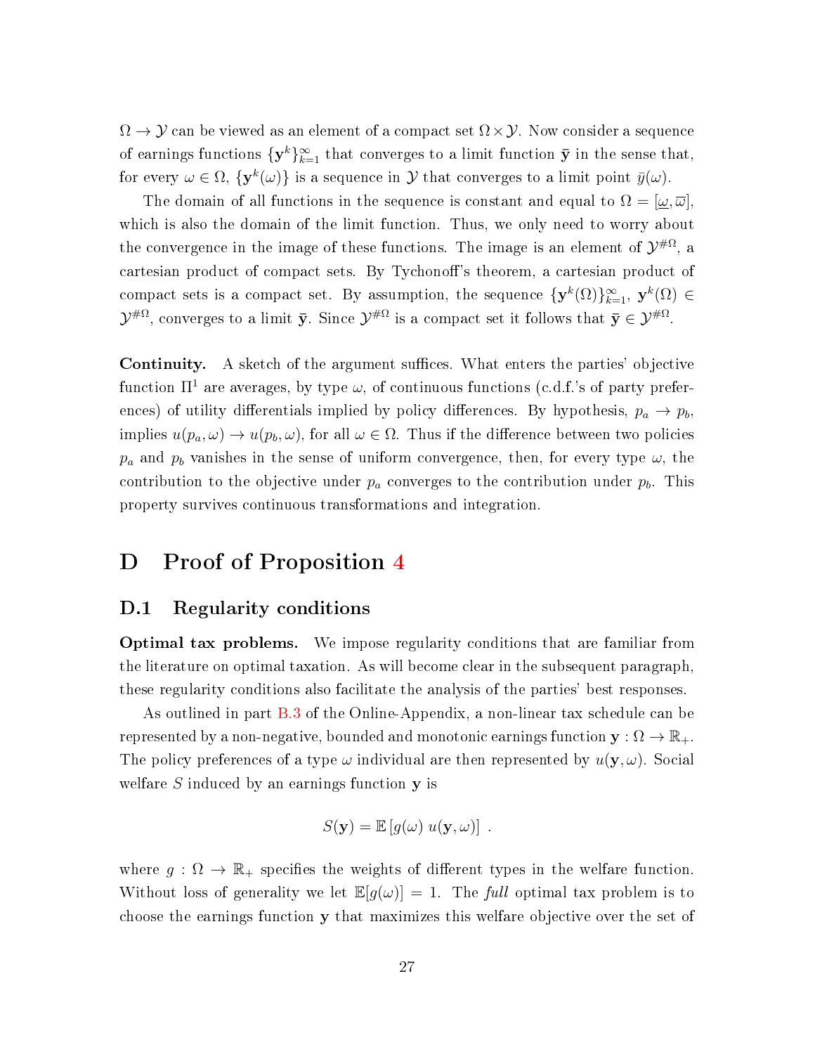$\Omega \to \mathcal{Y}$ can be viewed as an element of a compact set $\Omega \times \mathcal{Y}$. Now consider a sequence of earnings functions $\{\mathbf{y}^k\}_{k=1}^{\infty}$ that converges to a limit function $\bar{\mathbf{y}}$ in the sense that, for every $\omega \in \Omega$, $\{\mathbf{y}^k(\omega)\}$ is a sequence in $\mathcal{Y}$ that converges to a limit point $\bar{y}(\omega)$.

The domain of all functions in the sequence is constant and equal to $\Omega = [\underline{\omega}, \overline{\omega}]$, which is also the domain of the limit function. Thus, we only need to worry about the convergence in the image of these functions. The image is an element of $\mathcal{Y}^{\#\Omega}$, a cartesian product of compact sets. By Tychonoff's theorem, a cartesian product of compact sets is a compact set. By assumption, the sequence $\{\mathbf{y}^k(\Omega)\}_{k=1}^{\infty}$, $\mathbf{y}^k(\Omega) \in \mathcal{Y}^{\#\Omega}$, converges to a limit $\bar{\mathbf{y}}$. Since $\mathcal{Y}^{\#\Omega}$ is a compact set it follows that $\bar{\mathbf{y}} \in \mathcal{Y}^{\#\Omega}$.

**Continuity.** A sketch of the argument suffices. What enters the parties' objective function $\Pi^1$ are averages, by type $\omega$, of continuous functions (c.d.f.'s of party preferences) of utility differentials implied by policy differences. By hypothesis, $p_a \to p_b$, implies $u(p_a, \omega) \to u(p_b, \omega)$, for all $\omega \in \Omega$. Thus if the difference between two policies $p_a$ and $p_b$ vanishes in the sense of uniform convergence, then, for every type $\omega$, the contribution to the objective under $p_a$ converges to the contribution under $p_b$. This property survives continuous transformations and integration.

# D Proof of Proposition 4

## D.1 Regularity conditions

**Optimal tax problems.** We impose regularity conditions that are familiar from the literature on optimal taxation. As will become clear in the subsequent paragraph, these regularity conditions also facilitate the analysis of the parties' best responses.

As outlined in part B.3 of the Online-Appendix, a non-linear tax schedule can be represented by a non-negative, bounded and monotonic earnings function $\mathbf{y} : \Omega \to \mathbb{R}_+$. The policy preferences of a type $\omega$ individual are then represented by $u(\mathbf{y}, \omega)$. Social welfare $S$ induced by an earnings function $\mathbf{y}$ is

$$S(\mathbf{y}) = \mathbb{E}\left[g(\omega)\ u(\mathbf{y}, \omega)\right] \ .$$

where $g : \Omega \to \mathbb{R}_+$ specifies the weights of different types in the welfare function. Without loss of generality we let $\mathbb{E}[g(\omega)] = 1$. The *full* optimal tax problem is to choose the earnings function $\mathbf{y}$ that maximizes this welfare objective over the set of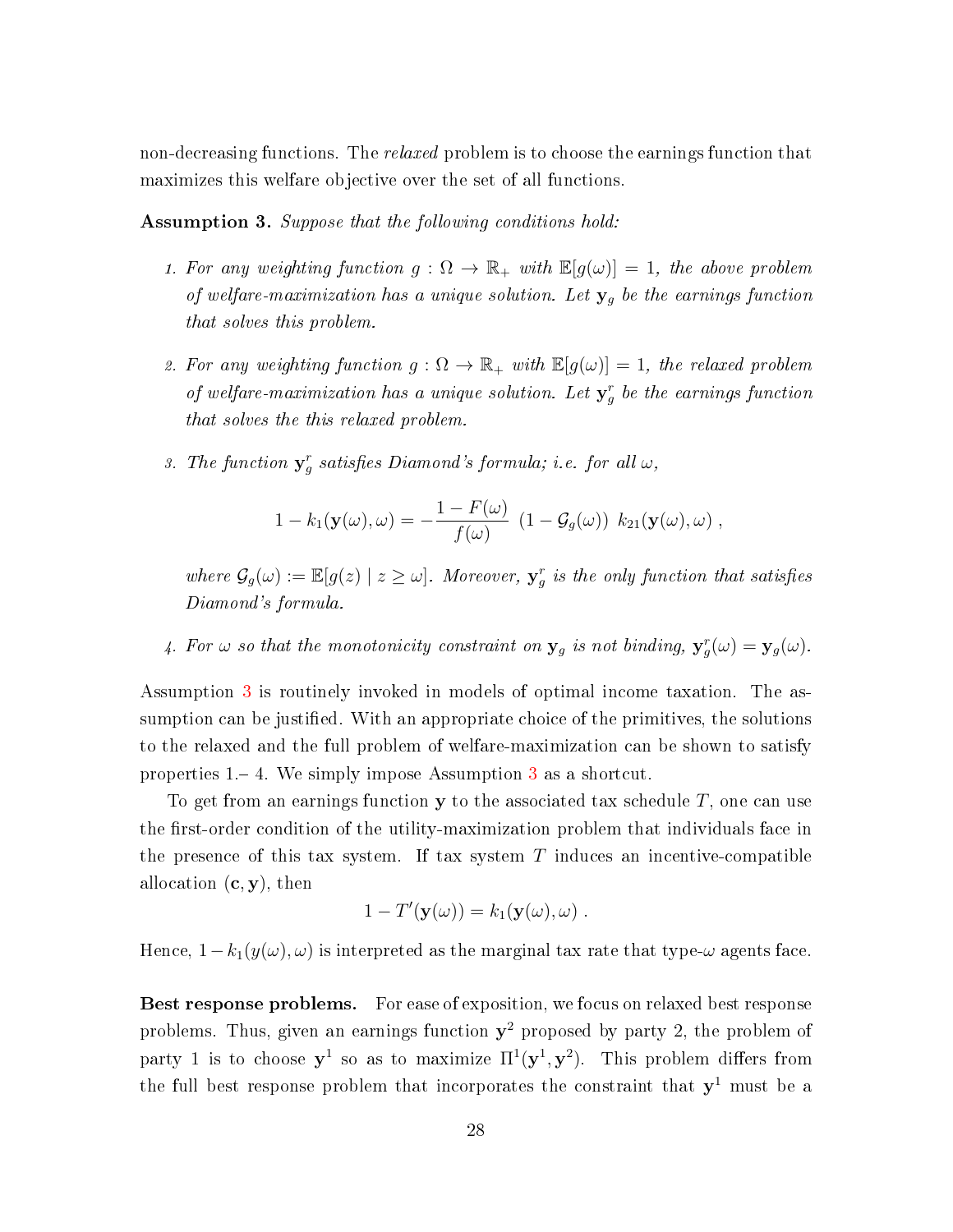non-decreasing functions. The *relaxed* problem is to choose the earnings function that maximizes this welfare objective over the set of all functions.

**Assumption 3.** *Suppose that the following conditions hold:*

1. *For any weighting function $g : \Omega \to \mathbb{R}_+$ with $\mathbb{E}[g(\omega)] = 1$, the above problem of welfare-maximization has a unique solution. Let $\mathbf{y}_g$ be the earnings function that solves this problem.*

2. *For any weighting function $g : \Omega \to \mathbb{R}_+$ with $\mathbb{E}[g(\omega)] = 1$, the relaxed problem of welfare-maximization has a unique solution. Let $\mathbf{y}_g^r$ be the earnings function that solves the this relaxed problem.*

3. *The function $\mathbf{y}_g^r$ satisfies Diamond's formula; i.e. for all $\omega$,*

$$1 - k_1(\mathbf{y}(\omega), \omega) = -\frac{1 - F(\omega)}{f(\omega)} \; (1 - \mathcal{G}_g(\omega)) \; k_{21}(\mathbf{y}(\omega), \omega) \; ,$$

   *where $\mathcal{G}_g(\omega) := \mathbb{E}[g(z) \mid z \geq \omega]$. Moreover, $\mathbf{y}_g^r$ is the only function that satisfies Diamond's formula.*

4. *For $\omega$ so that the monotonicity constraint on $\mathbf{y}_g$ is not binding, $\mathbf{y}_g^r(\omega) = \mathbf{y}_g(\omega)$.*

Assumption 3 is routinely invoked in models of optimal income taxation. The assumption can be justified. With an appropriate choice of the primitives, the solutions to the relaxed and the full problem of welfare-maximization can be shown to satisfy properties 1.– 4. We simply impose Assumption 3 as a shortcut.

To get from an earnings function $\mathbf{y}$ to the associated tax schedule $T$, one can use the first-order condition of the utility-maximization problem that individuals face in the presence of this tax system. If tax system $T$ induces an incentive-compatible allocation $(\mathbf{c}, \mathbf{y})$, then

$$1 - T'(\mathbf{y}(\omega)) = k_1(\mathbf{y}(\omega), \omega) \; .$$

Hence, $1 - k_1(y(\omega), \omega)$ is interpreted as the marginal tax rate that type-$\omega$ agents face.

**Best response problems.** For ease of exposition, we focus on relaxed best response problems. Thus, given an earnings function $\mathbf{y}^2$ proposed by party 2, the problem of party 1 is to choose $\mathbf{y}^1$ so as to maximize $\Pi^1(\mathbf{y}^1, \mathbf{y}^2)$. This problem differs from the full best response problem that incorporates the constraint that $\mathbf{y}^1$ must be a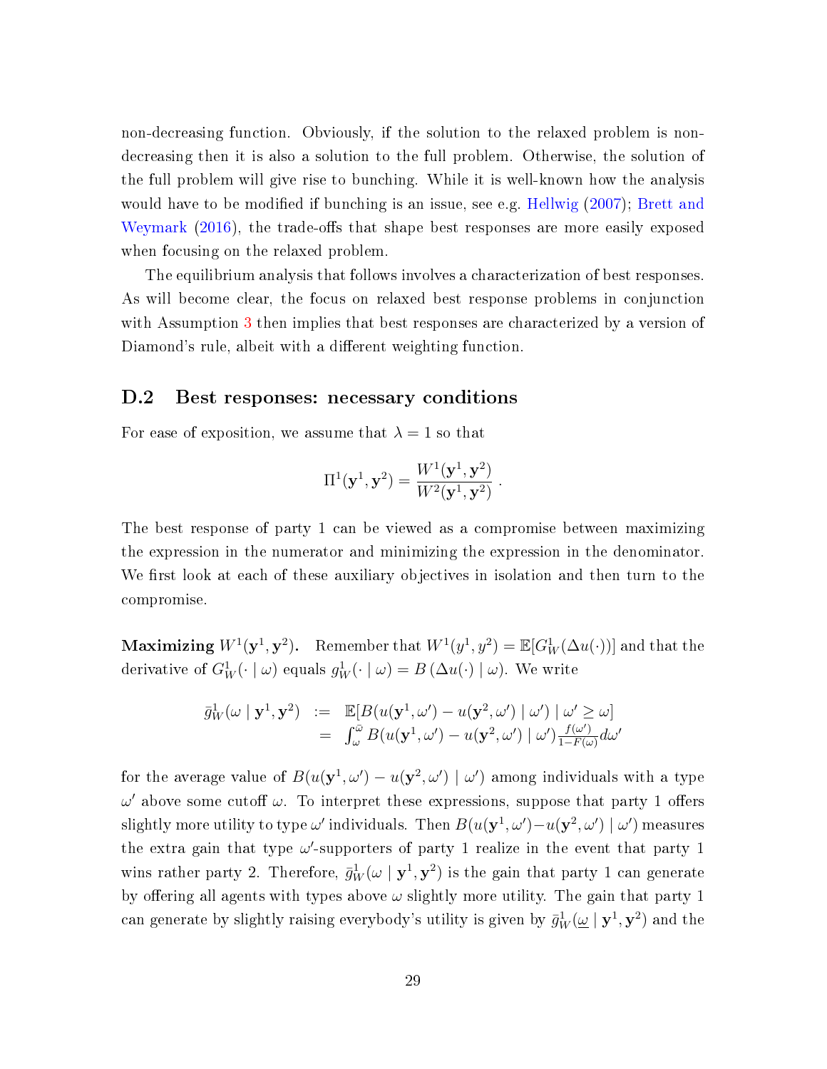non-decreasing function. Obviously, if the solution to the relaxed problem is non-decreasing then it is also a solution to the full problem. Otherwise, the solution of the full problem will give rise to bunching. While it is well-known how the analysis would have to be modified if bunching is an issue, see e.g. Hellwig (2007); Brett and Weymark (2016), the trade-offs that shape best responses are more easily exposed when focusing on the relaxed problem.

The equilibrium analysis that follows involves a characterization of best responses. As will become clear, the focus on relaxed best response problems in conjunction with Assumption 3 then implies that best responses are characterized by a version of Diamond's rule, albeit with a different weighting function.

## D.2 Best responses: necessary conditions

For ease of exposition, we assume that $\lambda = 1$ so that

$$\Pi^1(\mathbf{y}^1, \mathbf{y}^2) = \frac{W^1(\mathbf{y}^1, \mathbf{y}^2)}{W^2(\mathbf{y}^1, \mathbf{y}^2)} \ .$$

The best response of party 1 can be viewed as a compromise between maximizing the expression in the numerator and minimizing the expression in the denominator. We first look at each of these auxiliary objectives in isolation and then turn to the compromise.

**Maximizing $W^1(\mathbf{y}^1, \mathbf{y}^2)$.** Remember that $W^1(y^1, y^2) = \mathbb{E}[G_W^1(\Delta u(\cdot))]$ and that the derivative of $G_W^1(\cdot \mid \omega)$ equals $g_W^1(\cdot \mid \omega) = B\left(\Delta u(\cdot) \mid \omega\right)$. We write

$$\begin{aligned} \bar{g}_W^1(\omega \mid \mathbf{y}^1, \mathbf{y}^2) \;&:=\; \mathbb{E}[B(u(\mathbf{y}^1, \omega') - u(\mathbf{y}^2, \omega') \mid \omega') \mid \omega' \geq \omega] \\ &=\; \int_{\omega}^{\bar{\omega}} B(u(\mathbf{y}^1, \omega') - u(\mathbf{y}^2, \omega') \mid \omega') \tfrac{f(\omega')}{1-F(\omega)} d\omega' \end{aligned}$$

for the average value of $B(u(\mathbf{y}^1, \omega') - u(\mathbf{y}^2, \omega') \mid \omega')$ among individuals with a type $\omega'$ above some cutoff $\omega$. To interpret these expressions, suppose that party 1 offers slightly more utility to type $\omega'$ individuals. Then $B(u(\mathbf{y}^1, \omega') - u(\mathbf{y}^2, \omega') \mid \omega')$ measures the extra gain that type $\omega'$-supporters of party 1 realize in the event that party 1 wins rather party 2. Therefore, $\bar{g}_W^1(\omega \mid \mathbf{y}^1, \mathbf{y}^2)$ is the gain that party 1 can generate by offering all agents with types above $\omega$ slightly more utility. The gain that party 1 can generate by slightly raising everybody's utility is given by $\bar{g}_W^1(\underline{\omega} \mid \mathbf{y}^1, \mathbf{y}^2)$ and the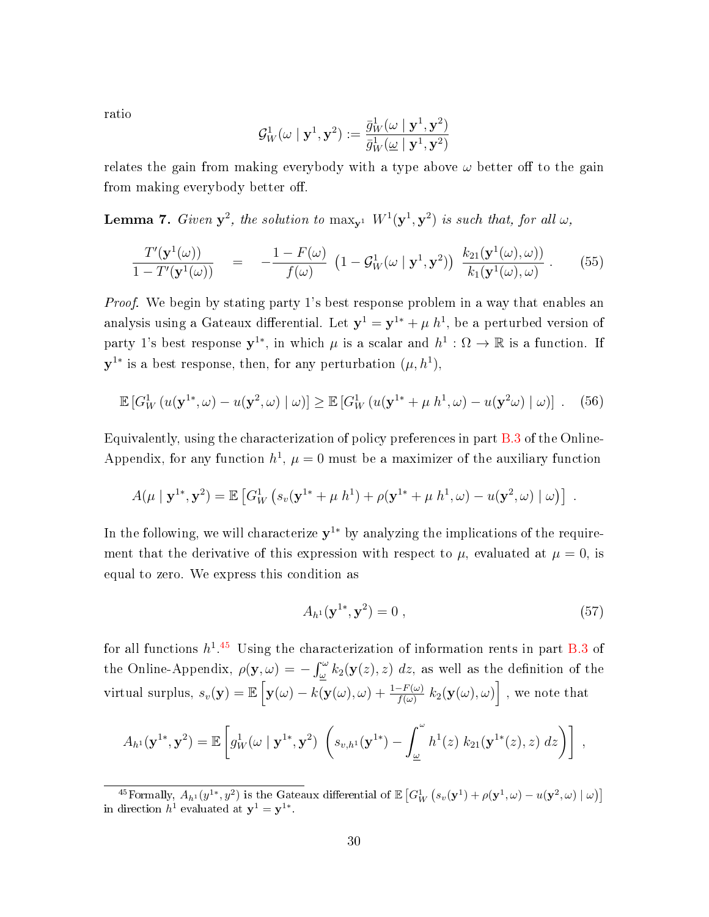ratio

$$\mathcal{G}^1_W(\omega \mid \mathbf{y}^1, \mathbf{y}^2) := \frac{\bar{g}^1_W(\omega \mid \mathbf{y}^1, \mathbf{y}^2)}{\bar{g}^1_W(\underline{\omega} \mid \mathbf{y}^1, \mathbf{y}^2)}$$

relates the gain from making everybody with a type above $\omega$ better off to the gain from making everybody better off.

**Lemma 7.** *Given $\mathbf{y}^2$, the solution to $\max_{\mathbf{y}^1} \; W^1(\mathbf{y}^1, \mathbf{y}^2)$ is such that, for all $\omega$,*

$$\frac{T'(\mathbf{y}^1(\omega))}{1 - T'(\mathbf{y}^1(\omega))} \quad = \quad -\frac{1 - F(\omega)}{f(\omega)} \; \left(1 - \mathcal{G}^1_W(\omega \mid \mathbf{y}^1, \mathbf{y}^2)\right) \; \frac{k_{21}(\mathbf{y}^1(\omega), \omega))}{k_1(\mathbf{y}^1(\omega), \omega)} \, . \tag{55}$$

*Proof.* We begin by stating party 1's best response problem in a way that enables an analysis using a Gateaux differential. Let $\mathbf{y}^1 = \mathbf{y}^{1*} + \mu \; h^1$, be a perturbed version of party 1's best response $\mathbf{y}^{1*}$, in which $\mu$ is a scalar and $h^1 : \Omega \to \mathbb{R}$ is a function. If $\mathbf{y}^{1*}$ is a best response, then, for any perturbation $(\mu, h^1)$,

$$\mathbb{E}\left[G^1_W \left(u(\mathbf{y}^{1*}, \omega) - u(\mathbf{y}^2, \omega) \mid \omega\right)\right] \geq \mathbb{E}\left[G^1_W \left(u(\mathbf{y}^{1*} + \mu \; h^1, \omega) - u(\mathbf{y}^2 \omega) \mid \omega\right)\right] \, . \tag{56}$$

Equivalently, using the characterization of policy preferences in part B.3 of the Online-Appendix, for any function $h^1$, $\mu = 0$ must be a maximizer of the auxiliary function

$$A(\mu \mid \mathbf{y}^{1*}, \mathbf{y}^2) = \mathbb{E}\left[G^1_W \left(s_v(\mathbf{y}^{1*} + \mu \; h^1) + \rho(\mathbf{y}^{1*} + \mu \; h^1, \omega) - u(\mathbf{y}^2, \omega) \mid \omega\right)\right] \, .$$

In the following, we will characterize $\mathbf{y}^{1*}$ by analyzing the implications of the requirement that the derivative of this expression with respect to $\mu$, evaluated at $\mu = 0$, is equal to zero. We express this condition as

$$A_{h^1}(\mathbf{y}^{1*}, \mathbf{y}^2) = 0 \, , \tag{57}$$

for all functions $h^1$.[45] Using the characterization of information rents in part B.3 of the Online-Appendix, $\rho(\mathbf{y}, \omega) = -\int_{\underline{\omega}}^{\omega} k_2(\mathbf{y}(z), z) \; dz$, as well as the definition of the virtual surplus, $s_v(\mathbf{y}) = \mathbb{E}\left[\mathbf{y}(\omega) - k(\mathbf{y}(\omega), \omega) + \frac{1-F(\omega)}{f(\omega)} \; k_2(\mathbf{y}(\omega), \omega)\right]$ , we note that

$$A_{h^1}(\mathbf{y}^{1*}, \mathbf{y}^2) = \mathbb{E}\left[g^1_W(\omega \mid \mathbf{y}^{1*}, \mathbf{y}^2) \; \left(s_{v,h^1}(\mathbf{y}^{1*}) - \int_{\underline{\omega}}^{\omega} h^1(z) \; k_{21}(\mathbf{y}^{1*}(z), z) \; dz\right)\right] \, ,$$

[45] Formally, $A_{h^1}(y^{1*}, y^2)$ is the Gateaux differential of $\mathbb{E}\left[G^1_W \left(s_v(\mathbf{y}^1) + \rho(\mathbf{y}^1, \omega) - u(\mathbf{y}^2, \omega) \mid \omega\right)\right]$ in direction $h^1$ evaluated at $\mathbf{y}^1 = \mathbf{y}^{1*}$.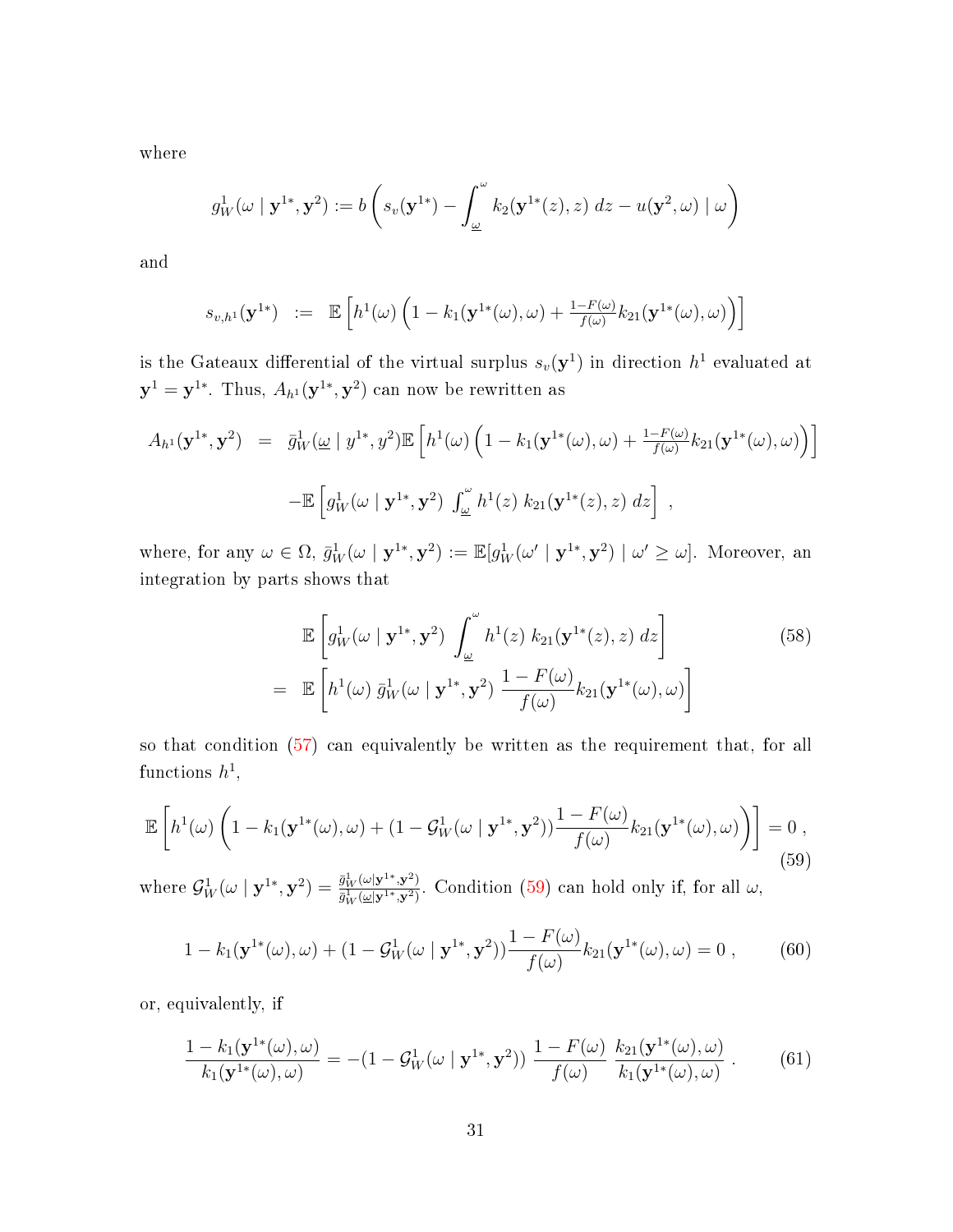where

$$g_W^1(\omega \mid \mathbf{y}^{1*}, \mathbf{y}^2) := b\left(s_v(\mathbf{y}^{1*}) - \int_{\underline{\omega}}^{\omega} k_2(\mathbf{y}^{1*}(z), z)\ dz - u(\mathbf{y}^2, \omega) \mid \omega\right)$$

and

$$s_{v,h^1}(\mathbf{y}^{1*}) \ \ := \ \ \mathbb{E}\left[h^1(\omega)\left(1 - k_1(\mathbf{y}^{1*}(\omega), \omega) + \tfrac{1-F(\omega)}{f(\omega)} k_{21}(\mathbf{y}^{1*}(\omega), \omega)\right)\right]$$

is the Gateaux differential of the virtual surplus $s_v(\mathbf{y}^1)$ in direction $h^1$ evaluated at $\mathbf{y}^1 = \mathbf{y}^{1*}$. Thus, $A_{h^1}(\mathbf{y}^{1*}, \mathbf{y}^2)$ can now be rewritten as

$$\begin{aligned} A_{h^1}(\mathbf{y}^{1*}, \mathbf{y}^2) \ &= \ \bar{g}_W^1(\underline{\omega} \mid y^{1*}, y^2)\mathbb{E}\left[h^1(\omega)\left(1 - k_1(\mathbf{y}^{1*}(\omega), \omega) + \tfrac{1-F(\omega)}{f(\omega)} k_{21}(\mathbf{y}^{1*}(\omega), \omega)\right)\right] \\ &\quad - \mathbb{E}\left[g_W^1(\omega \mid \mathbf{y}^{1*}, \mathbf{y}^2)\ \textstyle\int_{\underline{\omega}}^{\omega} h^1(z)\ k_{21}(\mathbf{y}^{1*}(z), z)\ dz\right] \ , \end{aligned}$$

where, for any $\omega \in \Omega$, $\bar{g}_W^1(\omega \mid \mathbf{y}^{1*}, \mathbf{y}^2) := \mathbb{E}[g_W^1(\omega' \mid \mathbf{y}^{1*}, \mathbf{y}^2) \mid \omega' \geq \omega]$. Moreover, an integration by parts shows that

$$\begin{aligned} & \mathbb{E}\left[g_W^1(\omega \mid \mathbf{y}^{1*}, \mathbf{y}^2)\ \int_{\underline{\omega}}^{\omega} h^1(z)\ k_{21}(\mathbf{y}^{1*}(z), z)\ dz\right] \\ = \ & \mathbb{E}\left[h^1(\omega)\ \bar{g}_W^1(\omega \mid \mathbf{y}^{1*}, \mathbf{y}^2)\ \frac{1-F(\omega)}{f(\omega)} k_{21}(\mathbf{y}^{1*}(\omega), \omega)\right] \end{aligned} \tag{58}$$

so that condition (57) can equivalently be written as the requirement that, for all functions $h^1$,

$$\mathbb{E}\left[h^1(\omega)\left(1 - k_1(\mathbf{y}^{1*}(\omega), \omega) + (1 - \mathcal{G}_W^1(\omega \mid \mathbf{y}^{1*}, \mathbf{y}^2))\frac{1-F(\omega)}{f(\omega)} k_{21}(\mathbf{y}^{1*}(\omega), \omega)\right)\right] = 0 \ , \tag{59}$$

where $\mathcal{G}_W^1(\omega \mid \mathbf{y}^{1*}, \mathbf{y}^2) = \frac{\bar{g}_W^1(\omega \mid \mathbf{y}^{1*}, \mathbf{y}^2)}{\bar{g}_W^1(\underline{\omega} \mid \mathbf{y}^{1*}, \mathbf{y}^2)}$. Condition (59) can hold only if, for all $\omega$,

$$1 - k_1(\mathbf{y}^{1*}(\omega), \omega) + (1 - \mathcal{G}_W^1(\omega \mid \mathbf{y}^{1*}, \mathbf{y}^2))\frac{1-F(\omega)}{f(\omega)} k_{21}(\mathbf{y}^{1*}(\omega), \omega) = 0 \ , \tag{60}$$

or, equivalently, if

$$\frac{1 - k_1(\mathbf{y}^{1*}(\omega), \omega)}{k_1(\mathbf{y}^{1*}(\omega), \omega)} = -(1 - \mathcal{G}_W^1(\omega \mid \mathbf{y}^{1*}, \mathbf{y}^2))\ \frac{1-F(\omega)}{f(\omega)}\ \frac{k_{21}(\mathbf{y}^{1*}(\omega), \omega)}{k_1(\mathbf{y}^{1*}(\omega), \omega)} \ . \tag{61}$$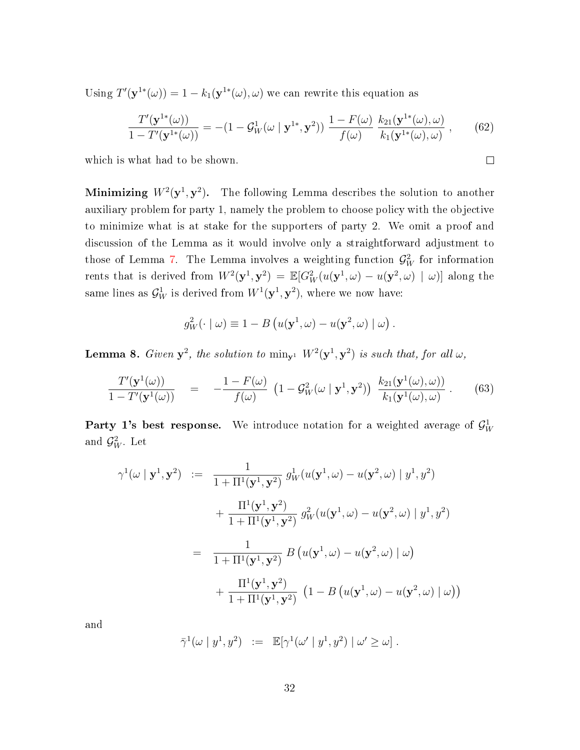Using $T'(\mathbf{y}^{1*}(\omega)) = 1 - k_1(\mathbf{y}^{1*}(\omega), \omega)$ we can rewrite this equation as

$$\frac{T'(\mathbf{y}^{1*}(\omega))}{1 - T'(\mathbf{y}^{1*}(\omega))} = -(1 - \mathcal{G}_W^1(\omega \mid \mathbf{y}^{1*}, \mathbf{y}^2)) \, \frac{1 - F(\omega)}{f(\omega)} \, \frac{k_{21}(\mathbf{y}^{1*}(\omega), \omega)}{k_1(\mathbf{y}^{1*}(\omega), \omega)} \,, \tag{62}$$

which is what had to be shown. $\square$

**Minimizing $W^2(\mathbf{y}^1, \mathbf{y}^2)$.** The following Lemma describes the solution to another auxiliary problem for party 1, namely the problem to choose policy with the objective to minimize what is at stake for the supporters of party 2. We omit a proof and discussion of the Lemma as it would involve only a straightforward adjustment to those of Lemma 7. The Lemma involves a weighting function $\mathcal{G}_W^2$ for information rents that is derived from $W^2(\mathbf{y}^1, \mathbf{y}^2) = \mathbb{E}[G_W^2(u(\mathbf{y}^1, \omega) - u(\mathbf{y}^2, \omega) \mid \omega)]$ along the same lines as $\mathcal{G}_W^1$ is derived from $W^1(\mathbf{y}^1, \mathbf{y}^2)$, where we now have:

$$g_W^2(\cdot \mid \omega) \equiv 1 - B\left(u(\mathbf{y}^1, \omega) - u(\mathbf{y}^2, \omega) \mid \omega\right).$$

**Lemma 8.** *Given $\mathbf{y}^2$, the solution to $\min_{\mathbf{y}^1} \; W^2(\mathbf{y}^1, \mathbf{y}^2)$ is such that, for all $\omega$,*

$$\frac{T'(\mathbf{y}^1(\omega))}{1 - T'(\mathbf{y}^1(\omega))} \quad = \quad -\frac{1 - F(\omega)}{f(\omega)} \, \left(1 - \mathcal{G}_W^2(\omega \mid \mathbf{y}^1, \mathbf{y}^2)\right) \, \frac{k_{21}(\mathbf{y}^1(\omega), \omega))}{k_1(\mathbf{y}^1(\omega), \omega)} \,. \tag{63}$$

**Party 1's best response.** We introduce notation for a weighted average of $\mathcal{G}_W^1$ and $\mathcal{G}_W^2$. Let

$$\begin{aligned}
\gamma^1(\omega \mid \mathbf{y}^1, \mathbf{y}^2) \;\; &:= \;\; \frac{1}{1 + \Pi^1(\mathbf{y}^1, \mathbf{y}^2)} \, g_W^1(u(\mathbf{y}^1, \omega) - u(\mathbf{y}^2, \omega) \mid y^1, y^2) \\
&\quad\; + \frac{\Pi^1(\mathbf{y}^1, \mathbf{y}^2)}{1 + \Pi^1(\mathbf{y}^1, \mathbf{y}^2)} \, g_W^2(u(\mathbf{y}^1, \omega) - u(\mathbf{y}^2, \omega) \mid y^1, y^2) \\
&= \;\; \frac{1}{1 + \Pi^1(\mathbf{y}^1, \mathbf{y}^2)} \, B\left(u(\mathbf{y}^1, \omega) - u(\mathbf{y}^2, \omega) \mid \omega\right) \\
&\quad\; + \frac{\Pi^1(\mathbf{y}^1, \mathbf{y}^2)}{1 + \Pi^1(\mathbf{y}^1, \mathbf{y}^2)} \, \left(1 - B\left(u(\mathbf{y}^1, \omega) - u(\mathbf{y}^2, \omega) \mid \omega\right)\right)
\end{aligned}$$

and

$$\bar{\gamma}^1(\omega \mid y^1, y^2) \;\; := \;\; \mathbb{E}[\gamma^1(\omega' \mid y^1, y^2) \mid \omega' \geq \omega] \,.$$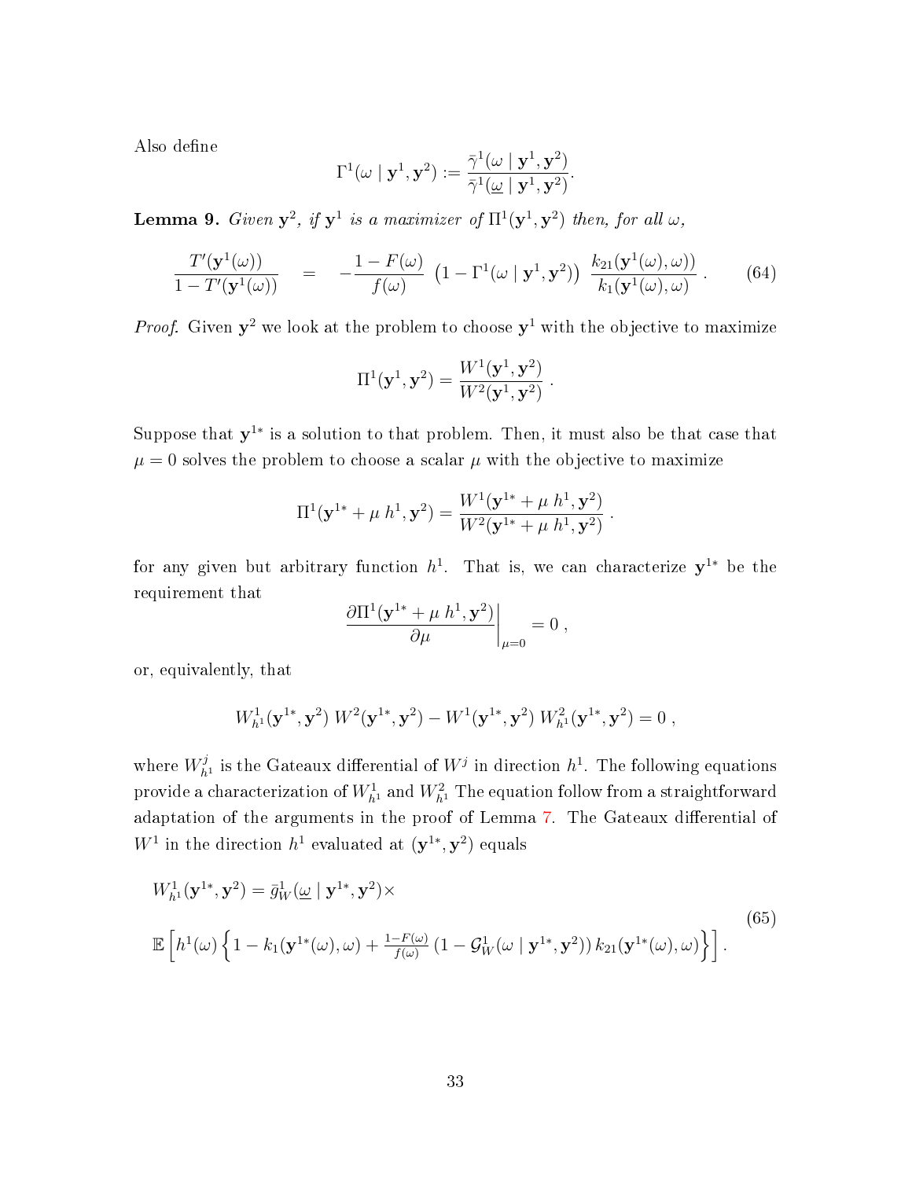Also define

$$\Gamma^1(\omega \mid \mathbf{y}^1, \mathbf{y}^2) := \frac{\bar{\gamma}^1(\omega \mid \mathbf{y}^1, \mathbf{y}^2)}{\bar{\gamma}^1(\underline{\omega} \mid \mathbf{y}^1, \mathbf{y}^2)}.$$

**Lemma 9.** *Given $\mathbf{y}^2$, if $\mathbf{y}^1$ is a maximizer of $\Pi^1(\mathbf{y}^1, \mathbf{y}^2)$ then, for all $\omega$,*

$$\frac{T'(\mathbf{y}^1(\omega))}{1 - T'(\mathbf{y}^1(\omega))} \quad = \quad -\frac{1 - F(\omega)}{f(\omega)} \left(1 - \Gamma^1(\omega \mid \mathbf{y}^1, \mathbf{y}^2)\right) \frac{k_{21}(\mathbf{y}^1(\omega), \omega))}{k_1(\mathbf{y}^1(\omega), \omega)} \,. \tag{64}$$

*Proof.* Given $\mathbf{y}^2$ we look at the problem to choose $\mathbf{y}^1$ with the objective to maximize

$$\Pi^1(\mathbf{y}^1, \mathbf{y}^2) = \frac{W^1(\mathbf{y}^1, \mathbf{y}^2)}{W^2(\mathbf{y}^1, \mathbf{y}^2)} \,.$$

Suppose that $\mathbf{y}^{1*}$ is a solution to that problem. Then, it must also be that case that $\mu = 0$ solves the problem to choose a scalar $\mu$ with the objective to maximize

$$\Pi^1(\mathbf{y}^{1*} + \mu \, h^1, \mathbf{y}^2) = \frac{W^1(\mathbf{y}^{1*} + \mu \, h^1, \mathbf{y}^2)}{W^2(\mathbf{y}^{1*} + \mu \, h^1, \mathbf{y}^2)} \,.$$

for any given but arbitrary function $h^1$. That is, we can characterize $\mathbf{y}^{1*}$ be the requirement that

$$\left.\frac{\partial \Pi^1(\mathbf{y}^{1*} + \mu \, h^1, \mathbf{y}^2)}{\partial \mu}\right|_{\mu=0} = 0 \,,$$

or, equivalently, that

$$W^1_{h^1}(\mathbf{y}^{1*}, \mathbf{y}^2) \; W^2(\mathbf{y}^{1*}, \mathbf{y}^2) - W^1(\mathbf{y}^{1*}, \mathbf{y}^2) \; W^2_{h^1}(\mathbf{y}^{1*}, \mathbf{y}^2) = 0 \,,$$

where $W^j_{h^1}$ is the Gateaux differential of $W^j$ in direction $h^1$. The following equations provide a characterization of $W^1_{h^1}$ and $W^2_{h^1}$ The equation follow from a straightforward adaptation of the arguments in the proof of Lemma 7. The Gateaux differential of $W^1$ in the direction $h^1$ evaluated at $(\mathbf{y}^{1*}, \mathbf{y}^2)$ equals

$$\begin{aligned} &W^1_{h^1}(\mathbf{y}^{1*}, \mathbf{y}^2) = \bar{g}^1_W(\underline{\omega} \mid \mathbf{y}^{1*}, \mathbf{y}^2) \times \\ &\mathbb{E}\left[h^1(\omega)\left\{1 - k_1(\mathbf{y}^{1*}(\omega), \omega) + \tfrac{1-F(\omega)}{f(\omega)} \left(1 - \mathcal{G}^1_W(\omega \mid \mathbf{y}^{1*}, \mathbf{y}^2)\right) k_{21}(\mathbf{y}^{1*}(\omega), \omega)\right\}\right]. \end{aligned} \tag{65}$$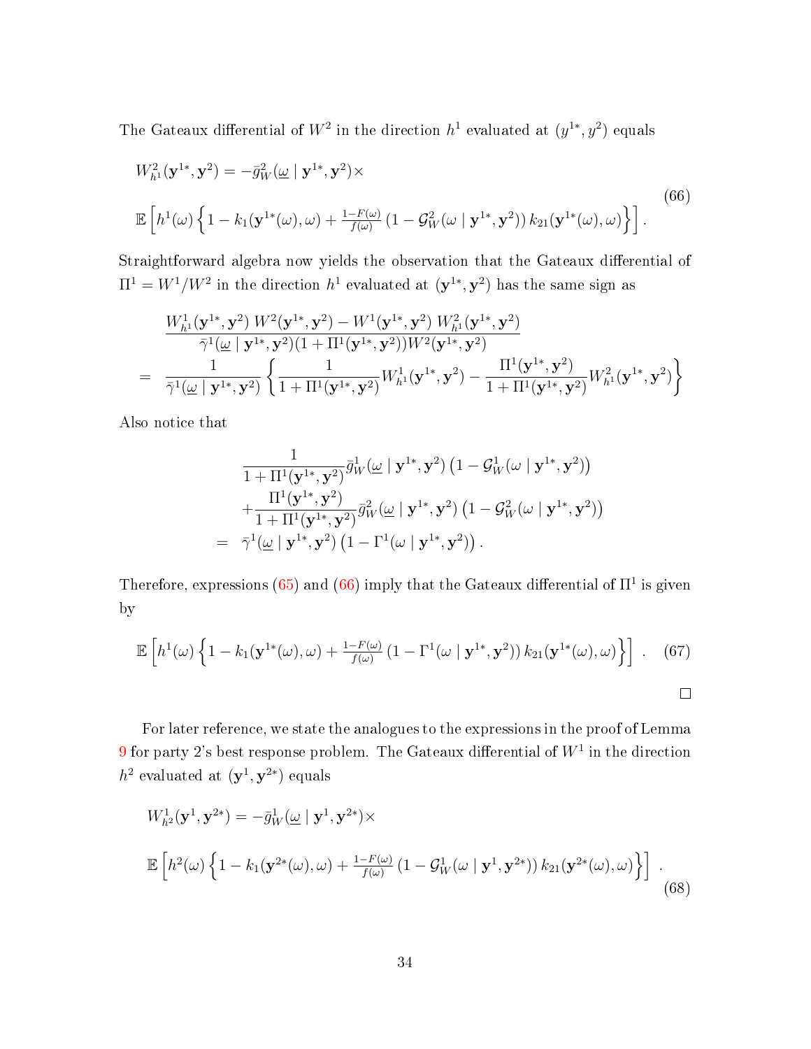The Gateaux differential of $W^2$ in the direction $h^1$ evaluated at $(y^{1*}, y^2)$ equals

$$
\begin{aligned}
&W^2_{h^1}(\mathbf{y}^{1*}, \mathbf{y}^2) = -\bar{g}^2_W(\underline{\omega} \mid \mathbf{y}^{1*}, \mathbf{y}^2)\times \\
&\mathbb{E}\left[h^1(\omega)\left\{1 - k_1(\mathbf{y}^{1*}(\omega), \omega) + \tfrac{1-F(\omega)}{f(\omega)}\left(1 - \mathcal{G}^2_W(\omega \mid \mathbf{y}^{1*}, \mathbf{y}^2)\right) k_{21}(\mathbf{y}^{1*}(\omega), \omega)\right\}\right].
\end{aligned}
\tag{66}
$$

Straightforward algebra now yields the observation that the Gateaux differential of $\Pi^1 = W^1/W^2$ in the direction $h^1$ evaluated at $(\mathbf{y}^{1*}, \mathbf{y}^2)$ has the same sign as

$$
\begin{aligned}
&\frac{W^1_{h^1}(\mathbf{y}^{1*}, \mathbf{y}^2)\, W^2(\mathbf{y}^{1*}, \mathbf{y}^2) - W^1(\mathbf{y}^{1*}, \mathbf{y}^2)\, W^2_{h^1}(\mathbf{y}^{1*}, \mathbf{y}^2)}{\bar{\gamma}^1(\underline{\omega} \mid \mathbf{y}^{1*}, \mathbf{y}^2)(1 + \Pi^1(\mathbf{y}^{1*}, \mathbf{y}^2))W^2(\mathbf{y}^{1*}, \mathbf{y}^2)} \\
= \;& \frac{1}{\bar{\gamma}^1(\underline{\omega} \mid \mathbf{y}^{1*}, \mathbf{y}^2)}\left\{\frac{1}{1 + \Pi^1(\mathbf{y}^{1*}, \mathbf{y}^2)} W^1_{h^1}(\mathbf{y}^{1*}, \mathbf{y}^2) - \frac{\Pi^1(\mathbf{y}^{1*}, \mathbf{y}^2)}{1 + \Pi^1(\mathbf{y}^{1*}, \mathbf{y}^2)} W^2_{h^1}(\mathbf{y}^{1*}, \mathbf{y}^2)\right\}
\end{aligned}
$$

Also notice that

$$
\begin{aligned}
&\frac{1}{1 + \Pi^1(\mathbf{y}^{1*}, \mathbf{y}^2)}\bar{g}^1_W(\underline{\omega} \mid \mathbf{y}^{1*}, \mathbf{y}^2)\left(1 - \mathcal{G}^1_W(\omega \mid \mathbf{y}^{1*}, \mathbf{y}^2)\right) \\
&+ \frac{\Pi^1(\mathbf{y}^{1*}, \mathbf{y}^2)}{1 + \Pi^1(\mathbf{y}^{1*}, \mathbf{y}^2)}\bar{g}^2_W(\underline{\omega} \mid \mathbf{y}^{1*}, \mathbf{y}^2)\left(1 - \mathcal{G}^2_W(\omega \mid \mathbf{y}^{1*}, \mathbf{y}^2)\right) \\
= \;& \bar{\gamma}^1(\underline{\omega} \mid \mathbf{y}^{1*}, \mathbf{y}^2)\left(1 - \Gamma^1(\omega \mid \mathbf{y}^{1*}, \mathbf{y}^2)\right).
\end{aligned}
$$

Therefore, expressions (65) and (66) imply that the Gateaux differential of $\Pi^1$ is given by

$$
\mathbb{E}\left[h^1(\omega)\left\{1 - k_1(\mathbf{y}^{1*}(\omega), \omega) + \tfrac{1-F(\omega)}{f(\omega)}\left(1 - \Gamma^1(\omega \mid \mathbf{y}^{1*}, \mathbf{y}^2)\right) k_{21}(\mathbf{y}^{1*}(\omega), \omega)\right\}\right]. \tag{67}
$$

□

For later reference, we state the analogues to the expressions in the proof of Lemma 9 for party 2's best response problem. The Gateaux differential of $W^1$ in the direction $h^2$ evaluated at $(\mathbf{y}^1, \mathbf{y}^{2*})$ equals

$$
\begin{aligned}
&W^1_{h^2}(\mathbf{y}^1, \mathbf{y}^{2*}) = -\bar{g}^1_W(\underline{\omega} \mid \mathbf{y}^1, \mathbf{y}^{2*})\times \\
&\mathbb{E}\left[h^2(\omega)\left\{1 - k_1(\mathbf{y}^{2*}(\omega), \omega) + \tfrac{1-F(\omega)}{f(\omega)}\left(1 - \mathcal{G}^1_W(\omega \mid \mathbf{y}^1, \mathbf{y}^{2*})\right) k_{21}(\mathbf{y}^{2*}(\omega), \omega)\right\}\right].
\end{aligned}
\tag{68}
$$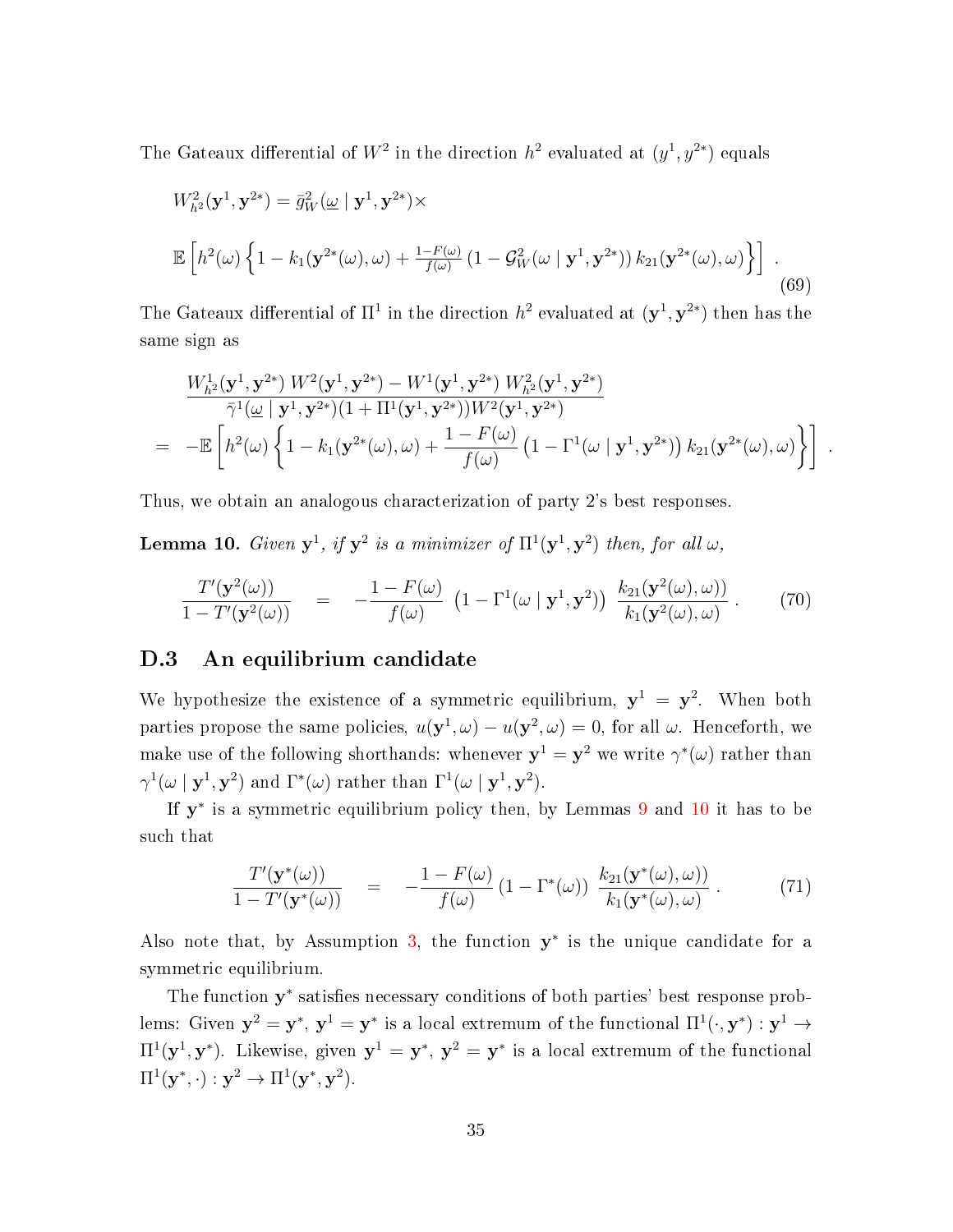The Gateaux differential of $W^2$ in the direction $h^2$ evaluated at $(y^1, y^{2*})$ equals

$$
\begin{aligned}
&W^2_{h^2}(\mathbf{y}^1, \mathbf{y}^{2*}) = \bar{g}^2_W(\underline{\omega} \mid \mathbf{y}^1, \mathbf{y}^{2*}) \times \\
&\mathbb{E}\left[ h^2(\omega) \left\{ 1 - k_1(\mathbf{y}^{2*}(\omega), \omega) + \tfrac{1-F(\omega)}{f(\omega)} \left(1 - \mathcal{G}^2_W(\omega \mid \mathbf{y}^1, \mathbf{y}^{2*})\right) k_{21}(\mathbf{y}^{2*}(\omega), \omega) \right\} \right] .
\end{aligned}
\tag{69}
$$

The Gateaux differential of $\Pi^1$ in the direction $h^2$ evaluated at $(\mathbf{y}^1, \mathbf{y}^{2*})$ then has the same sign as

$$
\begin{aligned}
& \frac{W^1_{h^2}(\mathbf{y}^1, \mathbf{y}^{2*})\, W^2(\mathbf{y}^1, \mathbf{y}^{2*}) - W^1(\mathbf{y}^1, \mathbf{y}^{2*})\, W^2_{h^2}(\mathbf{y}^1, \mathbf{y}^{2*})}{\bar{\gamma}^1(\underline{\omega} \mid \mathbf{y}^1, \mathbf{y}^{2*})(1 + \Pi^1(\mathbf{y}^1, \mathbf{y}^{2*}))W^2(\mathbf{y}^1, \mathbf{y}^{2*})} \\
= \; & -\mathbb{E}\left[ h^2(\omega) \left\{ 1 - k_1(\mathbf{y}^{2*}(\omega), \omega) + \frac{1 - F(\omega)}{f(\omega)} \left(1 - \Gamma^1(\omega \mid \mathbf{y}^1, \mathbf{y}^{2*})\right) k_{21}(\mathbf{y}^{2*}(\omega), \omega) \right\} \right] .
\end{aligned}
$$

Thus, we obtain an analogous characterization of party 2's best responses.

**Lemma 10.** *Given $\mathbf{y}^1$, if $\mathbf{y}^2$ is a minimizer of $\Pi^1(\mathbf{y}^1, \mathbf{y}^2)$ then, for all $\omega$,*

$$
\frac{T'(\mathbf{y}^2(\omega))}{1 - T'(\mathbf{y}^2(\omega))} \quad = \quad -\frac{1 - F(\omega)}{f(\omega)} \left(1 - \Gamma^1(\omega \mid \mathbf{y}^1, \mathbf{y}^2)\right) \frac{k_{21}(\mathbf{y}^2(\omega), \omega))}{k_1(\mathbf{y}^2(\omega), \omega)} . \tag{70}
$$

## D.3 An equilibrium candidate

We hypothesize the existence of a symmetric equilibrium, $\mathbf{y}^1 = \mathbf{y}^2$. When both parties propose the same policies, $u(\mathbf{y}^1, \omega) - u(\mathbf{y}^2, \omega) = 0$, for all $\omega$. Henceforth, we make use of the following shorthands: whenever $\mathbf{y}^1 = \mathbf{y}^2$ we write $\gamma^*(\omega)$ rather than $\gamma^1(\omega \mid \mathbf{y}^1, \mathbf{y}^2)$ and $\Gamma^*(\omega)$ rather than $\Gamma^1(\omega \mid \mathbf{y}^1, \mathbf{y}^2)$.

If $\mathbf{y}^*$ is a symmetric equilibrium policy then, by Lemmas 9 and 10 it has to be such that

$$
\frac{T'(\mathbf{y}^*(\omega))}{1 - T'(\mathbf{y}^*(\omega))} \quad = \quad -\frac{1 - F(\omega)}{f(\omega)} \left(1 - \Gamma^*(\omega)\right) \frac{k_{21}(\mathbf{y}^*(\omega), \omega))}{k_1(\mathbf{y}^*(\omega), \omega)} . \tag{71}
$$

Also note that, by Assumption 3, the function $\mathbf{y}^*$ is the unique candidate for a symmetric equilibrium.

The function $\mathbf{y}^*$ satisfies necessary conditions of both parties' best response problems: Given $\mathbf{y}^2 = \mathbf{y}^*$, $\mathbf{y}^1 = \mathbf{y}^*$ is a local extremum of the functional $\Pi^1(\cdot, \mathbf{y}^*) : \mathbf{y}^1 \to \Pi^1(\mathbf{y}^1, \mathbf{y}^*)$. Likewise, given $\mathbf{y}^1 = \mathbf{y}^*$, $\mathbf{y}^2 = \mathbf{y}^*$ is a local extremum of the functional $\Pi^1(\mathbf{y}^*, \cdot) : \mathbf{y}^2 \to \Pi^1(\mathbf{y}^*, \mathbf{y}^2)$.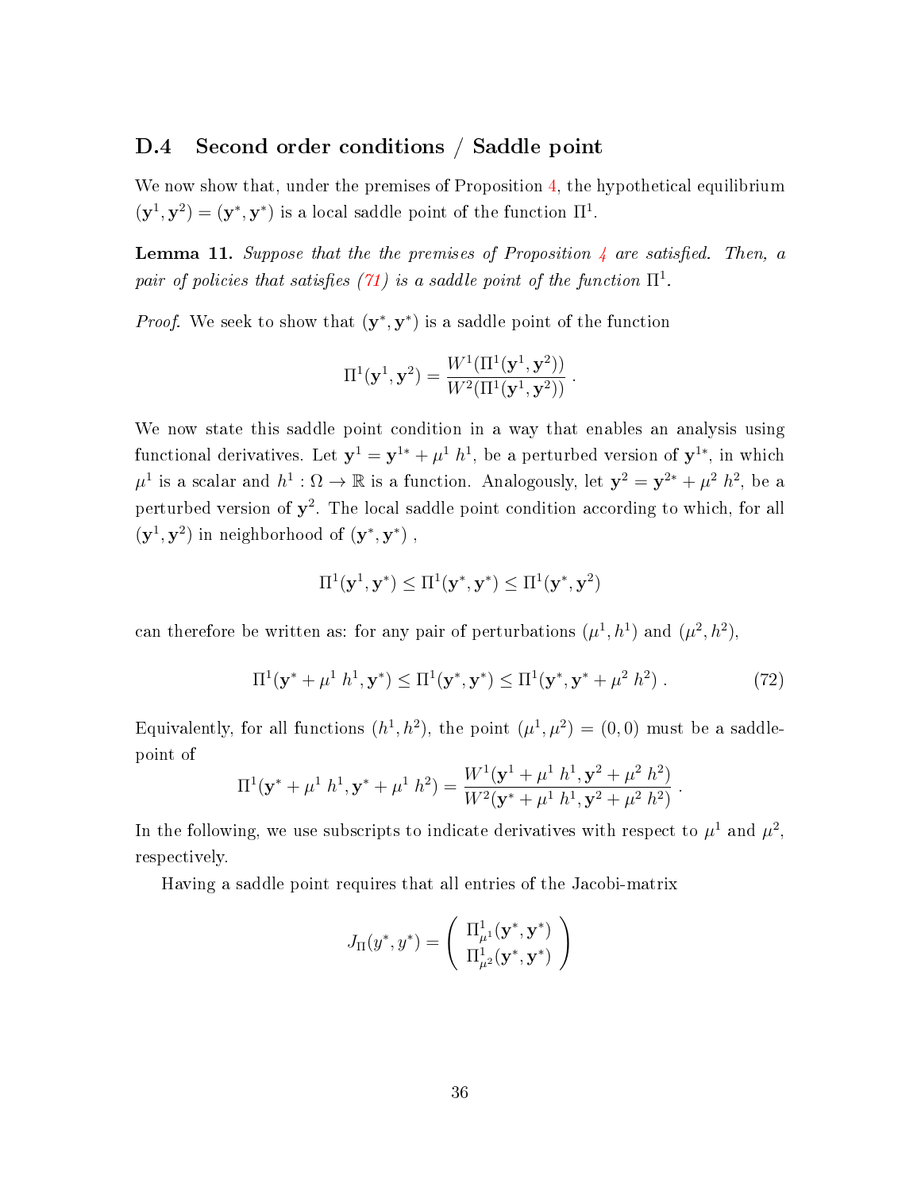### D.4 Second order conditions / Saddle point

We now show that, under the premises of Proposition 4, the hypothetical equilibrium $(\mathbf{y}^1, \mathbf{y}^2) = (\mathbf{y}^*, \mathbf{y}^*)$ is a local saddle point of the function $\Pi^1$.

**Lemma 11.** *Suppose that the the premises of Proposition 4 are satisfied. Then, a pair of policies that satisfies (71) is a saddle point of the function* $\Pi^1$*.*

*Proof.* We seek to show that $(\mathbf{y}^*, \mathbf{y}^*)$ is a saddle point of the function

$$\Pi^1(\mathbf{y}^1, \mathbf{y}^2) = \frac{W^1(\Pi^1(\mathbf{y}^1, \mathbf{y}^2))}{W^2(\Pi^1(\mathbf{y}^1, \mathbf{y}^2))} \, .$$

We now state this saddle point condition in a way that enables an analysis using functional derivatives. Let $\mathbf{y}^1 = \mathbf{y}^{1*} + \mu^1 \, h^1$, be a perturbed version of $\mathbf{y}^{1*}$, in which $\mu^1$ is a scalar and $h^1 : \Omega \to \mathbb{R}$ is a function. Analogously, let $\mathbf{y}^2 = \mathbf{y}^{2*} + \mu^2 \, h^2$, be a perturbed version of $\mathbf{y}^2$. The local saddle point condition according to which, for all $(\mathbf{y}^1, \mathbf{y}^2)$ in neighborhood of $(\mathbf{y}^*, \mathbf{y}^*)$ ,

$$\Pi^1(\mathbf{y}^1, \mathbf{y}^*) \leq \Pi^1(\mathbf{y}^*, \mathbf{y}^*) \leq \Pi^1(\mathbf{y}^*, \mathbf{y}^2)$$

can therefore be written as: for any pair of perturbations $(\mu^1, h^1)$ and $(\mu^2, h^2)$,

$$\Pi^1(\mathbf{y}^* + \mu^1 \, h^1, \mathbf{y}^*) \leq \Pi^1(\mathbf{y}^*, \mathbf{y}^*) \leq \Pi^1(\mathbf{y}^*, \mathbf{y}^* + \mu^2 \, h^2) \, . \tag{72}$$

Equivalently, for all functions $(h^1, h^2)$, the point $(\mu^1, \mu^2) = (0, 0)$ must be a saddle-point of

$$\Pi^1(\mathbf{y}^* + \mu^1 \, h^1, \mathbf{y}^* + \mu^1 \, h^2) = \frac{W^1(\mathbf{y}^1 + \mu^1 \, h^1, \mathbf{y}^2 + \mu^2 \, h^2)}{W^2(\mathbf{y}^* + \mu^1 \, h^1, \mathbf{y}^2 + \mu^2 \, h^2)} \, .$$

In the following, we use subscripts to indicate derivatives with respect to $\mu^1$ and $\mu^2$, respectively.

Having a saddle point requires that all entries of the Jacobi-matrix

$$J_\Pi(y^*, y^*) = \begin{pmatrix} \Pi^1_{\mu^1}(\mathbf{y}^*, \mathbf{y}^*) \\ \Pi^1_{\mu^2}(\mathbf{y}^*, \mathbf{y}^*) \end{pmatrix}$$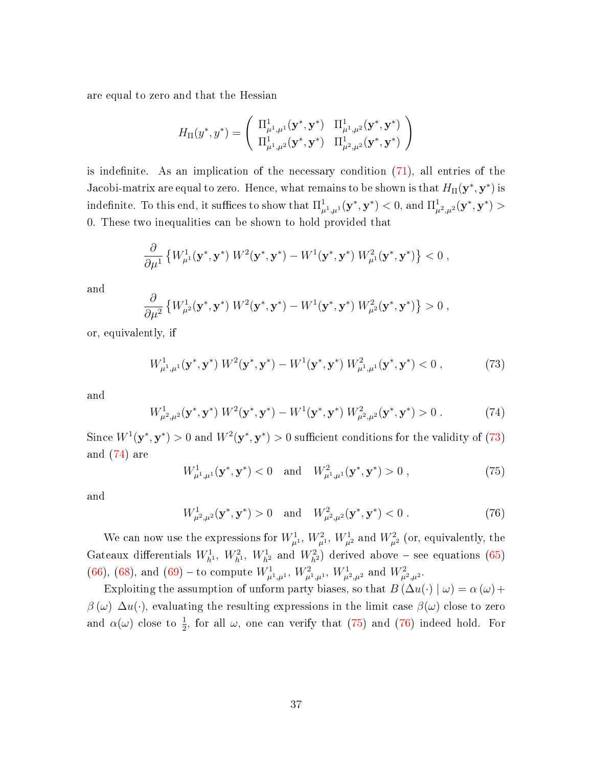are equal to zero and that the Hessian

$$H_{\Pi}(y^*, y^*) = \left( \begin{array}{cc} \Pi^1_{\mu^1,\mu^1}(\mathbf{y}^*, \mathbf{y}^*) & \Pi^1_{\mu^1,\mu^2}(\mathbf{y}^*, \mathbf{y}^*) \\ \Pi^1_{\mu^1,\mu^2}(\mathbf{y}^*, \mathbf{y}^*) & \Pi^1_{\mu^2,\mu^2}(\mathbf{y}^*, \mathbf{y}^*) \end{array} \right)$$

is indefinite. As an implication of the necessary condition (71), all entries of the Jacobi-matrix are equal to zero. Hence, what remains to be shown is that $H_{\Pi}(\mathbf{y}^*, \mathbf{y}^*)$ is indefinite. To this end, it suffices to show that $\Pi^1_{\mu^1,\mu^1}(\mathbf{y}^*, \mathbf{y}^*) < 0$, and $\Pi^1_{\mu^2,\mu^2}(\mathbf{y}^*, \mathbf{y}^*) > 0$. These two inequalities can be shown to hold provided that

$$\frac{\partial}{\partial \mu^1} \left\{ W^1_{\mu^1}(\mathbf{y}^*, \mathbf{y}^*)\, W^2(\mathbf{y}^*, \mathbf{y}^*) - W^1(\mathbf{y}^*, \mathbf{y}^*)\, W^2_{\mu^1}(\mathbf{y}^*, \mathbf{y}^*) \right\} < 0 \,,$$

and

$$\frac{\partial}{\partial \mu^2} \left\{ W^1_{\mu^2}(\mathbf{y}^*, \mathbf{y}^*)\, W^2(\mathbf{y}^*, \mathbf{y}^*) - W^1(\mathbf{y}^*, \mathbf{y}^*)\, W^2_{\mu^2}(\mathbf{y}^*, \mathbf{y}^*) \right\} > 0 \,,$$

or, equivalently, if

$$W^1_{\mu^1,\mu^1}(\mathbf{y}^*, \mathbf{y}^*)\, W^2(\mathbf{y}^*, \mathbf{y}^*) - W^1(\mathbf{y}^*, \mathbf{y}^*)\, W^2_{\mu^1,\mu^1}(\mathbf{y}^*, \mathbf{y}^*) < 0 \,, \tag{73}$$

and

$$W^1_{\mu^2,\mu^2}(\mathbf{y}^*, \mathbf{y}^*)\, W^2(\mathbf{y}^*, \mathbf{y}^*) - W^1(\mathbf{y}^*, \mathbf{y}^*)\, W^2_{\mu^2,\mu^2}(\mathbf{y}^*, \mathbf{y}^*) > 0 \,. \tag{74}$$

Since $W^1(\mathbf{y}^*, \mathbf{y}^*) > 0$ and $W^2(\mathbf{y}^*, \mathbf{y}^*) > 0$ sufficient conditions for the validity of (73) and (74) are

$$W^1_{\mu^1,\mu^1}(\mathbf{y}^*, \mathbf{y}^*) < 0 \quad \text{and} \quad W^2_{\mu^1,\mu^1}(\mathbf{y}^*, \mathbf{y}^*) > 0 \,, \tag{75}$$

and

$$W^1_{\mu^2,\mu^2}(\mathbf{y}^*, \mathbf{y}^*) > 0 \quad \text{and} \quad W^2_{\mu^2,\mu^2}(\mathbf{y}^*, \mathbf{y}^*) < 0 \,. \tag{76}$$

We can now use the expressions for $W^1_{\mu^1}$, $W^2_{\mu^1}$, $W^1_{\mu^2}$ and $W^2_{\mu^2}$ (or, equivalently, the Gateaux differentials $W^1_{h^1}$, $W^2_{h^1}$, $W^1_{h^2}$ and $W^2_{h^2}$) derived above – see equations (65) (66), (68), and (69) – to compute $W^1_{\mu^1,\mu^1}$, $W^2_{\mu^1,\mu^1}$, $W^1_{\mu^2,\mu^2}$ and $W^2_{\mu^2,\mu^2}$.

Exploiting the assumption of unform party biases, so that $B\left(\Delta u(\cdot) \mid \omega\right) = \alpha\left(\omega\right) + \beta\left(\omega\right)\ \Delta u(\cdot)$, evaluating the resulting expressions in the limit case $\beta(\omega)$ close to zero and $\alpha(\omega)$ close to $\frac{1}{2}$, for all $\omega$, one can verify that (75) and (76) indeed hold. For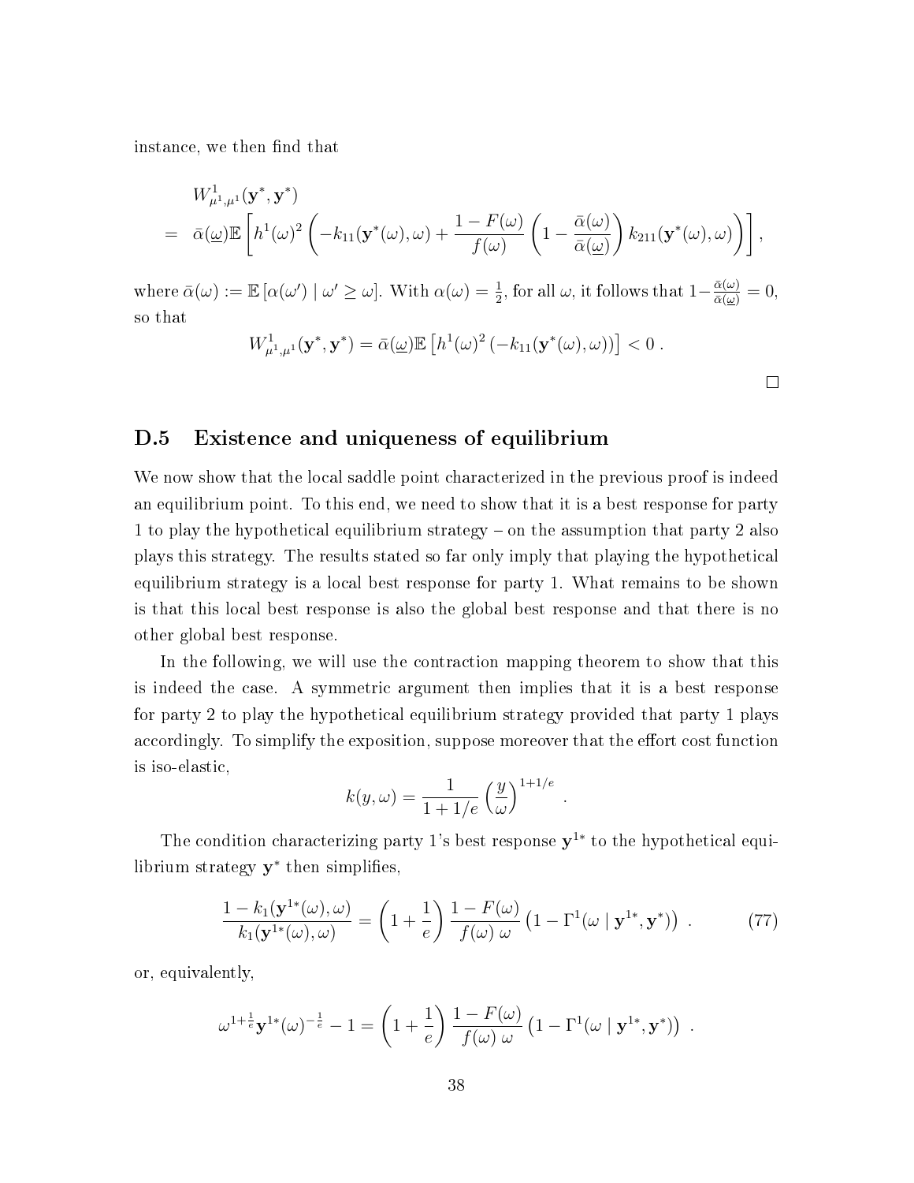instance, we then find that

$$
\begin{aligned}
& W^1_{\mu^1,\mu^1}(\mathbf{y}^*,\mathbf{y}^*) \\
= \; & \bar{\alpha}(\underline{\omega})\mathbb{E}\left[h^1(\omega)^2\left(-k_{11}(\mathbf{y}^*(\omega),\omega)+\frac{1-F(\omega)}{f(\omega)}\left(1-\frac{\bar{\alpha}(\omega)}{\bar{\alpha}(\underline{\omega})}\right)k_{211}(\mathbf{y}^*(\omega),\omega)\right)\right],
\end{aligned}
$$

where $\bar{\alpha}(\omega) := \mathbb{E}\left[\alpha(\omega') \mid \omega' \geq \omega\right]$. With $\alpha(\omega) = \frac{1}{2}$, for all $\omega$, it follows that $1-\frac{\bar{\alpha}(\omega)}{\bar{\alpha}(\underline{\omega})} = 0$, so that

$$
W^1_{\mu^1,\mu^1}(\mathbf{y}^*,\mathbf{y}^*) = \bar{\alpha}(\underline{\omega})\mathbb{E}\left[h^1(\omega)^2\left(-k_{11}(\mathbf{y}^*(\omega),\omega)\right)\right] < 0 \; .
$$

□

## D.5 Existence and uniqueness of equilibrium

We now show that the local saddle point characterized in the previous proof is indeed an equilibrium point. To this end, we need to show that it is a best response for party 1 to play the hypothetical equilibrium strategy – on the assumption that party 2 also plays this strategy. The results stated so far only imply that playing the hypothetical equilibrium strategy is a local best response for party 1. What remains to be shown is that this local best response is also the global best response and that there is no other global best response.

In the following, we will use the contraction mapping theorem to show that this is indeed the case. A symmetric argument then implies that it is a best response for party 2 to play the hypothetical equilibrium strategy provided that party 1 plays accordingly. To simplify the exposition, suppose moreover that the effort cost function is iso-elastic,

$$
k(y,\omega) = \frac{1}{1+1/e}\left(\frac{y}{\omega}\right)^{1+1/e} \; .
$$

The condition characterizing party 1's best response $\mathbf{y}^{1*}$ to the hypothetical equilibrium strategy $\mathbf{y}^*$ then simplifies,

$$
\frac{1-k_1(\mathbf{y}^{1*}(\omega),\omega)}{k_1(\mathbf{y}^{1*}(\omega),\omega)} = \left(1+\frac{1}{e}\right)\frac{1-F(\omega)}{f(\omega)\,\omega}\left(1-\Gamma^1(\omega \mid \mathbf{y}^{1*},\mathbf{y}^*)\right) \; . \tag{77}
$$

or, equivalently,

$$
\omega^{1+\frac{1}{e}}\mathbf{y}^{1*}(\omega)^{-\frac{1}{e}} - 1 = \left(1+\frac{1}{e}\right)\frac{1-F(\omega)}{f(\omega)\,\omega}\left(1-\Gamma^1(\omega \mid \mathbf{y}^{1*},\mathbf{y}^*)\right) \; .
$$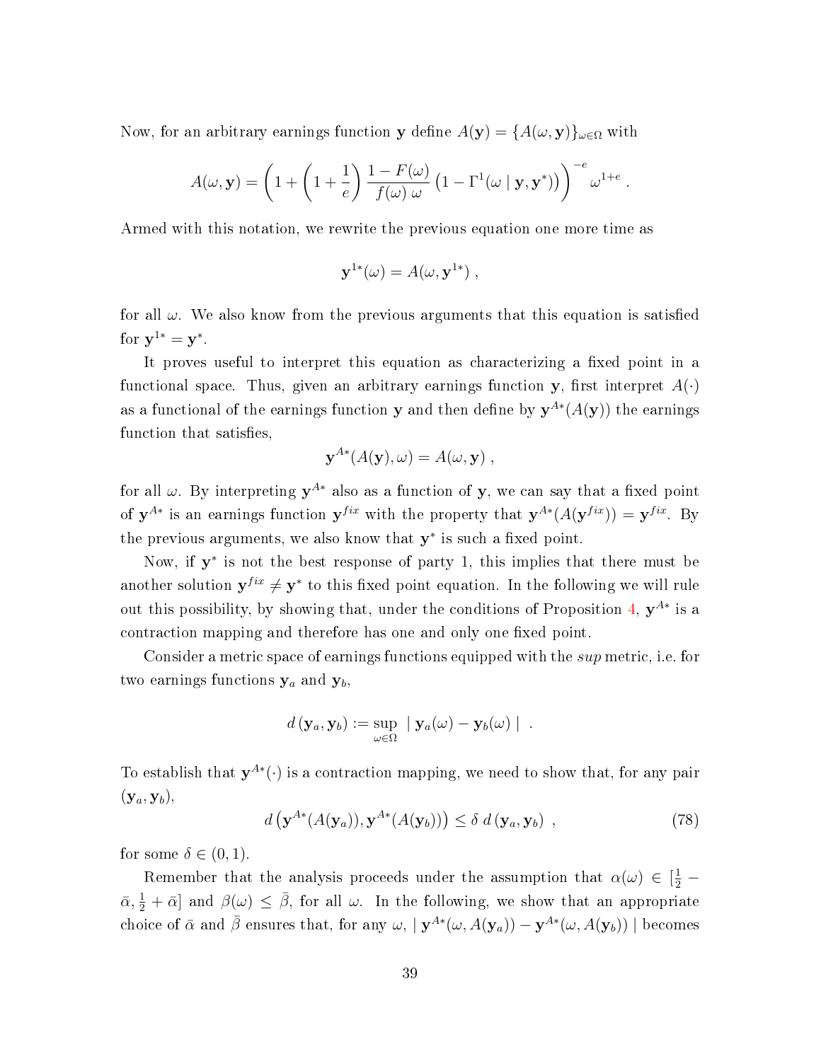Now, for an arbitrary earnings function $\mathbf{y}$ define $A(\mathbf{y}) = \{A(\omega, \mathbf{y})\}_{\omega \in \Omega}$ with

$$A(\omega, \mathbf{y}) = \left(1 + \left(1 + \frac{1}{e}\right) \frac{1 - F(\omega)}{f(\omega)\,\omega} \left(1 - \Gamma^1(\omega \mid \mathbf{y}, \mathbf{y}^*)\right)\right)^{-e} \omega^{1+e} \,.$$

Armed with this notation, we rewrite the previous equation one more time as

$$\mathbf{y}^{1*}(\omega) = A(\omega, \mathbf{y}^{1*}) \,,$$

for all $\omega$. We also know from the previous arguments that this equation is satisfied for $\mathbf{y}^{1*} = \mathbf{y}^*$.

It proves useful to interpret this equation as characterizing a fixed point in a functional space. Thus, given an arbitrary earnings function $\mathbf{y}$, first interpret $A(\cdot)$ as a functional of the earnings function $\mathbf{y}$ and then define by $\mathbf{y}^{A*}(A(\mathbf{y}))$ the earnings function that satisfies,

$$\mathbf{y}^{A*}(A(\mathbf{y}), \omega) = A(\omega, \mathbf{y}) \,,$$

for all $\omega$. By interpreting $\mathbf{y}^{A*}$ also as a function of $\mathbf{y}$, we can say that a fixed point of $\mathbf{y}^{A*}$ is an earnings function $\mathbf{y}^{fix}$ with the property that $\mathbf{y}^{A*}(A(\mathbf{y}^{fix})) = \mathbf{y}^{fix}$. By the previous arguments, we also know that $\mathbf{y}^*$ is such a fixed point.

Now, if $\mathbf{y}^*$ is not the best response of party 1, this implies that there must be another solution $\mathbf{y}^{fix} \neq \mathbf{y}^*$ to this fixed point equation. In the following we will rule out this possibility, by showing that, under the conditions of Proposition 4, $\mathbf{y}^{A*}$ is a contraction mapping and therefore has one and only one fixed point.

Consider a metric space of earnings functions equipped with the *sup* metric, i.e. for two earnings functions $\mathbf{y}_a$ and $\mathbf{y}_b$,

$$d\left(\mathbf{y}_a, \mathbf{y}_b\right) := \sup_{\omega \in \Omega} \mid \mathbf{y}_a(\omega) - \mathbf{y}_b(\omega) \mid \;.$$

To establish that $\mathbf{y}^{A*}(\cdot)$ is a contraction mapping, we need to show that, for any pair $(\mathbf{y}_a, \mathbf{y}_b)$,

$$d\left(\mathbf{y}^{A*}(A(\mathbf{y}_a)), \mathbf{y}^{A*}(A(\mathbf{y}_b))\right) \leq \delta \, d\left(\mathbf{y}_a, \mathbf{y}_b\right) \,, \tag{78}$$

for some $\delta \in (0, 1)$.

Remember that the analysis proceeds under the assumption that $\alpha(\omega) \in [\frac{1}{2} - \bar{\alpha}, \frac{1}{2} + \bar{\alpha}]$ and $\beta(\omega) \leq \bar{\beta}$, for all $\omega$. In the following, we show that an appropriate choice of $\bar{\alpha}$ and $\bar{\beta}$ ensures that, for any $\omega$, $\mid \mathbf{y}^{A*}(\omega, A(\mathbf{y}_a)) - \mathbf{y}^{A*}(\omega, A(\mathbf{y}_b)) \mid$ becomes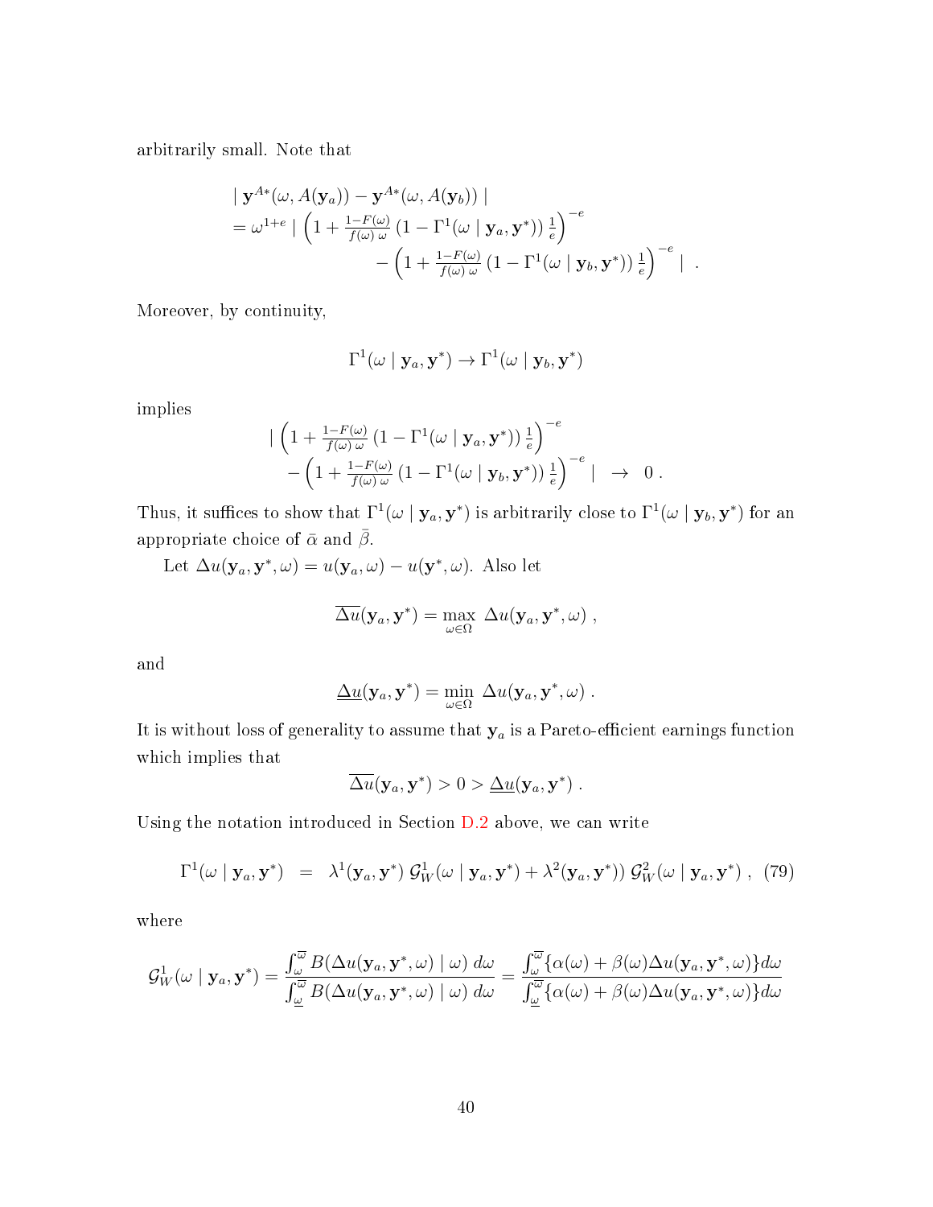arbitrarily small. Note that

$$
\begin{aligned}
&\mid \mathbf{y}^{A*}(\omega, A(\mathbf{y}_a)) - \mathbf{y}^{A*}(\omega, A(\mathbf{y}_b)) \mid \\
&= \omega^{1+e} \mid \left(1 + \tfrac{1-F(\omega)}{f(\omega)\,\omega}\,(1 - \Gamma^1(\omega \mid \mathbf{y}_a, \mathbf{y}^*))\,\tfrac{1}{e}\right)^{-e} \\
&\qquad\qquad - \left(1 + \tfrac{1-F(\omega)}{f(\omega)\,\omega}\,(1 - \Gamma^1(\omega \mid \mathbf{y}_b, \mathbf{y}^*))\,\tfrac{1}{e}\right)^{-e} \mid \;\; .
\end{aligned}
$$

Moreover, by continuity,

$$
\Gamma^1(\omega \mid \mathbf{y}_a, \mathbf{y}^*) \rightarrow \Gamma^1(\omega \mid \mathbf{y}_b, \mathbf{y}^*)
$$

implies

$$
\begin{aligned}
&\mid \left(1 + \tfrac{1-F(\omega)}{f(\omega)\,\omega}\,(1 - \Gamma^1(\omega \mid \mathbf{y}_a, \mathbf{y}^*))\,\tfrac{1}{e}\right)^{-e} \\
&\quad - \left(1 + \tfrac{1-F(\omega)}{f(\omega)\,\omega}\,(1 - \Gamma^1(\omega \mid \mathbf{y}_b, \mathbf{y}^*))\,\tfrac{1}{e}\right)^{-e} \mid \;\; \rightarrow \;\; 0 \; .
\end{aligned}
$$

Thus, it suffices to show that $\Gamma^1(\omega \mid \mathbf{y}_a, \mathbf{y}^*)$ is arbitrarily close to $\Gamma^1(\omega \mid \mathbf{y}_b, \mathbf{y}^*)$ for an appropriate choice of $\bar{\alpha}$ and $\bar{\beta}$.

Let $\Delta u(\mathbf{y}_a, \mathbf{y}^*, \omega) = u(\mathbf{y}_a, \omega) - u(\mathbf{y}^*, \omega)$. Also let

$$
\overline{\Delta u}(\mathbf{y}_a, \mathbf{y}^*) = \max_{\omega \in \Omega} \; \Delta u(\mathbf{y}_a, \mathbf{y}^*, \omega) \; ,
$$

and

$$
\underline{\Delta u}(\mathbf{y}_a, \mathbf{y}^*) = \min_{\omega \in \Omega} \; \Delta u(\mathbf{y}_a, \mathbf{y}^*, \omega) \; .
$$

It is without loss of generality to assume that $\mathbf{y}_a$ is a Pareto-efficient earnings function which implies that

$$
\overline{\Delta u}(\mathbf{y}_a, \mathbf{y}^*) > 0 > \underline{\Delta u}(\mathbf{y}_a, \mathbf{y}^*) \; .
$$

Using the notation introduced in Section D.2 above, we can write

$$
\Gamma^1(\omega \mid \mathbf{y}_a, \mathbf{y}^*) \;\; = \;\; \lambda^1(\mathbf{y}_a, \mathbf{y}^*)\; \mathcal{G}^1_W(\omega \mid \mathbf{y}_a, \mathbf{y}^*) + \lambda^2(\mathbf{y}_a, \mathbf{y}^*))\; \mathcal{G}^2_W(\omega \mid \mathbf{y}_a, \mathbf{y}^*) \; , \quad (79)
$$

where

$$
\mathcal{G}^1_W(\omega \mid \mathbf{y}_a, \mathbf{y}^*) = \frac{\int_{\omega}^{\overline{\omega}} B(\Delta u(\mathbf{y}_a, \mathbf{y}^*, \omega) \mid \omega)\; d\omega}{\int_{\underline{\omega}}^{\overline{\omega}} B(\Delta u(\mathbf{y}_a, \mathbf{y}^*, \omega) \mid \omega)\; d\omega} = \frac{\int_{\omega}^{\overline{\omega}} \{\alpha(\omega) + \beta(\omega) \Delta u(\mathbf{y}_a, \mathbf{y}^*, \omega)\} d\omega}{\int_{\underline{\omega}}^{\overline{\omega}} \{\alpha(\omega) + \beta(\omega) \Delta u(\mathbf{y}_a, \mathbf{y}^*, \omega)\} d\omega}
$$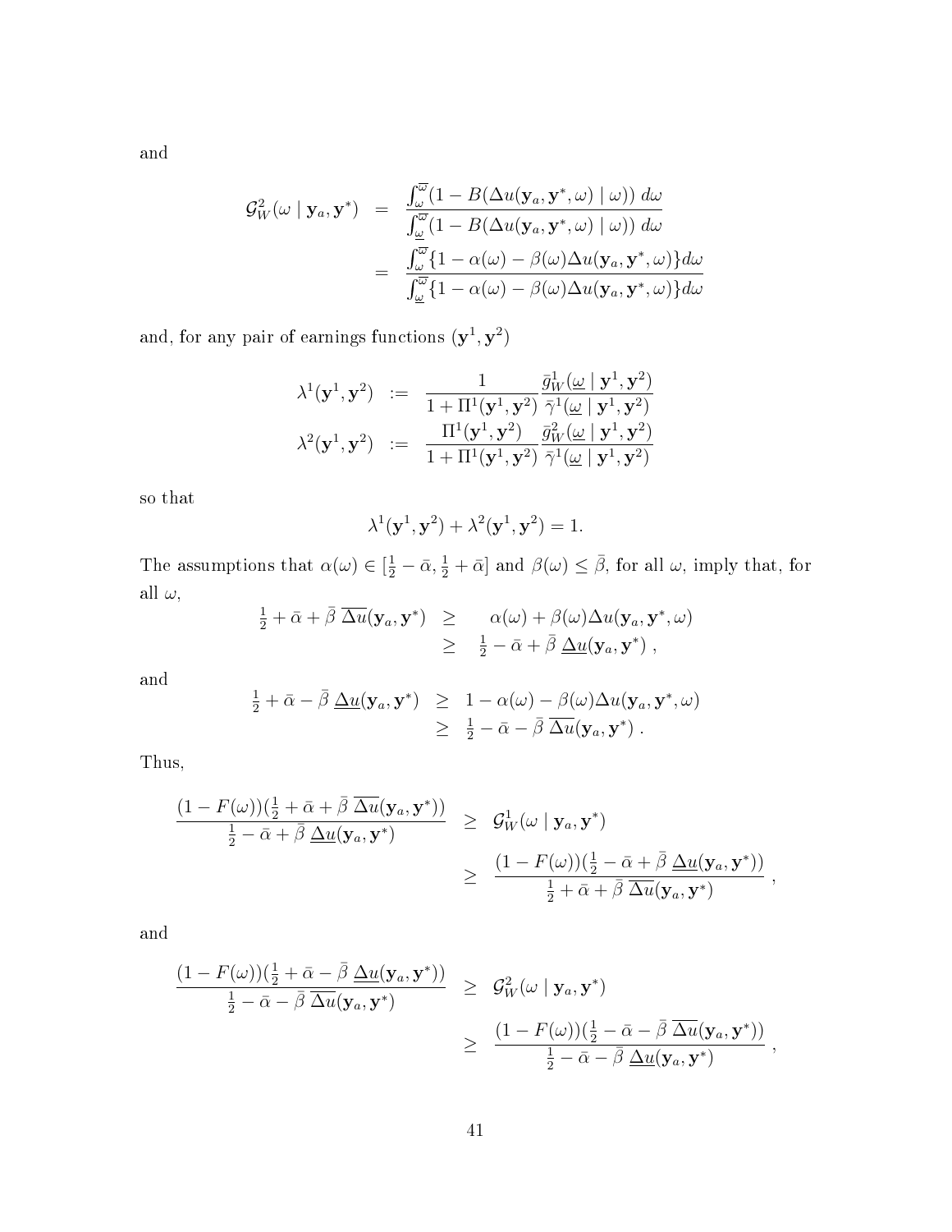and

$$
\begin{aligned}
\mathcal{G}_W^2(\omega \mid \mathbf{y}_a, \mathbf{y}^*) &= \frac{\int_\omega^{\overline{\omega}} (1 - B(\Delta u(\mathbf{y}_a, \mathbf{y}^*, \omega) \mid \omega)) \, d\omega}{\int_{\underline{\omega}}^{\overline{\omega}} (1 - B(\Delta u(\mathbf{y}_a, \mathbf{y}^*, \omega) \mid \omega)) \, d\omega} \\
&= \frac{\int_\omega^{\overline{\omega}} \{1 - \alpha(\omega) - \beta(\omega)\Delta u(\mathbf{y}_a, \mathbf{y}^*, \omega)\} d\omega}{\int_{\underline{\omega}}^{\overline{\omega}} \{1 - \alpha(\omega) - \beta(\omega)\Delta u(\mathbf{y}_a, \mathbf{y}^*, \omega)\} d\omega}
\end{aligned}
$$

and, for any pair of earnings functions $(\mathbf{y}^1, \mathbf{y}^2)$

$$
\begin{aligned}
\lambda^1(\mathbf{y}^1, \mathbf{y}^2) &:= \frac{1}{1 + \Pi^1(\mathbf{y}^1, \mathbf{y}^2)} \frac{\bar{g}_W^1(\underline{\omega} \mid \mathbf{y}^1, \mathbf{y}^2)}{\bar{\gamma}^1(\underline{\omega} \mid \mathbf{y}^1, \mathbf{y}^2)} \\
\lambda^2(\mathbf{y}^1, \mathbf{y}^2) &:= \frac{\Pi^1(\mathbf{y}^1, \mathbf{y}^2)}{1 + \Pi^1(\mathbf{y}^1, \mathbf{y}^2)} \frac{\bar{g}_W^2(\underline{\omega} \mid \mathbf{y}^1, \mathbf{y}^2)}{\bar{\gamma}^1(\underline{\omega} \mid \mathbf{y}^1, \mathbf{y}^2)}
\end{aligned}
$$

so that

$$
\lambda^1(\mathbf{y}^1, \mathbf{y}^2) + \lambda^2(\mathbf{y}^1, \mathbf{y}^2) = 1.
$$

The assumptions that $\alpha(\omega) \in [\frac{1}{2} - \bar{\alpha}, \frac{1}{2} + \bar{\alpha}]$ and $\beta(\omega) \leq \bar{\beta}$, for all $\omega$, imply that, for all $\omega$,

$$
\begin{aligned}
\tfrac{1}{2} + \bar{\alpha} + \bar{\beta} \; \overline{\Delta u}(\mathbf{y}_a, \mathbf{y}^*) &\geq \quad \alpha(\omega) + \beta(\omega)\Delta u(\mathbf{y}_a, \mathbf{y}^*, \omega) \\
&\geq \quad \tfrac{1}{2} - \bar{\alpha} + \bar{\beta} \; \underline{\Delta u}(\mathbf{y}_a, \mathbf{y}^*) \; ,
\end{aligned}
$$

and

$$
\begin{aligned}
\tfrac{1}{2} + \bar{\alpha} - \bar{\beta} \; \underline{\Delta u}(\mathbf{y}_a, \mathbf{y}^*) &\geq 1 - \alpha(\omega) - \beta(\omega)\Delta u(\mathbf{y}_a, \mathbf{y}^*, \omega) \\
&\geq \tfrac{1}{2} - \bar{\alpha} - \bar{\beta} \; \overline{\Delta u}(\mathbf{y}_a, \mathbf{y}^*) \; .
\end{aligned}
$$

Thus,

$$
\begin{aligned}
\frac{(1 - F(\omega))(\frac{1}{2} + \bar{\alpha} + \bar{\beta} \; \overline{\Delta u}(\mathbf{y}_a, \mathbf{y}^*))}{\frac{1}{2} - \bar{\alpha} + \bar{\beta} \; \underline{\Delta u}(\mathbf{y}_a, \mathbf{y}^*)} &\geq \mathcal{G}_W^1(\omega \mid \mathbf{y}_a, \mathbf{y}^*) \\
&\geq \frac{(1 - F(\omega))(\frac{1}{2} - \bar{\alpha} + \bar{\beta} \; \underline{\Delta u}(\mathbf{y}_a, \mathbf{y}^*))}{\frac{1}{2} + \bar{\alpha} + \bar{\beta} \; \overline{\Delta u}(\mathbf{y}_a, \mathbf{y}^*)} \; ,
\end{aligned}
$$

and

$$
\begin{aligned}
\frac{(1 - F(\omega))(\frac{1}{2} + \bar{\alpha} - \bar{\beta} \; \underline{\Delta u}(\mathbf{y}_a, \mathbf{y}^*))}{\frac{1}{2} - \bar{\alpha} - \bar{\beta} \; \overline{\Delta u}(\mathbf{y}_a, \mathbf{y}^*)} &\geq \mathcal{G}_W^2(\omega \mid \mathbf{y}_a, \mathbf{y}^*) \\
&\geq \frac{(1 - F(\omega))(\frac{1}{2} - \bar{\alpha} - \bar{\beta} \; \overline{\Delta u}(\mathbf{y}_a, \mathbf{y}^*))}{\frac{1}{2} - \bar{\alpha} - \bar{\beta} \; \underline{\Delta u}(\mathbf{y}_a, \mathbf{y}^*)} \; ,
\end{aligned}
$$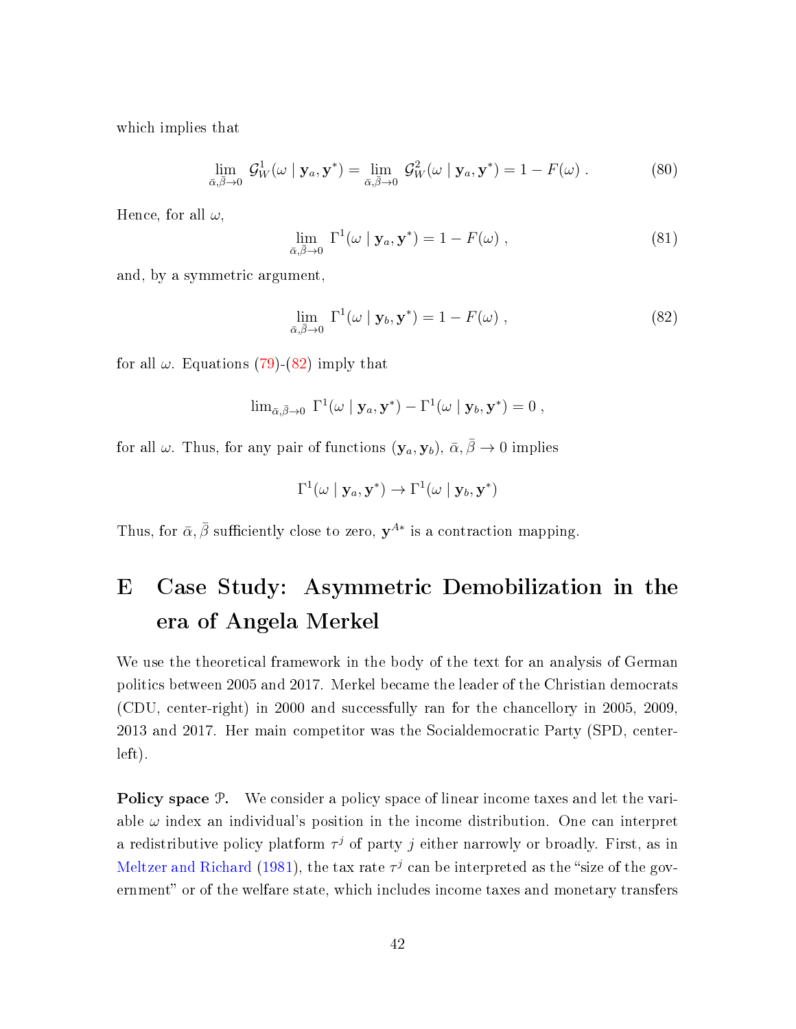which implies that

$$\lim_{\bar{\alpha},\bar{\beta}\to 0}\ \mathcal{G}^1_W(\omega \mid \mathbf{y}_a, \mathbf{y}^*) = \lim_{\bar{\alpha},\bar{\beta}\to 0}\ \mathcal{G}^2_W(\omega \mid \mathbf{y}_a, \mathbf{y}^*) = 1 - F(\omega)\ . \tag{80}$$

Hence, for all $\omega$,

$$\lim_{\bar{\alpha},\bar{\beta}\to 0}\ \Gamma^1(\omega \mid \mathbf{y}_a, \mathbf{y}^*) = 1 - F(\omega)\ , \tag{81}$$

and, by a symmetric argument,

$$\lim_{\bar{\alpha},\bar{\beta}\to 0}\ \Gamma^1(\omega \mid \mathbf{y}_b, \mathbf{y}^*) = 1 - F(\omega)\ , \tag{82}$$

for all $\omega$. Equations (79)-(82) imply that

$$\lim_{\bar{\alpha},\bar{\beta}\to 0}\ \Gamma^1(\omega \mid \mathbf{y}_a, \mathbf{y}^*) - \Gamma^1(\omega \mid \mathbf{y}_b, \mathbf{y}^*) = 0\ ,$$

for all $\omega$. Thus, for any pair of functions $(\mathbf{y}_a, \mathbf{y}_b)$, $\bar{\alpha}, \bar{\beta} \to 0$ implies

$$\Gamma^1(\omega \mid \mathbf{y}_a, \mathbf{y}^*) \to \Gamma^1(\omega \mid \mathbf{y}_b, \mathbf{y}^*)$$

Thus, for $\bar{\alpha}, \bar{\beta}$ sufficiently close to zero, $\mathbf{y}^{A*}$ is a contraction mapping.

# E Case Study: Asymmetric Demobilization in the era of Angela Merkel

We use the theoretical framework in the body of the text for an analysis of German politics between 2005 and 2017. Merkel became the leader of the Christian democrats (CDU, center-right) in 2000 and successfully ran for the chancellory in 2005, 2009, 2013 and 2017. Her main competitor was the Socialdemocratic Party (SPD, center-left).

**Policy space $\mathcal{P}$.** We consider a policy space of linear income taxes and let the variable $\omega$ index an individual's position in the income distribution. One can interpret a redistributive policy platform $\tau^j$ of party $j$ either narrowly or broadly. First, as in Meltzer and Richard (1981), the tax rate $\tau^j$ can be interpreted as the "size of the government" or of the welfare state, which includes income taxes and monetary transfers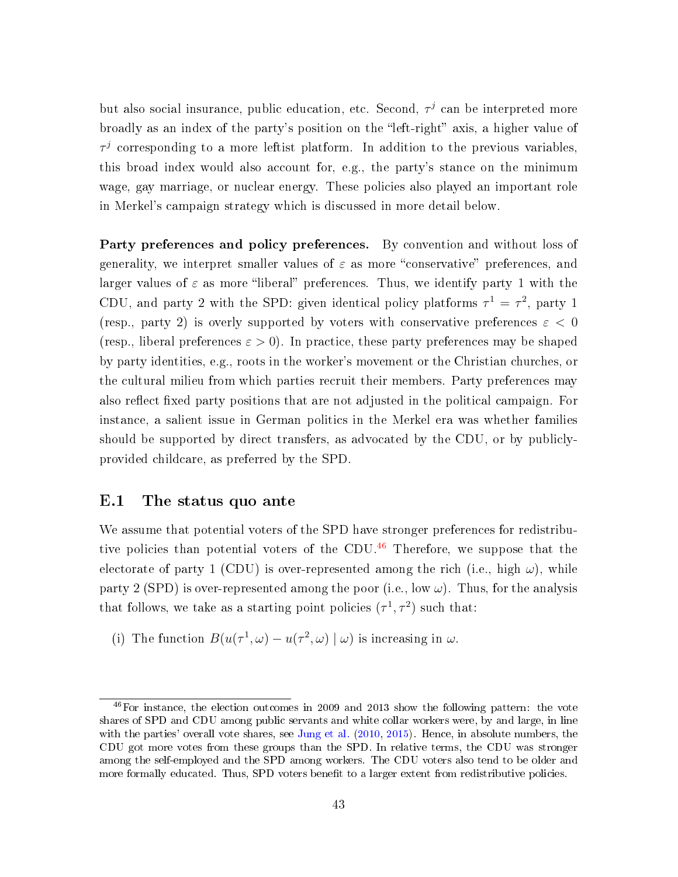but also social insurance, public education, etc. Second, $\tau^j$ can be interpreted more broadly as an index of the party's position on the "left-right" axis, a higher value of $\tau^j$ corresponding to a more leftist platform. In addition to the previous variables, this broad index would also account for, e.g., the party's stance on the minimum wage, gay marriage, or nuclear energy. These policies also played an important role in Merkel's campaign strategy which is discussed in more detail below.

**Party preferences and policy preferences.** By convention and without loss of generality, we interpret smaller values of $\varepsilon$ as more "conservative" preferences, and larger values of $\varepsilon$ as more "liberal" preferences. Thus, we identify party 1 with the CDU, and party 2 with the SPD: given identical policy platforms $\tau^1 = \tau^2$, party 1 (resp., party 2) is overly supported by voters with conservative preferences $\varepsilon < 0$ (resp., liberal preferences $\varepsilon > 0$). In practice, these party preferences may be shaped by party identities, e.g., roots in the worker's movement or the Christian churches, or the cultural milieu from which parties recruit their members. Party preferences may also reflect fixed party positions that are not adjusted in the political campaign. For instance, a salient issue in German politics in the Merkel era was whether families should be supported by direct transfers, as advocated by the CDU, or by publicly-provided childcare, as preferred by the SPD.

## E.1 The status quo ante

We assume that potential voters of the SPD have stronger preferences for redistributive policies than potential voters of the CDU.[46] Therefore, we suppose that the electorate of party 1 (CDU) is over-represented among the rich (i.e., high $\omega$), while party 2 (SPD) is over-represented among the poor (i.e., low $\omega$). Thus, for the analysis that follows, we take as a starting point policies $(\tau^1, \tau^2)$ such that:

(i) The function $B(u(\tau^1, \omega) - u(\tau^2, \omega) \mid \omega)$ is increasing in $\omega$.

[46] For instance, the election outcomes in 2009 and 2013 show the following pattern: the vote shares of SPD and CDU among public servants and white collar workers were, by and large, in line with the parties' overall vote shares, see Jung et al. (2010, 2015). Hence, in absolute numbers, the CDU got more votes from these groups than the SPD. In relative terms, the CDU was stronger among the self-employed and the SPD among workers. The CDU voters also tend to be older and more formally educated. Thus, SPD voters benefit to a larger extent from redistributive policies.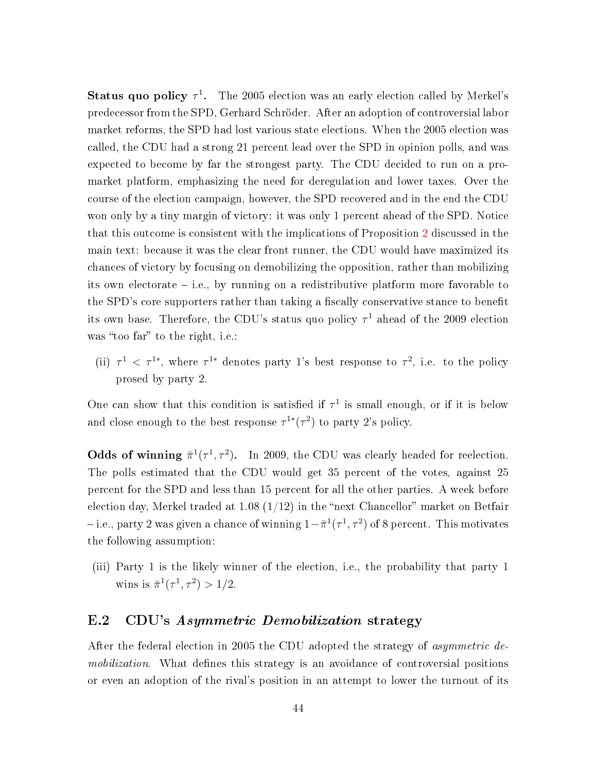**Status quo policy $\tau^1$.** The 2005 election was an early election called by Merkel's predecessor from the SPD, Gerhard Schröder. After an adoption of controversial labor market reforms, the SPD had lost various state elections. When the 2005 election was called, the CDU had a strong 21 percent lead over the SPD in opinion polls, and was expected to become by far the strongest party. The CDU decided to run on a pro-market platform, emphasizing the need for deregulation and lower taxes. Over the course of the election campaign, however, the SPD recovered and in the end the CDU won only by a tiny margin of victory: it was only 1 percent ahead of the SPD. Notice that this outcome is consistent with the implications of Proposition 2 discussed in the main text: because it was the clear front runner, the CDU would have maximized its chances of victory by focusing on demobilizing the opposition, rather than mobilizing its own electorate – i.e., by running on a redistributive platform more favorable to the SPD's core supporters rather than taking a fiscally conservative stance to benefit its own base. Therefore, the CDU's status quo policy $\tau^1$ ahead of the 2009 election was "too far" to the right, i.e.:

(ii) $\tau^1 < \tau^{1*}$, where $\tau^{1*}$ denotes party 1's best response to $\tau^2$, i.e. to the policy prosed by party 2.

One can show that this condition is satisfied if $\tau^1$ is small enough, or if it is below and close enough to the best response $\tau^{1*}(\tau^2)$ to party 2's policy.

**Odds of winning $\bar{\pi}^1(\tau^1, \tau^2)$.** In 2009, the CDU was clearly headed for reelection. The polls estimated that the CDU would get 35 percent of the votes, against 25 percent for the SPD and less than 15 percent for all the other parties. A week before election day, Merkel traded at 1.08 (1/12) in the "next Chancellor" market on Betfair – i.e., party 2 was given a chance of winning $1-\bar{\pi}^1(\tau^1, \tau^2)$ of 8 percent. This motivates the following assumption:

(iii) Party 1 is the likely winner of the election, i.e., the probability that party 1 wins is $\bar{\pi}^1(\tau^1, \tau^2) > 1/2$.

## E.2 CDU's *Asymmetric Demobilization* strategy

After the federal election in 2005 the CDU adopted the strategy of *asymmetric demobilization*. What defines this strategy is an avoidance of controversial positions or even an adoption of the rival's position in an attempt to lower the turnout of its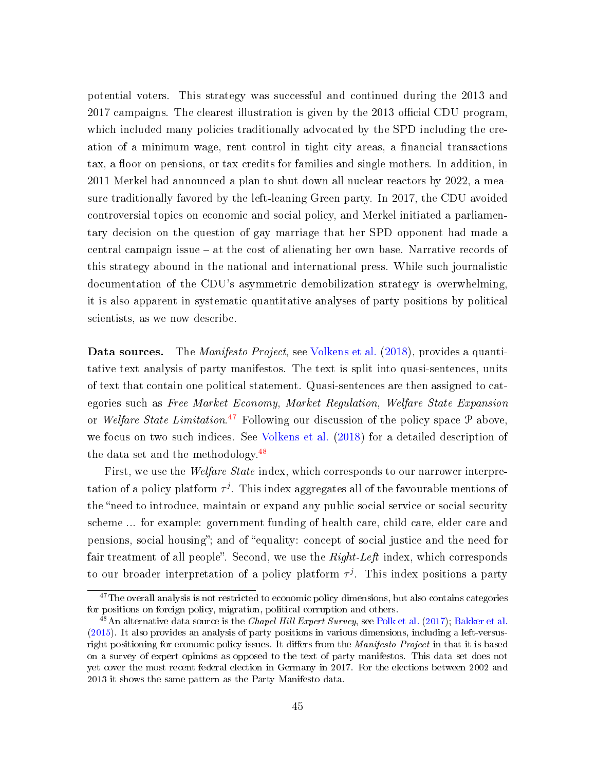potential voters. This strategy was successful and continued during the 2013 and 2017 campaigns. The clearest illustration is given by the 2013 official CDU program, which included many policies traditionally advocated by the SPD including the creation of a minimum wage, rent control in tight city areas, a financial transactions tax, a floor on pensions, or tax credits for families and single mothers. In addition, in 2011 Merkel had announced a plan to shut down all nuclear reactors by 2022, a measure traditionally favored by the left-leaning Green party. In 2017, the CDU avoided controversial topics on economic and social policy, and Merkel initiated a parliamentary decision on the question of gay marriage that her SPD opponent had made a central campaign issue – at the cost of alienating her own base. Narrative records of this strategy abound in the national and international press. While such journalistic documentation of the CDU's asymmetric demobilization strategy is overwhelming, it is also apparent in systematic quantitative analyses of party positions by political scientists, as we now describe.

**Data sources.** The *Manifesto Project*, see Volkens et al. (2018), provides a quantitative text analysis of party manifestos. The text is split into quasi-sentences, units of text that contain one political statement. Quasi-sentences are then assigned to categories such as *Free Market Economy*, *Market Regulation*, *Welfare State Expansion* or *Welfare State Limitation*.[47] Following our discussion of the policy space $\mathcal{P}$ above, we focus on two such indices. See Volkens et al. (2018) for a detailed description of the data set and the methodology.[48]

First, we use the *Welfare State* index, which corresponds to our narrower interpretation of a policy platform $\tau^j$. This index aggregates all of the favourable mentions of the "need to introduce, maintain or expand any public social service or social security scheme ... for example: government funding of health care, child care, elder care and pensions, social housing"; and of "equality: concept of social justice and the need for fair treatment of all people". Second, we use the *Right-Left* index, which corresponds to our broader interpretation of a policy platform $\tau^j$. This index positions a party

[47] The overall analysis is not restricted to economic policy dimensions, but also contains categories for positions on foreign policy, migration, political corruption and others.

[48] An alternative data source is the *Chapel Hill Expert Survey*, see Polk et al. (2017); Bakker et al. (2015). It also provides an analysis of party positions in various dimensions, including a left-versus-right positioning for economic policy issues. It differs from the *Manifesto Project* in that it is based on a survey of expert opinions as opposed to the text of party manifestos. This data set does not yet cover the most recent federal election in Germany in 2017. For the elections between 2002 and 2013 it shows the same pattern as the Party Manifesto data.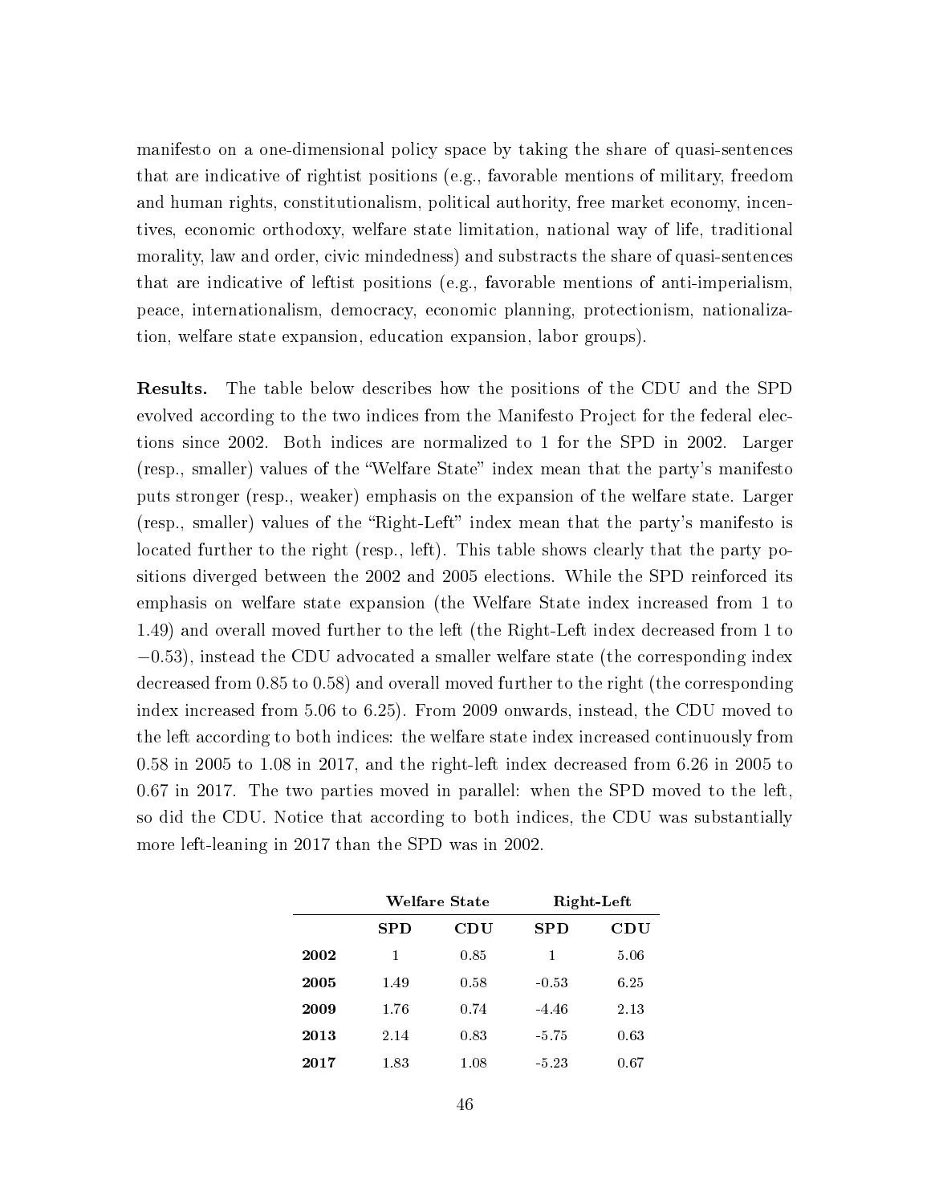manifesto on a one-dimensional policy space by taking the share of quasi-sentences that are indicative of rightist positions (e.g., favorable mentions of military, freedom and human rights, constitutionalism, political authority, free market economy, incentives, economic orthodoxy, welfare state limitation, national way of life, traditional morality, law and order, civic mindedness) and substracts the share of quasi-sentences that are indicative of leftist positions (e.g., favorable mentions of anti-imperialism, peace, internationalism, democracy, economic planning, protectionism, nationalization, welfare state expansion, education expansion, labor groups).

**Results.** The table below describes how the positions of the CDU and the SPD evolved according to the two indices from the Manifesto Project for the federal elections since 2002. Both indices are normalized to 1 for the SPD in 2002. Larger (resp., smaller) values of the "Welfare State" index mean that the party's manifesto puts stronger (resp., weaker) emphasis on the expansion of the welfare state. Larger (resp., smaller) values of the "Right-Left" index mean that the party's manifesto is located further to the right (resp., left). This table shows clearly that the party positions diverged between the 2002 and 2005 elections. While the SPD reinforced its emphasis on welfare state expansion (the Welfare State index increased from 1 to 1.49) and overall moved further to the left (the Right-Left index decreased from 1 to −0.53), instead the CDU advocated a smaller welfare state (the corresponding index decreased from 0.85 to 0.58) and overall moved further to the right (the corresponding index increased from 5.06 to 6.25). From 2009 onwards, instead, the CDU moved to the left according to both indices: the welfare state index increased continuously from 0.58 in 2005 to 1.08 in 2017, and the right-left index decreased from 6.26 in 2005 to 0.67 in 2017. The two parties moved in parallel: when the SPD moved to the left, so did the CDU. Notice that according to both indices, the CDU was substantially more left-leaning in 2017 than the SPD was in 2002.

| | **Welfare State** | | **Right-Left** | |
|---|---|---|---|---|
| | **SPD** | **CDU** | **SPD** | **CDU** |
| **2002** | 1 | 0.85 | 1 | 5.06 |
| **2005** | 1.49 | 0.58 | -0.53 | 6.25 |
| **2009** | 1.76 | 0.74 | -4.46 | 2.13 |
| **2013** | 2.14 | 0.83 | -5.75 | 0.63 |
| **2017** | 1.83 | 1.08 | -5.23 | 0.67 |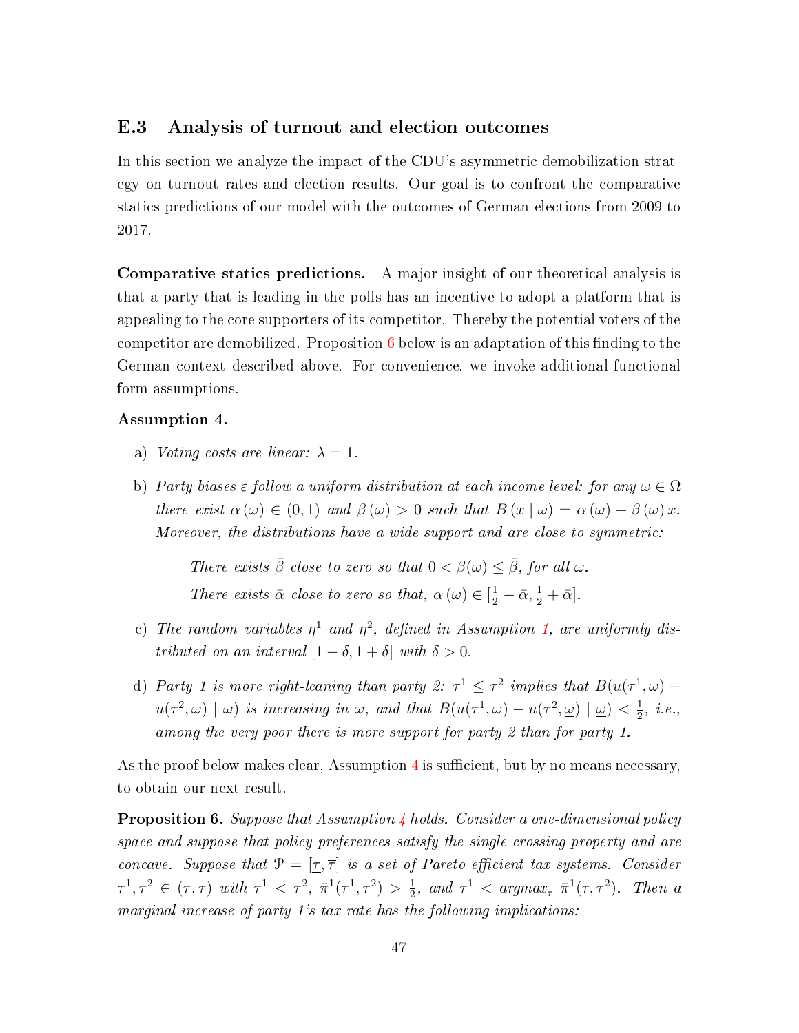## E.3 Analysis of turnout and election outcomes

In this section we analyze the impact of the CDU's asymmetric demobilization strategy on turnout rates and election results. Our goal is to confront the comparative statics predictions of our model with the outcomes of German elections from 2009 to 2017.

**Comparative statics predictions.** A major insight of our theoretical analysis is that a party that is leading in the polls has an incentive to adopt a platform that is appealing to the core supporters of its competitor. Thereby the potential voters of the competitor are demobilized. Proposition 6 below is an adaptation of this finding to the German context described above. For convenience, we invoke additional functional form assumptions.

**Assumption 4.**

a) *Voting costs are linear: $\lambda = 1$.*

b) *Party biases $\varepsilon$ follow a uniform distribution at each income level: for any $\omega \in \Omega$ there exist $\alpha(\omega) \in (0, 1)$ and $\beta(\omega) > 0$ such that $B(x \mid \omega) = \alpha(\omega) + \beta(\omega)\, x$. Moreover, the distributions have a wide support and are close to symmetric:*

*There exists $\bar{\beta}$ close to zero so that $0 < \beta(\omega) \leq \bar{\beta}$, for all $\omega$.*

*There exists $\bar{\alpha}$ close to zero so that, $\alpha(\omega) \in [\frac{1}{2} - \bar{\alpha}, \frac{1}{2} + \bar{\alpha}]$.*

c) *The random variables $\eta^1$ and $\eta^2$, defined in Assumption 1, are uniformly distributed on an interval $[1 - \delta, 1 + \delta]$ with $\delta > 0$.*

d) *Party 1 is more right-leaning than party 2: $\tau^1 \leq \tau^2$ implies that $B(u(\tau^1, \omega) - u(\tau^2, \omega) \mid \omega)$ is increasing in $\omega$, and that $B(u(\tau^1, \underline{\omega}) - u(\tau^2, \underline{\omega}) \mid \underline{\omega}) < \frac{1}{2}$, i.e., among the very poor there is more support for party 2 than for party 1.*

As the proof below makes clear, Assumption 4 is sufficient, but by no means necessary, to obtain our next result.

**Proposition 6.** *Suppose that Assumption 4 holds. Consider a one-dimensional policy space and suppose that policy preferences satisfy the single crossing property and are concave. Suppose that $\mathcal{P} = [\underline{\tau}, \overline{\tau}]$ is a set of Pareto-efficient tax systems. Consider $\tau^1, \tau^2 \in (\underline{\tau}, \overline{\tau})$ with $\tau^1 < \tau^2$, $\bar{\pi}^1(\tau^1, \tau^2) > \frac{1}{2}$, and $\tau^1 < \text{argmax}_\tau\ \bar{\pi}^1(\tau, \tau^2)$. Then a marginal increase of party 1's tax rate has the following implications:*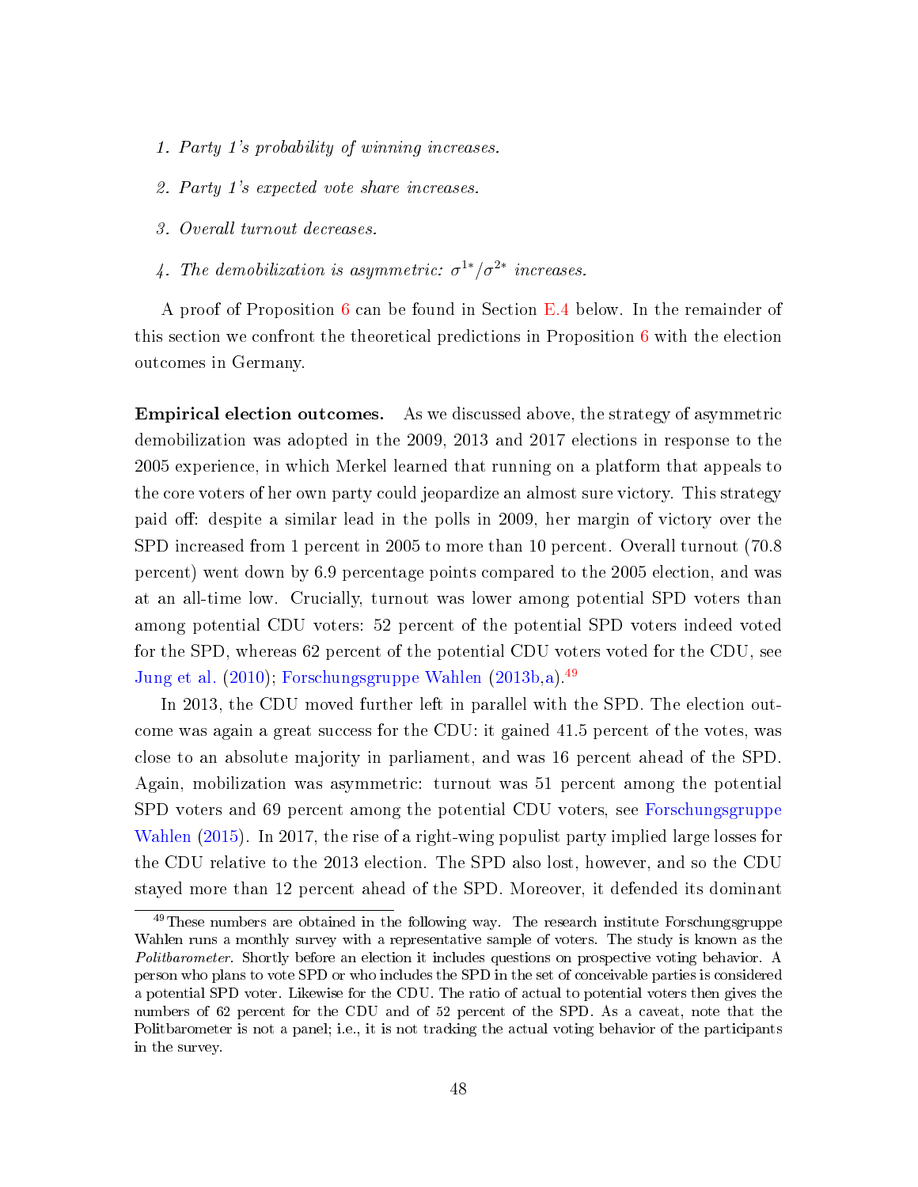1. *Party 1's probability of winning increases.*
2. *Party 1's expected vote share increases.*
3. *Overall turnout decreases.*
4. *The demobilization is asymmetric: $\sigma^{1*}/\sigma^{2*}$ increases.*

A proof of Proposition 6 can be found in Section E.4 below. In the remainder of this section we confront the theoretical predictions in Proposition 6 with the election outcomes in Germany.

**Empirical election outcomes.** As we discussed above, the strategy of asymmetric demobilization was adopted in the 2009, 2013 and 2017 elections in response to the 2005 experience, in which Merkel learned that running on a platform that appeals to the core voters of her own party could jeopardize an almost sure victory. This strategy paid off: despite a similar lead in the polls in 2009, her margin of victory over the SPD increased from 1 percent in 2005 to more than 10 percent. Overall turnout (70.8 percent) went down by 6.9 percentage points compared to the 2005 election, and was at an all-time low. Crucially, turnout was lower among potential SPD voters than among potential CDU voters: 52 percent of the potential SPD voters indeed voted for the SPD, whereas 62 percent of the potential CDU voters voted for the CDU, see Jung et al. (2010); Forschungsgruppe Wahlen (2013b,a).[49]

In 2013, the CDU moved further left in parallel with the SPD. The election outcome was again a great success for the CDU: it gained 41.5 percent of the votes, was close to an absolute majority in parliament, and was 16 percent ahead of the SPD. Again, mobilization was asymmetric: turnout was 51 percent among the potential SPD voters and 69 percent among the potential CDU voters, see Forschungsgruppe Wahlen (2015). In 2017, the rise of a right-wing populist party implied large losses for the CDU relative to the 2013 election. The SPD also lost, however, and so the CDU stayed more than 12 percent ahead of the SPD. Moreover, it defended its dominant

[49] These numbers are obtained in the following way. The research institute Forschungsgruppe Wahlen runs a monthly survey with a representative sample of voters. The study is known as the *Politbarometer*. Shortly before an election it includes questions on prospective voting behavior. A person who plans to vote SPD or who includes the SPD in the set of conceivable parties is considered a potential SPD voter. Likewise for the CDU. The ratio of actual to potential voters then gives the numbers of 62 percent for the CDU and of 52 percent of the SPD. As a caveat, note that the Politbarometer is not a panel; i.e., it is not tracking the actual voting behavior of the participants in the survey.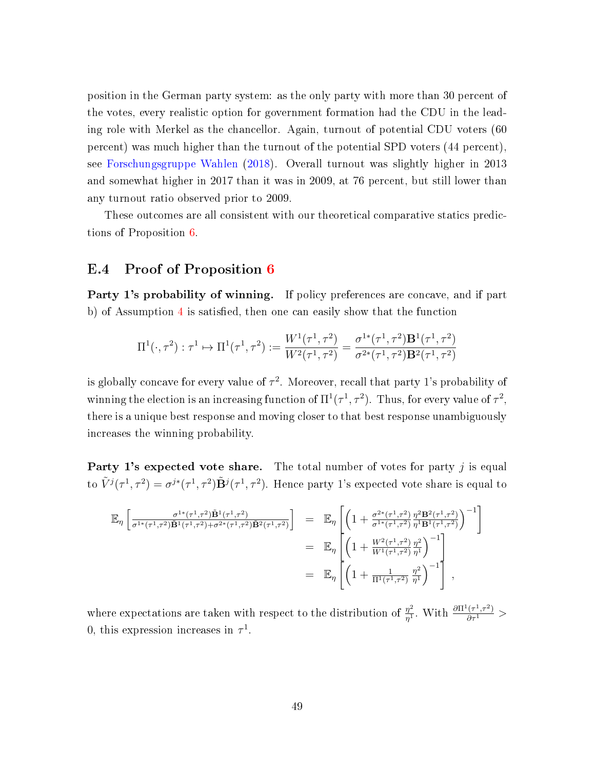position in the German party system: as the only party with more than 30 percent of the votes, every realistic option for government formation had the CDU in the leading role with Merkel as the chancellor. Again, turnout of potential CDU voters (60 percent) was much higher than the turnout of the potential SPD voters (44 percent), see Forschungsgruppe Wahlen (2018). Overall turnout was slightly higher in 2013 and somewhat higher in 2017 than it was in 2009, at 76 percent, but still lower than any turnout ratio observed prior to 2009.

These outcomes are all consistent with our theoretical comparative statics predictions of Proposition 6.

## E.4 Proof of Proposition 6

**Party 1's probability of winning.** If policy preferences are concave, and if part b) of Assumption 4 is satisfied, then one can easily show that the function

$$\Pi^1(\cdot, \tau^2) : \tau^1 \mapsto \Pi^1(\tau^1, \tau^2) := \frac{W^1(\tau^1, \tau^2)}{W^2(\tau^1, \tau^2)} = \frac{\sigma^{1*}(\tau^1, \tau^2)\mathbf{B}^1(\tau^1, \tau^2)}{\sigma^{2*}(\tau^1, \tau^2)\mathbf{B}^2(\tau^1, \tau^2)}$$

is globally concave for every value of $\tau^2$. Moreover, recall that party 1's probability of winning the election is an increasing function of $\Pi^1(\tau^1, \tau^2)$. Thus, for every value of $\tau^2$, there is a unique best response and moving closer to that best response unambiguously increases the winning probability.

**Party 1's expected vote share.** The total number of votes for party $j$ is equal to $\tilde{V}^j(\tau^1, \tau^2) = \sigma^{j*}(\tau^1, \tau^2)\tilde{\mathbf{B}}^j(\tau^1, \tau^2)$. Hence party 1's expected vote share is equal to

$$\begin{aligned}
\mathbb{E}_\eta\left[\frac{\sigma^{1*}(\tau^1,\tau^2)\tilde{\mathbf{B}}^1(\tau^1,\tau^2)}{\sigma^{1*}(\tau^1,\tau^2)\tilde{\mathbf{B}}^1(\tau^1,\tau^2)+\sigma^{2*}(\tau^1,\tau^2)\tilde{\mathbf{B}}^2(\tau^1,\tau^2)}\right] &= \mathbb{E}_\eta\left[\left(1+\frac{\sigma^{2*}(\tau^1,\tau^2)}{\sigma^{1*}(\tau^1,\tau^2)}\frac{\eta^2\mathbf{B}^2(\tau^1,\tau^2)}{\eta^1\mathbf{B}^1(\tau^1,\tau^2)}\right)^{-1}\right] \\
&= \mathbb{E}_\eta\left[\left(1+\frac{W^2(\tau^1,\tau^2)}{W^1(\tau^1,\tau^2)}\frac{\eta^2}{\eta^1}\right)^{-1}\right] \\
&= \mathbb{E}_\eta\left[\left(1+\frac{1}{\Pi^1(\tau^1,\tau^2)}\frac{\eta^2}{\eta^1}\right)^{-1}\right],
\end{aligned}$$

where expectations are taken with respect to the distribution of $\frac{\eta^2}{\eta^1}$. With $\frac{\partial \Pi^1(\tau^1,\tau^2)}{\partial \tau^1} > 0$, this expression increases in $\tau^1$.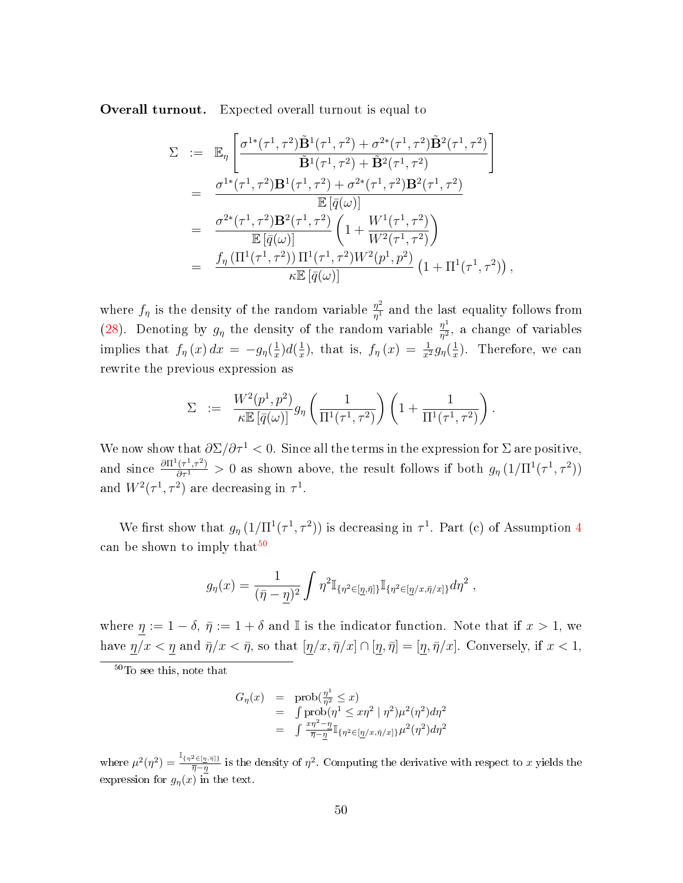**Overall turnout.** Expected overall turnout is equal to

$$
\begin{aligned}
\Sigma &:= \mathbb{E}_\eta\left[\frac{\sigma^{1*}(\tau^1,\tau^2)\tilde{\mathbf{B}}^1(\tau^1,\tau^2)+\sigma^{2*}(\tau^1,\tau^2)\tilde{\mathbf{B}}^2(\tau^1,\tau^2)}{\tilde{\mathbf{B}}^1(\tau^1,\tau^2)+\tilde{\mathbf{B}}^2(\tau^1,\tau^2)}\right] \\
&= \frac{\sigma^{1*}(\tau^1,\tau^2)\mathbf{B}^1(\tau^1,\tau^2)+\sigma^{2*}(\tau^1,\tau^2)\mathbf{B}^2(\tau^1,\tau^2)}{\mathbb{E}\left[\bar{q}(\omega)\right]} \\
&= \frac{\sigma^{2*}(\tau^1,\tau^2)\mathbf{B}^2(\tau^1,\tau^2)}{\mathbb{E}\left[\bar{q}(\omega)\right]}\left(1+\frac{W^1(\tau^1,\tau^2)}{W^2(\tau^1,\tau^2)}\right) \\
&= \frac{f_\eta\left(\Pi^1(\tau^1,\tau^2)\right)\Pi^1(\tau^1,\tau^2)W^2(p^1,p^2)}{\kappa\mathbb{E}\left[\bar{q}(\omega)\right]}\left(1+\Pi^1(\tau^1,\tau^2)\right),
\end{aligned}
$$

where $f_\eta$ is the density of the random variable $\frac{\eta^2}{\eta^1}$ and the last equality follows from (28). Denoting by $g_\eta$ the density of the random variable $\frac{\eta^1}{\eta^2}$, a change of variables implies that $f_\eta(x)\,dx = -g_\eta(\frac{1}{x})d(\frac{1}{x})$, that is, $f_\eta(x) = \frac{1}{x^2}g_\eta(\frac{1}{x})$. Therefore, we can rewrite the previous expression as

$$
\Sigma := \frac{W^2(p^1,p^2)}{\kappa\mathbb{E}\left[\bar{q}(\omega)\right]}g_\eta\left(\frac{1}{\Pi^1(\tau^1,\tau^2)}\right)\left(1+\frac{1}{\Pi^1(\tau^1,\tau^2)}\right).
$$

We now show that $\partial\Sigma/\partial\tau^1 < 0$. Since all the terms in the expression for $\Sigma$ are positive, and since $\frac{\partial\Pi^1(\tau^1,\tau^2)}{\partial\tau^1} > 0$ as shown above, the result follows if both $g_\eta\left(1/\Pi^1(\tau^1,\tau^2)\right)$ and $W^2(\tau^1,\tau^2)$ are decreasing in $\tau^1$.

We first show that $g_\eta\left(1/\Pi^1(\tau^1,\tau^2)\right)$ is decreasing in $\tau^1$. Part (c) of Assumption 4 can be shown to imply that[50]

$$
g_\eta(x) = \frac{1}{(\bar{\eta}-\underline{\eta})^2}\int \eta^2 \mathbb{I}_{\{\eta^2\in[\underline{\eta},\bar{\eta}]\}}\mathbb{I}_{\{\eta^2\in[\underline{\eta}/x,\bar{\eta}/x]\}}d\eta^2\,,
$$

where $\underline{\eta} := 1-\delta$, $\bar{\eta} := 1+\delta$ and $\mathbb{I}$ is the indicator function. Note that if $x > 1$, we have $\underline{\eta}/x < \underline{\eta}$ and $\bar{\eta}/x < \bar{\eta}$, so that $[\underline{\eta}/x,\bar{\eta}/x]\cap[\underline{\eta},\bar{\eta}] = [\underline{\eta},\bar{\eta}/x]$. Conversely, if $x < 1$,

---

[50] To see this, note that

$$
\begin{aligned}
G_\eta(x) &= \text{prob}(\tfrac{\eta^1}{\eta^2}\le x) \\
&= \int \text{prob}(\eta^1 \le x\eta^2 \mid \eta^2)\mu^2(\eta^2)d\eta^2 \\
&= \int \tfrac{x\eta^2-\underline{\eta}}{\bar{\eta}-\underline{\eta}}\mathbb{I}_{\{\eta^2\in[\underline{\eta}/x,\bar{\eta}/x]\}}\mu^2(\eta^2)d\eta^2
\end{aligned}
$$

where $\mu^2(\eta^2) = \frac{\mathbb{I}_{\{\eta^2\in[\underline{\eta},\bar{\eta}]\}}}{\bar{\eta}-\underline{\eta}}$ is the density of $\eta^2$. Computing the derivative with respect to $x$ yields the expression for $g_\eta(x)$ in the text.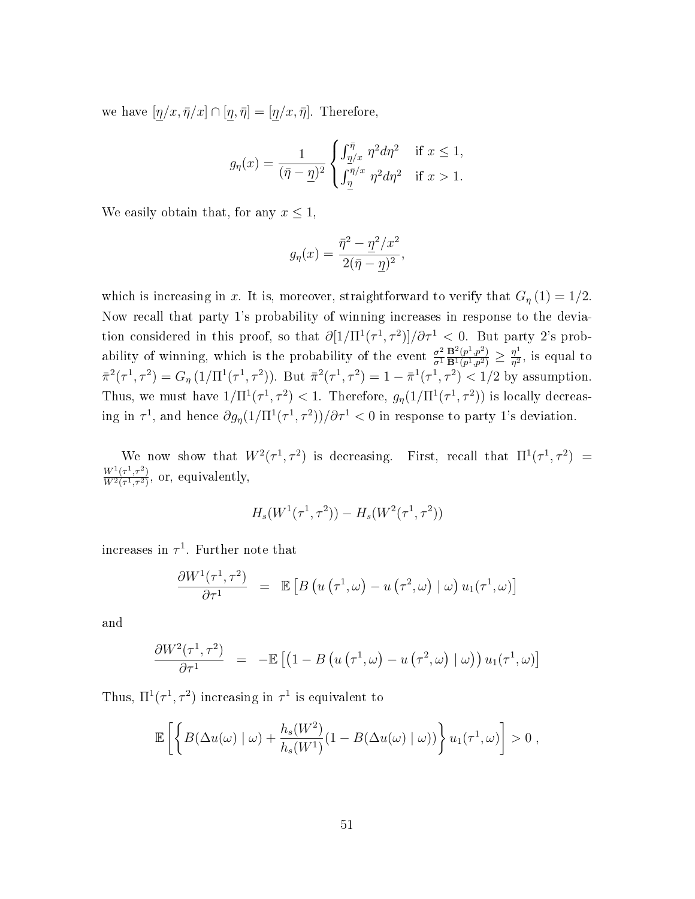we have $[\underline{\eta}/x, \bar{\eta}/x] \cap [\underline{\eta}, \bar{\eta}] = [\underline{\eta}/x, \bar{\eta}]$. Therefore,

$$g_\eta(x) = \frac{1}{(\bar{\eta} - \underline{\eta})^2} \begin{cases} \int_{\underline{\eta}/x}^{\bar{\eta}} \eta^2 d\eta^2 & \text{if } x \leq 1, \\ \int_{\underline{\eta}}^{\bar{\eta}/x} \eta^2 d\eta^2 & \text{if } x > 1. \end{cases}$$

We easily obtain that, for any $x \leq 1$,

$$g_\eta(x) = \frac{\bar{\eta}^2 - \underline{\eta}^2/x^2}{2(\bar{\eta} - \underline{\eta})^2},$$

which is increasing in $x$. It is, moreover, straightforward to verify that $G_\eta(1) = 1/2$. Now recall that party 1's probability of winning increases in response to the deviation considered in this proof, so that $\partial[1/\Pi^1(\tau^1, \tau^2)]/\partial\tau^1 < 0$. But party 2's probability of winning, which is the probability of the event $\frac{\sigma^2}{\sigma^1} \frac{\mathbf{B}^2(p^1,p^2)}{\mathbf{B}^1(p^1,p^2)} \geq \frac{\eta^1}{\eta^2}$, is equal to $\bar{\pi}^2(\tau^1, \tau^2) = G_\eta(1/\Pi^1(\tau^1, \tau^2))$. But $\bar{\pi}^2(\tau^1, \tau^2) = 1 - \bar{\pi}^1(\tau^1, \tau^2) < 1/2$ by assumption. Thus, we must have $1/\Pi^1(\tau^1, \tau^2) < 1$. Therefore, $g_\eta(1/\Pi^1(\tau^1, \tau^2))$ is locally decreasing in $\tau^1$, and hence $\partial g_\eta(1/\Pi^1(\tau^1, \tau^2))/\partial\tau^1 < 0$ in response to party 1's deviation.

We now show that $W^2(\tau^1, \tau^2)$ is decreasing. First, recall that $\Pi^1(\tau^1, \tau^2) = \frac{W^1(\tau^1,\tau^2)}{W^2(\tau^1,\tau^2)}$, or, equivalently,

$$H_s(W^1(\tau^1, \tau^2)) - H_s(W^2(\tau^1, \tau^2))$$

increases in $\tau^1$. Further note that

$$\frac{\partial W^1(\tau^1, \tau^2)}{\partial \tau^1} = \mathbb{E}\left[B\left(u\left(\tau^1, \omega\right) - u\left(\tau^2, \omega\right) \mid \omega\right) u_1(\tau^1, \omega)\right]$$

and

$$\frac{\partial W^2(\tau^1, \tau^2)}{\partial \tau^1} = -\mathbb{E}\left[\left(1 - B\left(u\left(\tau^1, \omega\right) - u\left(\tau^2, \omega\right) \mid \omega\right)\right) u_1(\tau^1, \omega)\right]$$

Thus, $\Pi^1(\tau^1, \tau^2)$ increasing in $\tau^1$ is equivalent to

$$\mathbb{E}\left[\left\{B(\Delta u(\omega) \mid \omega) + \frac{h_s(W^2)}{h_s(W^1)}(1 - B(\Delta u(\omega) \mid \omega))\right\} u_1(\tau^1, \omega)\right] > 0 \ ,$$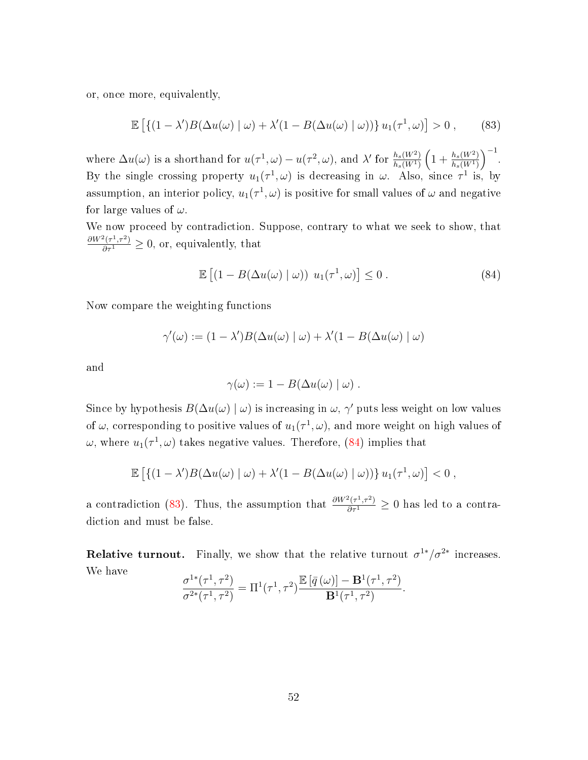or, once more, equivalently,

$$\mathbb{E}\left[\left\{(1-\lambda')B(\Delta u(\omega) \mid \omega) + \lambda'(1 - B(\Delta u(\omega) \mid \omega))\right\} u_1(\tau^1, \omega)\right] > 0 \; , \tag{83}$$

where $\Delta u(\omega)$ is a shorthand for $u(\tau^1,\omega) - u(\tau^2,\omega)$, and $\lambda'$ for $\frac{h_s(W^2)}{h_s(W^1)}\left(1 + \frac{h_s(W^2)}{h_s(W^1)}\right)^{-1}$. By the single crossing property $u_1(\tau^1,\omega)$ is decreasing in $\omega$. Also, since $\tau^1$ is, by assumption, an interior policy, $u_1(\tau^1,\omega)$ is positive for small values of $\omega$ and negative for large values of $\omega$.

We now proceed by contradiction. Suppose, contrary to what we seek to show, that $\frac{\partial W^2(\tau^1,\tau^2)}{\partial \tau^1} \geq 0$, or, equivalently, that

$$\mathbb{E}\left[(1 - B(\Delta u(\omega) \mid \omega)) \;\, u_1(\tau^1, \omega)\right] \leq 0 \; . \tag{84}$$

Now compare the weighting functions

$$\gamma'(\omega) := (1-\lambda')B(\Delta u(\omega) \mid \omega) + \lambda'(1 - B(\Delta u(\omega) \mid \omega)$$

and

$$\gamma(\omega) := 1 - B(\Delta u(\omega) \mid \omega) \; .$$

Since by hypothesis $B(\Delta u(\omega) \mid \omega)$ is increasing in $\omega$, $\gamma'$ puts less weight on low values of $\omega$, corresponding to positive values of $u_1(\tau^1,\omega)$, and more weight on high values of $\omega$, where $u_1(\tau^1,\omega)$ takes negative values. Therefore, (84) implies that

$$\mathbb{E}\left[\left\{(1-\lambda')B(\Delta u(\omega) \mid \omega) + \lambda'(1 - B(\Delta u(\omega) \mid \omega))\right\} u_1(\tau^1, \omega)\right] < 0 \; ,$$

a contradiction (83). Thus, the assumption that $\frac{\partial W^2(\tau^1,\tau^2)}{\partial \tau^1} \geq 0$ has led to a contradiction and must be false.

**Relative turnout.** Finally, we show that the relative turnout $\sigma^{1*}/\sigma^{2*}$ increases. We have

$$\frac{\sigma^{1*}(\tau^1,\tau^2)}{\sigma^{2*}(\tau^1,\tau^2)} = \Pi^1(\tau^1,\tau^2)\frac{\mathbb{E}\left[\bar{q}\left(\omega\right)\right] - \mathbf{B}^1(\tau^1,\tau^2)}{\mathbf{B}^1(\tau^1,\tau^2)}.$$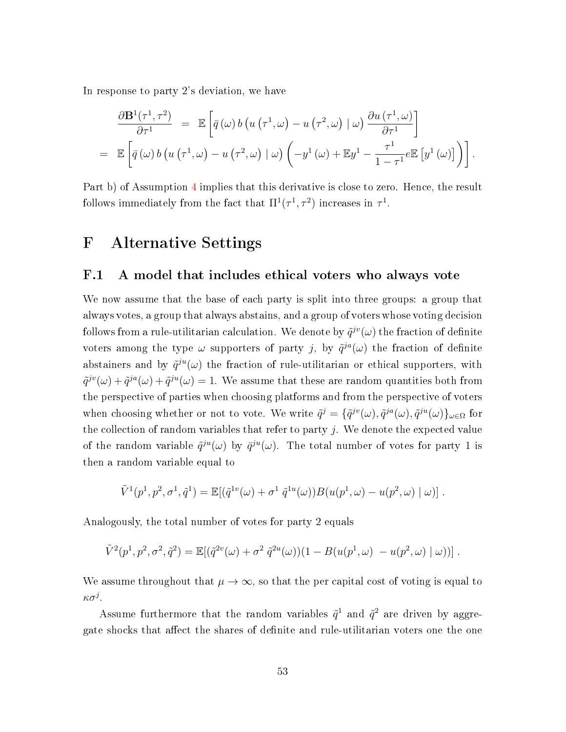In response to party 2's deviation, we have

$$
\begin{aligned}
\frac{\partial \mathbf{B}^1(\tau^1,\tau^2)}{\partial \tau^1} &= \mathbb{E}\left[\bar{q}(\omega)\, b\left(u\left(\tau^1,\omega\right) - u\left(\tau^2,\omega\right) \mid \omega\right) \frac{\partial u\left(\tau^1,\omega\right)}{\partial \tau^1}\right] \\
= \ \mathbb{E}&\left[\bar{q}(\omega)\, b\left(u\left(\tau^1,\omega\right) - u\left(\tau^2,\omega\right) \mid \omega\right) \left(-y^1(\omega) + \mathbb{E}y^1 - \frac{\tau^1}{1-\tau^1} e\mathbb{E}\left[y^1(\omega)\right]\right)\right].
\end{aligned}
$$

Part b) of Assumption 4 implies that this derivative is close to zero. Hence, the result follows immediately from the fact that $\Pi^1(\tau^1,\tau^2)$ increases in $\tau^1$.

# F Alternative Settings

## F.1 A model that includes ethical voters who always vote

We now assume that the base of each party is split into three groups: a group that always votes, a group that always abstains, and a group of voters whose voting decision follows from a rule-utilitarian calculation. We denote by $\tilde{q}^{jv}(\omega)$ the fraction of definite voters among the type $\omega$ supporters of party $j$, by $\tilde{q}^{ja}(\omega)$ the fraction of definite abstainers and by $\tilde{q}^{ju}(\omega)$ the fraction of rule-utilitarian or ethical supporters, with $\tilde{q}^{jv}(\omega) + \tilde{q}^{ja}(\omega) + \tilde{q}^{ju}(\omega) = 1$. We assume that these are random quantities both from the perspective of parties when choosing platforms and from the perspective of voters when choosing whether or not to vote. We write $\tilde{q}^j = \{\tilde{q}^{jv}(\omega), \tilde{q}^{ja}(\omega), \tilde{q}^{ju}(\omega)\}_{\omega\in\Omega}$ for the collection of random variables that refer to party $j$. We denote the expected value of the random variable $\tilde{q}^{ju}(\omega)$ by $\bar{q}^{ju}(\omega)$. The total number of votes for party 1 is then a random variable equal to

$$
\tilde{V}^1(p^1,p^2,\sigma^1,\tilde{q}^1) = \mathbb{E}[(\tilde{q}^{1v}(\omega) + \sigma^1\, \tilde{q}^{1u}(\omega))B(u(p^1,\omega) - u(p^2,\omega) \mid \omega)]\ .
$$

Analogously, the total number of votes for party 2 equals

$$
\tilde{V}^2(p^1,p^2,\sigma^2,\tilde{q}^2) = \mathbb{E}[(\tilde{q}^{2v}(\omega) + \sigma^2\, \tilde{q}^{2u}(\omega))(1 - B(u(p^1,\omega) - u(p^2,\omega) \mid \omega))]\ .
$$

We assume throughout that $\mu \to \infty$, so that the per capital cost of voting is equal to $\kappa\sigma^j$.

Assume furthermore that the random variables $\tilde{q}^1$ and $\tilde{q}^2$ are driven by aggregate shocks that affect the shares of definite and rule-utilitarian voters one the one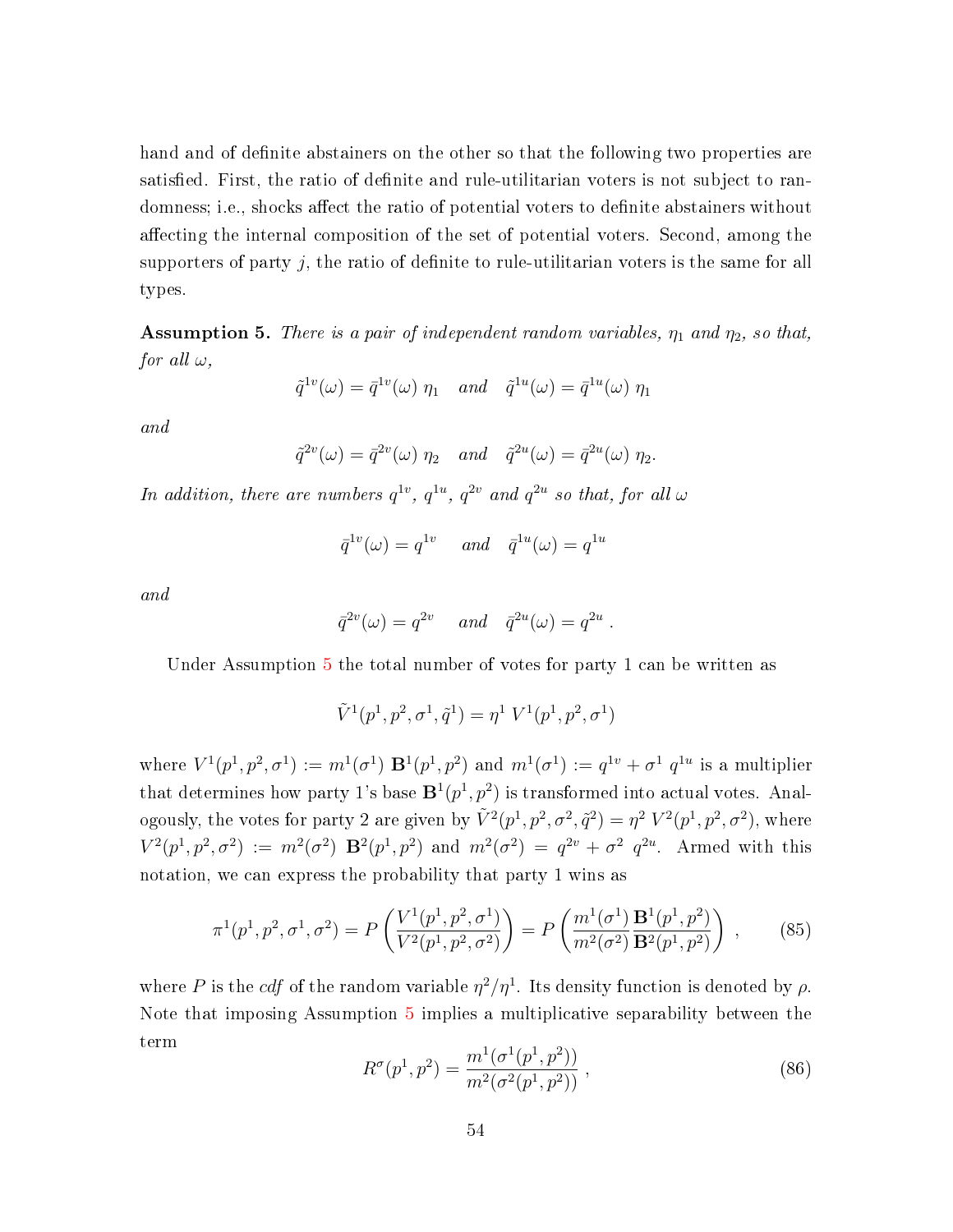hand and of definite abstainers on the other so that the following two properties are satisfied. First, the ratio of definite and rule-utilitarian voters is not subject to randomness; i.e., shocks affect the ratio of potential voters to definite abstainers without affecting the internal composition of the set of potential voters. Second, among the supporters of party $j$, the ratio of definite to rule-utilitarian voters is the same for all types.

**Assumption 5.** *There is a pair of independent random variables, $\eta_1$ and $\eta_2$, so that, for all $\omega$,*

$$\tilde{q}^{1v}(\omega) = \bar{q}^{1v}(\omega)\ \eta_1 \quad \textit{and} \quad \tilde{q}^{1u}(\omega) = \bar{q}^{1u}(\omega)\ \eta_1$$

*and*

$$\tilde{q}^{2v}(\omega) = \bar{q}^{2v}(\omega)\ \eta_2 \quad \textit{and} \quad \tilde{q}^{2u}(\omega) = \bar{q}^{2u}(\omega)\ \eta_2.$$

*In addition, there are numbers $q^{1v}$, $q^{1u}$, $q^{2v}$ and $q^{2u}$ so that, for all $\omega$*

$$\bar{q}^{1v}(\omega) = q^{1v} \quad \textit{and} \quad \bar{q}^{1u}(\omega) = q^{1u}$$

*and*

$$\bar{q}^{2v}(\omega) = q^{2v} \quad \textit{and} \quad \bar{q}^{2u}(\omega) = q^{2u}\ .$$

Under Assumption 5 the total number of votes for party 1 can be written as

$$\tilde{V}^1(p^1, p^2, \sigma^1, \tilde{q}^1) = \eta^1\ V^1(p^1, p^2, \sigma^1)$$

where $V^1(p^1, p^2, \sigma^1) := m^1(\sigma^1)\ \mathbf{B}^1(p^1, p^2)$ and $m^1(\sigma^1) := q^{1v} + \sigma^1\ q^{1u}$ is a multiplier that determines how party 1's base $\mathbf{B}^1(p^1, p^2)$ is transformed into actual votes. Analogously, the votes for party 2 are given by $\tilde{V}^2(p^1, p^2, \sigma^2, \tilde{q}^2) = \eta^2\ V^2(p^1, p^2, \sigma^2)$, where $V^2(p^1, p^2, \sigma^2) := m^2(\sigma^2)\ \mathbf{B}^2(p^1, p^2)$ and $m^2(\sigma^2) = q^{2v} + \sigma^2\ q^{2u}$. Armed with this notation, we can express the probability that party 1 wins as

$$\pi^1(p^1, p^2, \sigma^1, \sigma^2) = P\left(\frac{V^1(p^1, p^2, \sigma^1)}{V^2(p^1, p^2, \sigma^2)}\right) = P\left(\frac{m^1(\sigma^1)}{m^2(\sigma^2)} \frac{\mathbf{B}^1(p^1, p^2)}{\mathbf{B}^2(p^1, p^2)}\right)\ , \tag{85}$$

where $P$ is the *cdf* of the random variable $\eta^2/\eta^1$. Its density function is denoted by $\rho$. Note that imposing Assumption 5 implies a multiplicative separability between the term

$$R^\sigma(p^1, p^2) = \frac{m^1(\sigma^1(p^1, p^2))}{m^2(\sigma^2(p^1, p^2))}\ , \tag{86}$$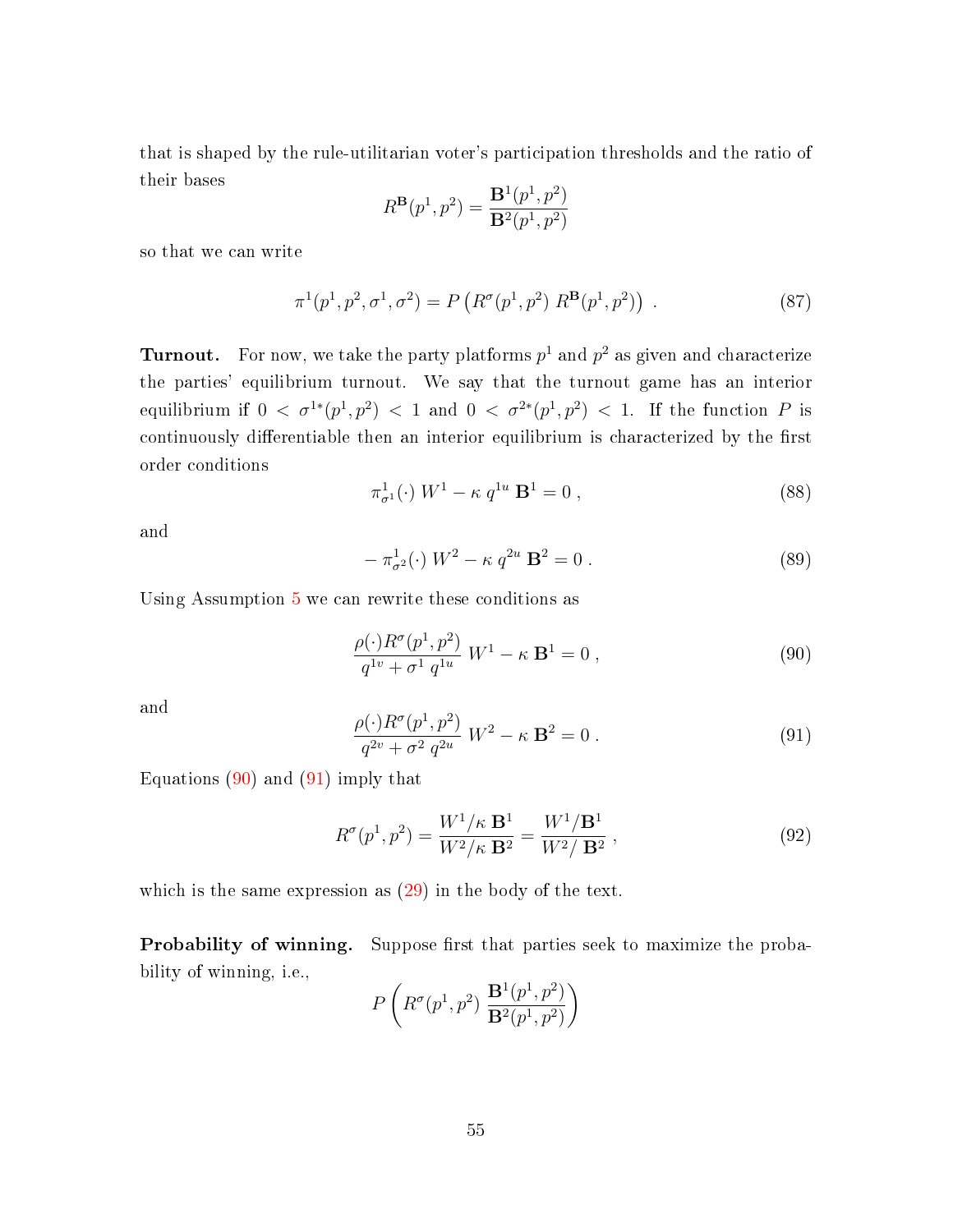that is shaped by the rule-utilitarian voter's participation thresholds and the ratio of their bases

$$R^{\mathbf{B}}(p^1, p^2) = \frac{\mathbf{B}^1(p^1, p^2)}{\mathbf{B}^2(p^1, p^2)}$$

so that we can write

$$\pi^1(p^1, p^2, \sigma^1, \sigma^2) = P\left(R^{\sigma}(p^1, p^2)\; R^{\mathbf{B}}(p^1, p^2)\right) \ . \tag{87}$$

**Turnout.** For now, we take the party platforms $p^1$ and $p^2$ as given and characterize the parties' equilibrium turnout. We say that the turnout game has an interior equilibrium if $0 < \sigma^{1*}(p^1, p^2) < 1$ and $0 < \sigma^{2*}(p^1, p^2) < 1$. If the function $P$ is continuously differentiable then an interior equilibrium is characterized by the first order conditions

$$\pi^1_{\sigma^1}(\cdot)\; W^1 - \kappa\; q^{1u}\; \mathbf{B}^1 = 0 \ , \tag{88}$$

and

$$-\,\pi^1_{\sigma^2}(\cdot)\; W^2 - \kappa\; q^{2u}\; \mathbf{B}^2 = 0 \ . \tag{89}$$

Using Assumption 5 we can rewrite these conditions as

$$\frac{\rho(\cdot) R^{\sigma}(p^1, p^2)}{q^{1v} + \sigma^1\; q^{1u}}\; W^1 - \kappa\; \mathbf{B}^1 = 0 \ , \tag{90}$$

and

$$\frac{\rho(\cdot) R^{\sigma}(p^1, p^2)}{q^{2v} + \sigma^2\; q^{2u}}\; W^2 - \kappa\; \mathbf{B}^2 = 0 \ . \tag{91}$$

Equations (90) and (91) imply that

$$R^{\sigma}(p^1, p^2) = \frac{W^1/\kappa\; \mathbf{B}^1}{W^2/\kappa\; \mathbf{B}^2} = \frac{W^1/\mathbf{B}^1}{W^2/\;\mathbf{B}^2} \ , \tag{92}$$

which is the same expression as (29) in the body of the text.

**Probability of winning.** Suppose first that parties seek to maximize the probability of winning, i.e.,

$$P\left(R^{\sigma}(p^1, p^2)\; \frac{\mathbf{B}^1(p^1, p^2)}{\mathbf{B}^2(p^1, p^2)}\right)$$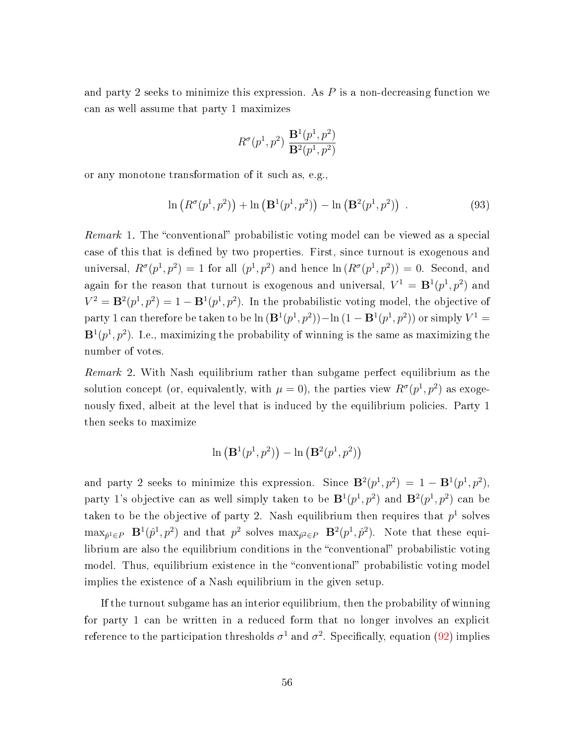and party 2 seeks to minimize this expression. As $P$ is a non-decreasing function we can as well assume that party 1 maximizes

$$R^{\sigma}(p^1, p^2)\ \frac{\mathbf{B}^1(p^1, p^2)}{\mathbf{B}^2(p^1, p^2)}$$

or any monotone transformation of it such as, e.g.,

$$\ln\left(R^{\sigma}(p^1, p^2)\right) + \ln\left(\mathbf{B}^1(p^1, p^2)\right) - \ln\left(\mathbf{B}^2(p^1, p^2)\right)\ . \tag{93}$$

*Remark* 1. The "conventional" probabilistic voting model can be viewed as a special case of this that is defined by two properties. First, since turnout is exogenous and universal, $R^{\sigma}(p^1, p^2) = 1$ for all $(p^1, p^2)$ and hence $\ln\left(R^{\sigma}(p^1, p^2)\right) = 0$. Second, and again for the reason that turnout is exogenous and universal, $V^1 = \mathbf{B}^1(p^1, p^2)$ and $V^2 = \mathbf{B}^2(p^1, p^2) = 1 - \mathbf{B}^1(p^1, p^2)$. In the probabilistic voting model, the objective of party 1 can therefore be taken to be $\ln\left(\mathbf{B}^1(p^1, p^2)\right) - \ln\left(1 - \mathbf{B}^1(p^1, p^2)\right)$ or simply $V^1 = \mathbf{B}^1(p^1, p^2)$. I.e., maximizing the probability of winning is the same as maximizing the number of votes.

*Remark* 2. With Nash equilibrium rather than subgame perfect equilibrium as the solution concept (or, equivalently, with $\mu = 0$), the parties view $R^{\sigma}(p^1, p^2)$ as exogenously fixed, albeit at the level that is induced by the equilibrium policies. Party 1 then seeks to maximize

$$\ln\left(\mathbf{B}^1(p^1, p^2)\right) - \ln\left(\mathbf{B}^2(p^1, p^2)\right)$$

and party 2 seeks to minimize this expression. Since $\mathbf{B}^2(p^1, p^2) = 1 - \mathbf{B}^1(p^1, p^2)$, party 1's objective can as well simply taken to be $\mathbf{B}^1(p^1, p^2)$ and $\mathbf{B}^2(p^1, p^2)$ can be taken to be the objective of party 2. Nash equilibrium then requires that $p^1$ solves $\max_{\hat{p}^1 \in P}\ \mathbf{B}^1(\hat{p}^1, p^2)$ and that $p^2$ solves $\max_{\hat{p}^2 \in P}\ \mathbf{B}^2(p^1, \hat{p}^2)$. Note that these equilibrium are also the equilibrium conditions in the "conventional" probabilistic voting model. Thus, equilibrium existence in the "conventional" probabilistic voting model implies the existence of a Nash equilibrium in the given setup.

If the turnout subgame has an interior equilibrium, then the probability of winning for party 1 can be written in a reduced form that no longer involves an explicit reference to the participation thresholds $\sigma^1$ and $\sigma^2$. Specifically, equation (92) implies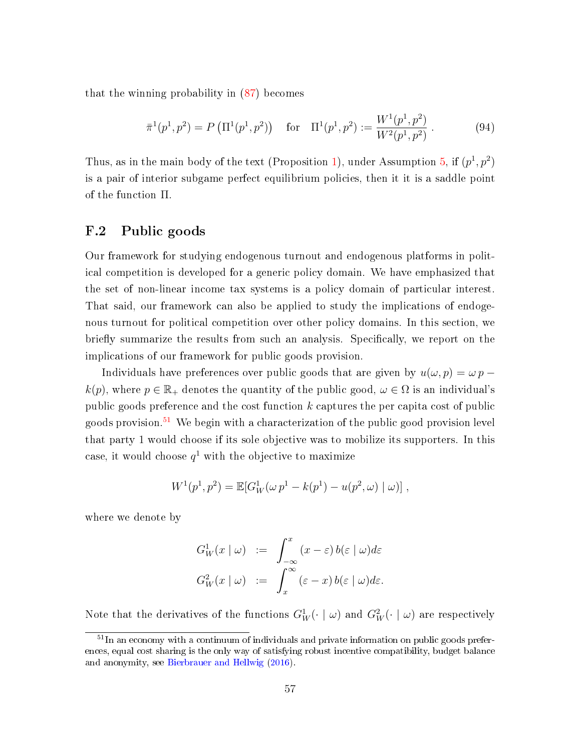that the winning probability in (87) becomes

$$\bar{\pi}^1(p^1, p^2) = P\left(\Pi^1(p^1, p^2)\right) \quad \text{for} \quad \Pi^1(p^1, p^2) := \frac{W^1(p^1, p^2)}{W^2(p^1, p^2)}\,. \tag{94}$$

Thus, as in the main body of the text (Proposition 1), under Assumption 5, if $(p^1, p^2)$ is a pair of interior subgame perfect equilibrium policies, then it it is a saddle point of the function $\Pi$.

## F.2 Public goods

Our framework for studying endogenous turnout and endogenous platforms in political competition is developed for a generic policy domain. We have emphasized that the set of non-linear income tax systems is a policy domain of particular interest. That said, our framework can also be applied to study the implications of endogenous turnout for political competition over other policy domains. In this section, we briefly summarize the results from such an analysis. Specifically, we report on the implications of our framework for public goods provision.

Individuals have preferences over public goods that are given by $u(\omega, p) = \omega\, p - k(p)$, where $p \in \mathbb{R}_+$ denotes the quantity of the public good, $\omega \in \Omega$ is an individual's public goods preference and the cost function $k$ captures the per capita cost of public goods provision.[51] We begin with a characterization of the public good provision level that party 1 would choose if its sole objective was to mobilize its supporters. In this case, it would choose $q^1$ with the objective to maximize

$$W^1(p^1, p^2) = \mathbb{E}[G^1_W(\omega\, p^1 - k(p^1) - u(p^2, \omega) \mid \omega)]\,,$$

where we denote by

$$\begin{aligned} G^1_W(x \mid \omega) &:= \int_{-\infty}^{x} (x - \varepsilon)\, b(\varepsilon \mid \omega) d\varepsilon \\ G^2_W(x \mid \omega) &:= \int_{x}^{\infty} (\varepsilon - x)\, b(\varepsilon \mid \omega) d\varepsilon. \end{aligned}$$

Note that the derivatives of the functions $G^1_W(\cdot \mid \omega)$ and $G^2_W(\cdot \mid \omega)$ are respectively

[51] In an economy with a continuum of individuals and private information on public goods preferences, equal cost sharing is the only way of satisfying robust incentive compatibility, budget balance and anonymity, see Bierbrauer and Hellwig (2016).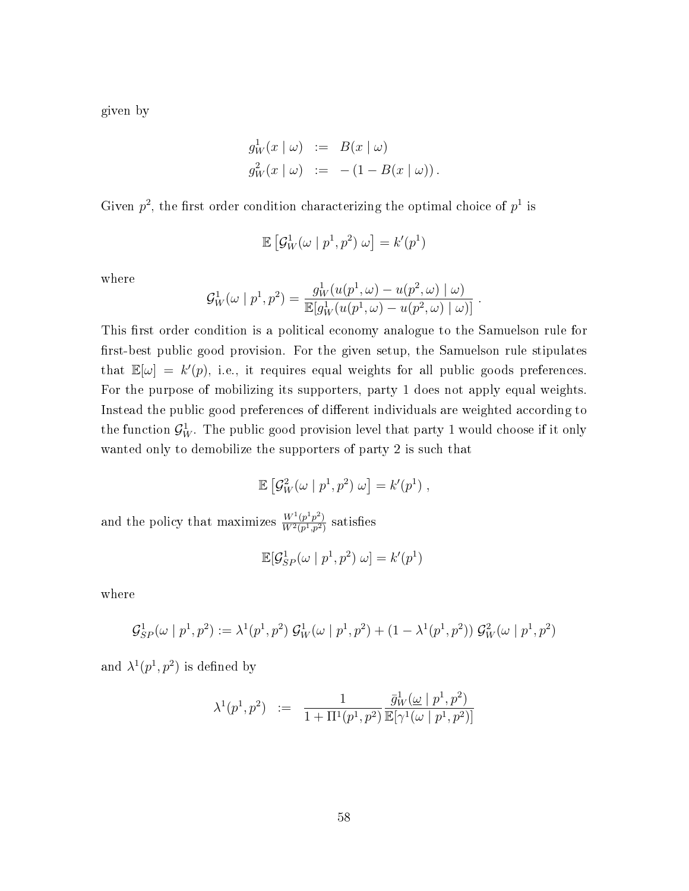given by

$$
\begin{aligned}
g_W^1(x \mid \omega) &:= B(x \mid \omega) \\
g_W^2(x \mid \omega) &:= -(1 - B(x \mid \omega)) .
\end{aligned}
$$

Given $p^2$, the first order condition characterizing the optimal choice of $p^1$ is

$$
\mathbb{E}\left[\mathcal{G}_W^1(\omega \mid p^1, p^2)\, \omega\right] = k'(p^1)
$$

where

$$
\mathcal{G}_W^1(\omega \mid p^1, p^2) = \frac{g_W^1(u(p^1, \omega) - u(p^2, \omega) \mid \omega)}{\mathbb{E}[g_W^1(u(p^1, \omega) - u(p^2, \omega) \mid \omega)]} .
$$

This first order condition is a political economy analogue to the Samuelson rule for first-best public good provision. For the given setup, the Samuelson rule stipulates that $\mathbb{E}[\omega] = k'(p)$, i.e., it requires equal weights for all public goods preferences. For the purpose of mobilizing its supporters, party 1 does not apply equal weights. Instead the public good preferences of different individuals are weighted according to the function $\mathcal{G}_W^1$. The public good provision level that party 1 would choose if it only wanted only to demobilize the supporters of party 2 is such that

$$
\mathbb{E}\left[\mathcal{G}_W^2(\omega \mid p^1, p^2)\, \omega\right] = k'(p^1) ,
$$

and the policy that maximizes $\frac{W^1(p^1 p^2)}{W^2(p^1, p^2)}$ satisfies

$$
\mathbb{E}[\mathcal{G}_{SP}^1(\omega \mid p^1, p^2)\, \omega] = k'(p^1)
$$

where

$$
\mathcal{G}_{SP}^1(\omega \mid p^1, p^2) := \lambda^1(p^1, p^2)\, \mathcal{G}_W^1(\omega \mid p^1, p^2) + (1 - \lambda^1(p^1, p^2))\, \mathcal{G}_W^2(\omega \mid p^1, p^2)
$$

and $\lambda^1(p^1, p^2)$ is defined by

$$
\lambda^1(p^1, p^2) \quad := \quad \frac{1}{1 + \Pi^1(p^1, p^2)} \frac{\bar{g}_W^1(\underline{\omega} \mid p^1, p^2)}{\mathbb{E}[\gamma^1(\omega \mid p^1, p^2)]}
$$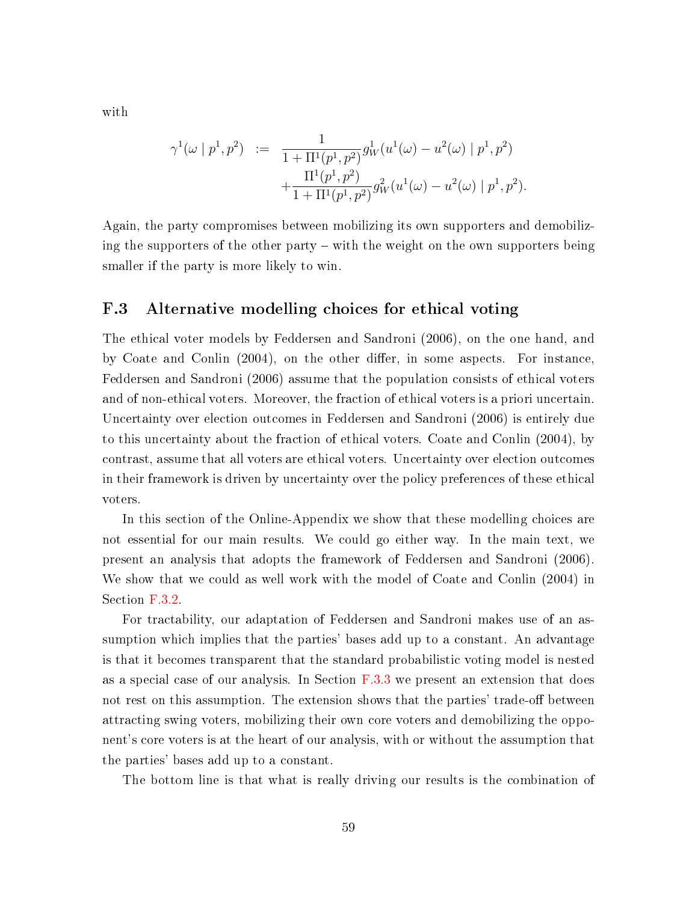with

$$
\begin{aligned}
\gamma^1(\omega \mid p^1, p^2) \;&:=\; \frac{1}{1+\Pi^1(p^1,p^2)} g_W^1(u^1(\omega) - u^2(\omega) \mid p^1, p^2) \\
&\quad + \frac{\Pi^1(p^1,p^2)}{1+\Pi^1(p^1,p^2)} g_W^2(u^1(\omega) - u^2(\omega) \mid p^1, p^2).
\end{aligned}
$$

Again, the party compromises between mobilizing its own supporters and demobilizing the supporters of the other party – with the weight on the own supporters being smaller if the party is more likely to win.

## F.3 Alternative modelling choices for ethical voting

The ethical voter models by Feddersen and Sandroni (2006), on the one hand, and by Coate and Conlin (2004), on the other differ, in some aspects. For instance, Feddersen and Sandroni (2006) assume that the population consists of ethical voters and of non-ethical voters. Moreover, the fraction of ethical voters is a priori uncertain. Uncertainty over election outcomes in Feddersen and Sandroni (2006) is entirely due to this uncertainty about the fraction of ethical voters. Coate and Conlin (2004), by contrast, assume that all voters are ethical voters. Uncertainty over election outcomes in their framework is driven by uncertainty over the policy preferences of these ethical voters.

In this section of the Online-Appendix we show that these modelling choices are not essential for our main results. We could go either way. In the main text, we present an analysis that adopts the framework of Feddersen and Sandroni (2006). We show that we could as well work with the model of Coate and Conlin (2004) in Section F.3.2.

For tractability, our adaptation of Feddersen and Sandroni makes use of an assumption which implies that the parties' bases add up to a constant. An advantage is that it becomes transparent that the standard probabilistic voting model is nested as a special case of our analysis. In Section F.3.3 we present an extension that does not rest on this assumption. The extension shows that the parties' trade-off between attracting swing voters, mobilizing their own core voters and demobilizing the opponent's core voters is at the heart of our analysis, with or without the assumption that the parties' bases add up to a constant.

The bottom line is that what is really driving our results is the combination of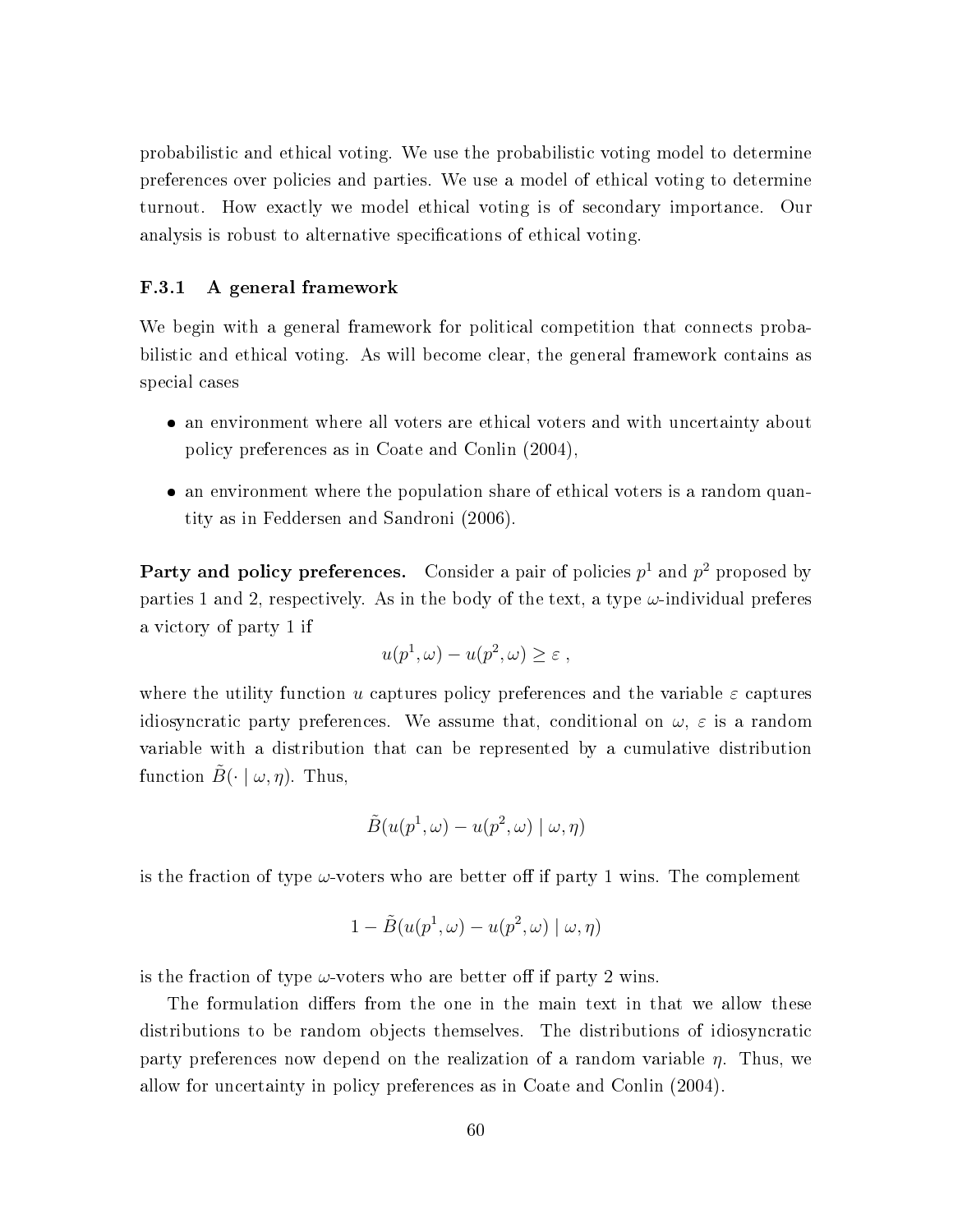probabilistic and ethical voting. We use the probabilistic voting model to determine preferences over policies and parties. We use a model of ethical voting to determine turnout. How exactly we model ethical voting is of secondary importance. Our analysis is robust to alternative specifications of ethical voting.

### F.3.1 A general framework

We begin with a general framework for political competition that connects probabilistic and ethical voting. As will become clear, the general framework contains as special cases

- an environment where all voters are ethical voters and with uncertainty about policy preferences as in Coate and Conlin (2004),
- an environment where the population share of ethical voters is a random quantity as in Feddersen and Sandroni (2006).

**Party and policy preferences.** Consider a pair of policies $p^1$ and $p^2$ proposed by parties 1 and 2, respectively. As in the body of the text, a type $\omega$-individual preferes a victory of party 1 if

$$u(p^1, \omega) - u(p^2, \omega) \geq \varepsilon \ ,$$

where the utility function $u$ captures policy preferences and the variable $\varepsilon$ captures idiosyncratic party preferences. We assume that, conditional on $\omega$, $\varepsilon$ is a random variable with a distribution that can be represented by a cumulative distribution function $\tilde{B}(\cdot \mid \omega, \eta)$. Thus,

$$\tilde{B}(u(p^1, \omega) - u(p^2, \omega) \mid \omega, \eta)$$

is the fraction of type $\omega$-voters who are better off if party 1 wins. The complement

$$1 - \tilde{B}(u(p^1, \omega) - u(p^2, \omega) \mid \omega, \eta)$$

is the fraction of type $\omega$-voters who are better off if party 2 wins.

The formulation differs from the one in the main text in that we allow these distributions to be random objects themselves. The distributions of idiosyncratic party preferences now depend on the realization of a random variable $\eta$. Thus, we allow for uncertainty in policy preferences as in Coate and Conlin (2004).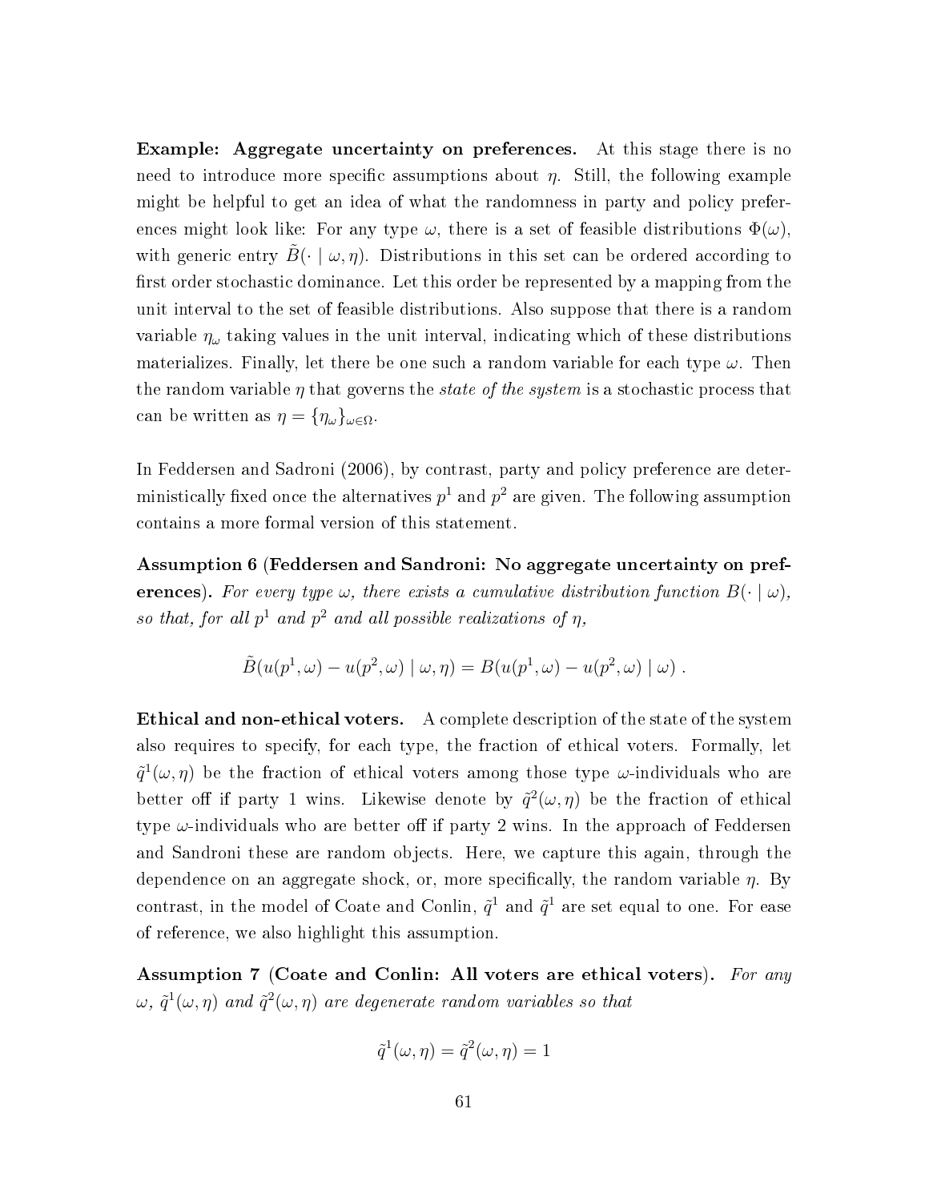**Example: Aggregate uncertainty on preferences.** At this stage there is no need to introduce more specific assumptions about $\eta$. Still, the following example might be helpful to get an idea of what the randomness in party and policy preferences might look like: For any type $\omega$, there is a set of feasible distributions $\Phi(\omega)$, with generic entry $\tilde{B}(\cdot \mid \omega, \eta)$. Distributions in this set can be ordered according to first order stochastic dominance. Let this order be represented by a mapping from the unit interval to the set of feasible distributions. Also suppose that there is a random variable $\eta_\omega$ taking values in the unit interval, indicating which of these distributions materializes. Finally, let there be one such a random variable for each type $\omega$. Then the random variable $\eta$ that governs the *state of the system* is a stochastic process that can be written as $\eta = \{\eta_\omega\}_{\omega \in \Omega}$.

In Feddersen and Sadroni (2006), by contrast, party and policy preference are deterministically fixed once the alternatives $p^1$ and $p^2$ are given. The following assumption contains a more formal version of this statement.

**Assumption 6 (Feddersen and Sandroni: No aggregate uncertainty on preferences).** *For every type $\omega$, there exists a cumulative distribution function $B(\cdot \mid \omega)$, so that, for all $p^1$ and $p^2$ and all possible realizations of $\eta$,*

$$\tilde{B}(u(p^1, \omega) - u(p^2, \omega) \mid \omega, \eta) = B(u(p^1, \omega) - u(p^2, \omega) \mid \omega) \ .$$

**Ethical and non-ethical voters.** A complete description of the state of the system also requires to specify, for each type, the fraction of ethical voters. Formally, let $\tilde{q}^1(\omega, \eta)$ be the fraction of ethical voters among those type $\omega$-individuals who are better off if party 1 wins. Likewise denote by $\tilde{q}^2(\omega, \eta)$ be the fraction of ethical type $\omega$-individuals who are better off if party 2 wins. In the approach of Feddersen and Sandroni these are random objects. Here, we capture this again, through the dependence on an aggregate shock, or, more specifically, the random variable $\eta$. By contrast, in the model of Coate and Conlin, $\tilde{q}^1$ and $\tilde{q}^1$ are set equal to one. For ease of reference, we also highlight this assumption.

**Assumption 7 (Coate and Conlin: All voters are ethical voters).** *For any $\omega$, $\tilde{q}^1(\omega, \eta)$ and $\tilde{q}^2(\omega, \eta)$ are degenerate random variables so that*

$$\tilde{q}^1(\omega, \eta) = \tilde{q}^2(\omega, \eta) = 1$$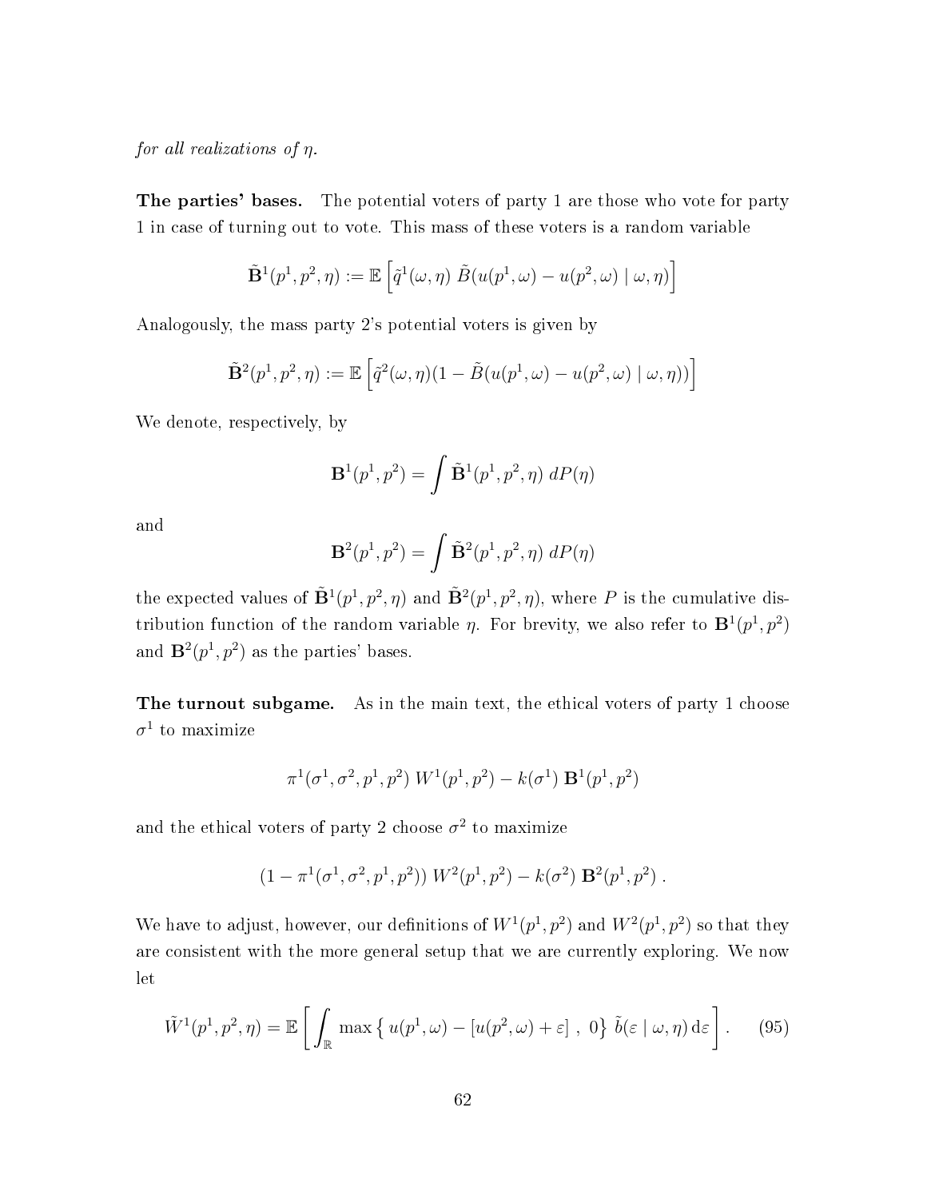*for all realizations of $\eta$.*

**The parties' bases.** The potential voters of party 1 are those who vote for party 1 in case of turning out to vote. This mass of these voters is a random variable

$$\tilde{\mathbf{B}}^1(p^1, p^2, \eta) := \mathbb{E}\left[\tilde{q}^1(\omega, \eta)\ \tilde{B}(u(p^1, \omega) - u(p^2, \omega) \mid \omega, \eta)\right]$$

Analogously, the mass party 2's potential voters is given by

$$\tilde{\mathbf{B}}^2(p^1, p^2, \eta) := \mathbb{E}\left[\tilde{q}^2(\omega, \eta)(1 - \tilde{B}(u(p^1, \omega) - u(p^2, \omega) \mid \omega, \eta))\right]$$

We denote, respectively, by

$$\mathbf{B}^1(p^1, p^2) = \int \tilde{\mathbf{B}}^1(p^1, p^2, \eta)\ dP(\eta)$$

and

$$\mathbf{B}^2(p^1, p^2) = \int \tilde{\mathbf{B}}^2(p^1, p^2, \eta)\ dP(\eta)$$

the expected values of $\tilde{\mathbf{B}}^1(p^1, p^2, \eta)$ and $\tilde{\mathbf{B}}^2(p^1, p^2, \eta)$, where $P$ is the cumulative distribution function of the random variable $\eta$. For brevity, we also refer to $\mathbf{B}^1(p^1, p^2)$ and $\mathbf{B}^2(p^1, p^2)$ as the parties' bases.

**The turnout subgame.** As in the main text, the ethical voters of party 1 choose $\sigma^1$ to maximize

$$\pi^1(\sigma^1, \sigma^2, p^1, p^2)\ W^1(p^1, p^2) - k(\sigma^1)\ \mathbf{B}^1(p^1, p^2)$$

and the ethical voters of party 2 choose $\sigma^2$ to maximize

$$(1 - \pi^1(\sigma^1, \sigma^2, p^1, p^2))\ W^2(p^1, p^2) - k(\sigma^2)\ \mathbf{B}^2(p^1, p^2)\ .$$

We have to adjust, however, our definitions of $W^1(p^1, p^2)$ and $W^2(p^1, p^2)$ so that they are consistent with the more general setup that we are currently exploring. We now let

$$\tilde{W}^1(p^1, p^2, \eta) = \mathbb{E}\left[\int_{\mathbb{R}} \max\left\{\, u(p^1, \omega) - [u(p^2, \omega) + \varepsilon]\ ,\ 0\right\}\ \tilde{b}(\varepsilon \mid \omega, \eta)\, \mathrm{d}\varepsilon\right]. \tag{95}$$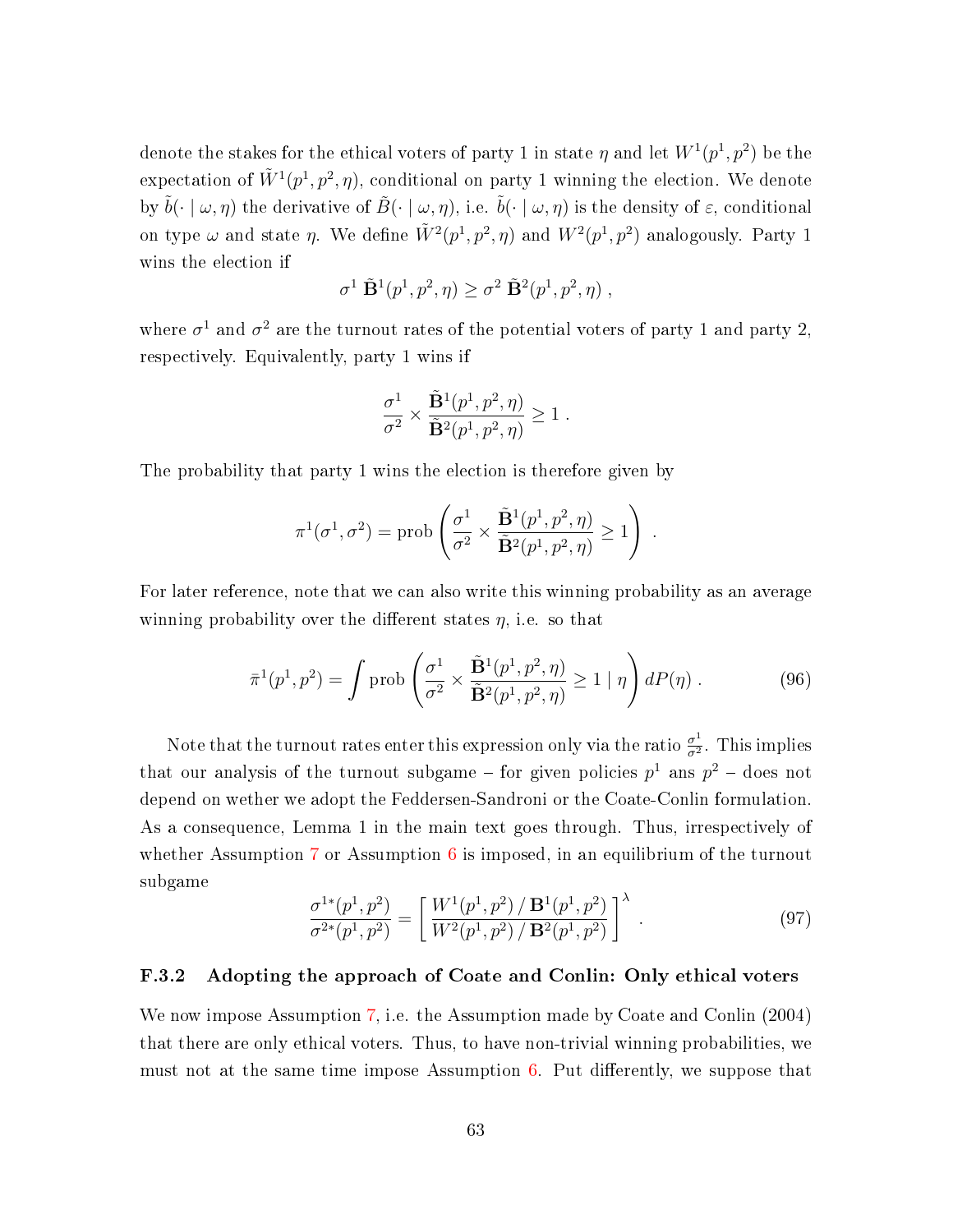denote the stakes for the ethical voters of party 1 in state $\eta$ and let $W^1(p^1, p^2)$ be the expectation of $\tilde{W}^1(p^1, p^2, \eta)$, conditional on party 1 winning the election. We denote by $\tilde{b}(\cdot \mid \omega, \eta)$ the derivative of $\tilde{B}(\cdot \mid \omega, \eta)$, i.e. $\tilde{b}(\cdot \mid \omega, \eta)$ is the density of $\varepsilon$, conditional on type $\omega$ and state $\eta$. We define $\tilde{W}^2(p^1, p^2, \eta)$ and $W^2(p^1, p^2)$ analogously. Party 1 wins the election if

$$\sigma^1 \, \tilde{\mathbf{B}}^1(p^1, p^2, \eta) \geq \sigma^2 \, \tilde{\mathbf{B}}^2(p^1, p^2, \eta) \ ,$$

where $\sigma^1$ and $\sigma^2$ are the turnout rates of the potential voters of party 1 and party 2, respectively. Equivalently, party 1 wins if

$$\frac{\sigma^1}{\sigma^2} \times \frac{\tilde{\mathbf{B}}^1(p^1, p^2, \eta)}{\tilde{\mathbf{B}}^2(p^1, p^2, \eta)} \geq 1 \ .$$

The probability that party 1 wins the election is therefore given by

$$\pi^1(\sigma^1, \sigma^2) = \text{prob}\left( \frac{\sigma^1}{\sigma^2} \times \frac{\tilde{\mathbf{B}}^1(p^1, p^2, \eta)}{\tilde{\mathbf{B}}^2(p^1, p^2, \eta)} \geq 1 \right) \ .$$

For later reference, note that we can also write this winning probability as an average winning probability over the different states $\eta$, i.e. so that

$$\bar{\pi}^1(p^1, p^2) = \int \text{prob}\left( \frac{\sigma^1}{\sigma^2} \times \frac{\tilde{\mathbf{B}}^1(p^1, p^2, \eta)}{\tilde{\mathbf{B}}^2(p^1, p^2, \eta)} \geq 1 \mid \eta \right) dP(\eta) \ . \tag{96}$$

Note that the turnout rates enter this expression only via the ratio $\frac{\sigma^1}{\sigma^2}$. This implies that our analysis of the turnout subgame – for given policies $p^1$ ans $p^2$ – does not depend on wether we adopt the Feddersen-Sandroni or the Coate-Conlin formulation. As a consequence, Lemma 1 in the main text goes through. Thus, irrespectively of whether Assumption 7 or Assumption 6 is imposed, in an equilibrium of the turnout subgame

$$\frac{\sigma^{1*}(p^1, p^2)}{\sigma^{2*}(p^1, p^2)} = \left[ \frac{W^1(p^1, p^2) \,/\, \mathbf{B}^1(p^1, p^2)}{W^2(p^1, p^2) \,/\, \mathbf{B}^2(p^1, p^2)} \right]^{\lambda} \ . \tag{97}$$

### F.3.2 Adopting the approach of Coate and Conlin: Only ethical voters

We now impose Assumption 7, i.e. the Assumption made by Coate and Conlin (2004) that there are only ethical voters. Thus, to have non-trivial winning probabilities, we must not at the same time impose Assumption 6. Put differently, we suppose that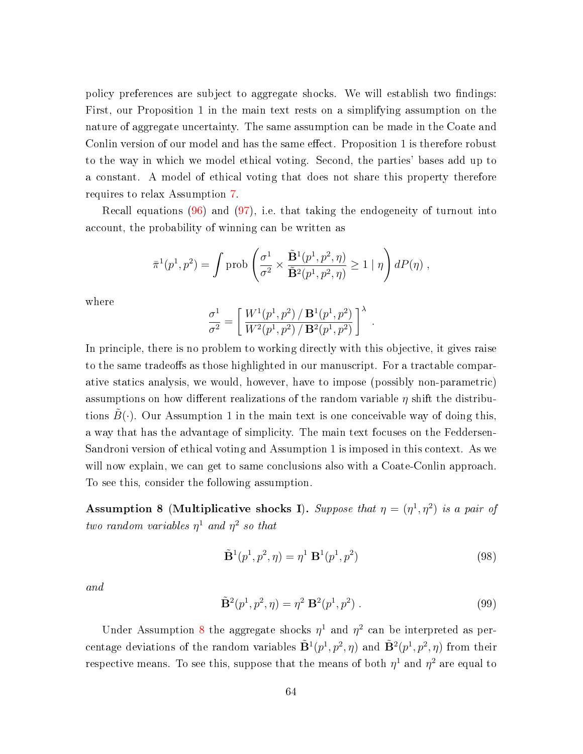policy preferences are subject to aggregate shocks. We will establish two findings: First, our Proposition 1 in the main text rests on a simplifying assumption on the nature of aggregate uncertainty. The same assumption can be made in the Coate and Conlin version of our model and has the same effect. Proposition 1 is therefore robust to the way in which we model ethical voting. Second, the parties' bases add up to a constant. A model of ethical voting that does not share this property therefore requires to relax Assumption 7.

Recall equations (96) and (97), i.e. that taking the endogeneity of turnout into account, the probability of winning can be written as

$$\bar{\pi}^1(p^1, p^2) = \int \text{prob}\left( \frac{\sigma^1}{\sigma^2} \times \frac{\tilde{\mathbf{B}}^1(p^1, p^2, \eta)}{\tilde{\mathbf{B}}^2(p^1, p^2, \eta)} \geq 1 \mid \eta \right) dP(\eta) \, ,$$

where

$$\frac{\sigma^1}{\sigma^2} = \left[ \frac{W^1(p^1, p^2) \, / \, \mathbf{B}^1(p^1, p^2)}{W^2(p^1, p^2) \, / \, \mathbf{B}^2(p^1, p^2)} \right]^\lambda \, .$$

In principle, there is no problem to working directly with this objective, it gives raise to the same tradeoffs as those highlighted in our manuscript. For a tractable comparative statics analysis, we would, however, have to impose (possibly non-parametric) assumptions on how different realizations of the random variable $\eta$ shift the distributions $\tilde{B}(\cdot)$. Our Assumption 1 in the main text is one conceivable way of doing this, a way that has the advantage of simplicity. The main text focuses on the Feddersen-Sandroni version of ethical voting and Assumption 1 is imposed in this context. As we will now explain, we can get to same conclusions also with a Coate-Conlin approach. To see this, consider the following assumption.

**Assumption 8 (Multiplicative shocks I).** *Suppose that $\eta = (\eta^1, \eta^2)$ is a pair of two random variables $\eta^1$ and $\eta^2$ so that*

$$\tilde{\mathbf{B}}^1(p^1, p^2, \eta) = \eta^1 \; \mathbf{B}^1(p^1, p^2) \tag{98}$$

*and*

$$\tilde{\mathbf{B}}^2(p^1, p^2, \eta) = \eta^2 \; \mathbf{B}^2(p^1, p^2) \, . \tag{99}$$

Under Assumption 8 the aggregate shocks $\eta^1$ and $\eta^2$ can be interpreted as percentage deviations of the random variables $\tilde{\mathbf{B}}^1(p^1, p^2, \eta)$ and $\tilde{\mathbf{B}}^2(p^1, p^2, \eta)$ from their respective means. To see this, suppose that the means of both $\eta^1$ and $\eta^2$ are equal to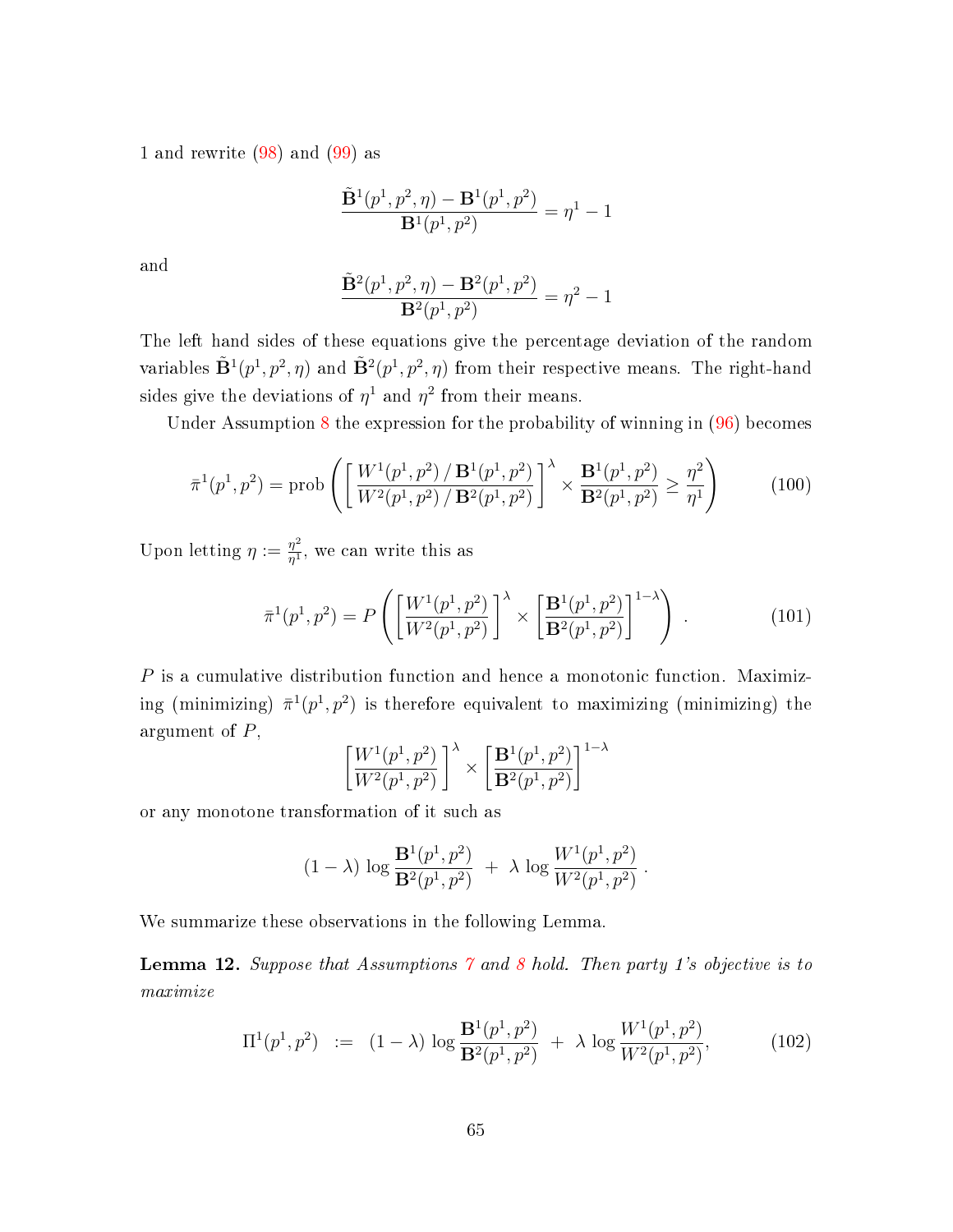1 and rewrite (98) and (99) as

$$\frac{\tilde{\mathbf{B}}^1(p^1, p^2, \eta) - \mathbf{B}^1(p^1, p^2)}{\mathbf{B}^1(p^1, p^2)} = \eta^1 - 1$$

and

$$\frac{\tilde{\mathbf{B}}^2(p^1, p^2, \eta) - \mathbf{B}^2(p^1, p^2)}{\mathbf{B}^2(p^1, p^2)} = \eta^2 - 1$$

The left hand sides of these equations give the percentage deviation of the random variables $\tilde{\mathbf{B}}^1(p^1, p^2, \eta)$ and $\tilde{\mathbf{B}}^2(p^1, p^2, \eta)$ from their respective means. The right-hand sides give the deviations of $\eta^1$ and $\eta^2$ from their means.

Under Assumption 8 the expression for the probability of winning in (96) becomes

$$\bar{\pi}^1(p^1, p^2) = \text{prob}\left( \left[ \frac{W^1(p^1, p^2) \,/\, \mathbf{B}^1(p^1, p^2)}{W^2(p^1, p^2) \,/\, \mathbf{B}^2(p^1, p^2)} \right]^{\lambda} \times \frac{\mathbf{B}^1(p^1, p^2)}{\mathbf{B}^2(p^1, p^2)} \geq \frac{\eta^2}{\eta^1} \right) \tag{100}$$

Upon letting $\eta := \frac{\eta^2}{\eta^1}$, we can write this as

$$\bar{\pi}^1(p^1, p^2) = P\left( \left[ \frac{W^1(p^1, p^2)}{W^2(p^1, p^2)} \right]^{\lambda} \times \left[ \frac{\mathbf{B}^1(p^1, p^2)}{\mathbf{B}^2(p^1, p^2)} \right]^{1-\lambda} \right) . \tag{101}$$

$P$ is a cumulative distribution function and hence a monotonic function. Maximizing (minimizing) $\bar{\pi}^1(p^1, p^2)$ is therefore equivalent to maximizing (minimizing) the argument of $P$,

$$\left[ \frac{W^1(p^1, p^2)}{W^2(p^1, p^2)} \right]^{\lambda} \times \left[ \frac{\mathbf{B}^1(p^1, p^2)}{\mathbf{B}^2(p^1, p^2)} \right]^{1-\lambda}$$

or any monotone transformation of it such as

$$(1 - \lambda) \, \log \frac{\mathbf{B}^1(p^1, p^2)}{\mathbf{B}^2(p^1, p^2)} \; + \; \lambda \, \log \frac{W^1(p^1, p^2)}{W^2(p^1, p^2)} \, .$$

We summarize these observations in the following Lemma.

**Lemma 12.** *Suppose that Assumptions 7 and 8 hold. Then party 1's objective is to maximize*

$$\Pi^1(p^1, p^2) \;\; := \;\; (1 - \lambda) \, \log \frac{\mathbf{B}^1(p^1, p^2)}{\mathbf{B}^2(p^1, p^2)} \; + \; \lambda \, \log \frac{W^1(p^1, p^2)}{W^2(p^1, p^2)}, \tag{102}$$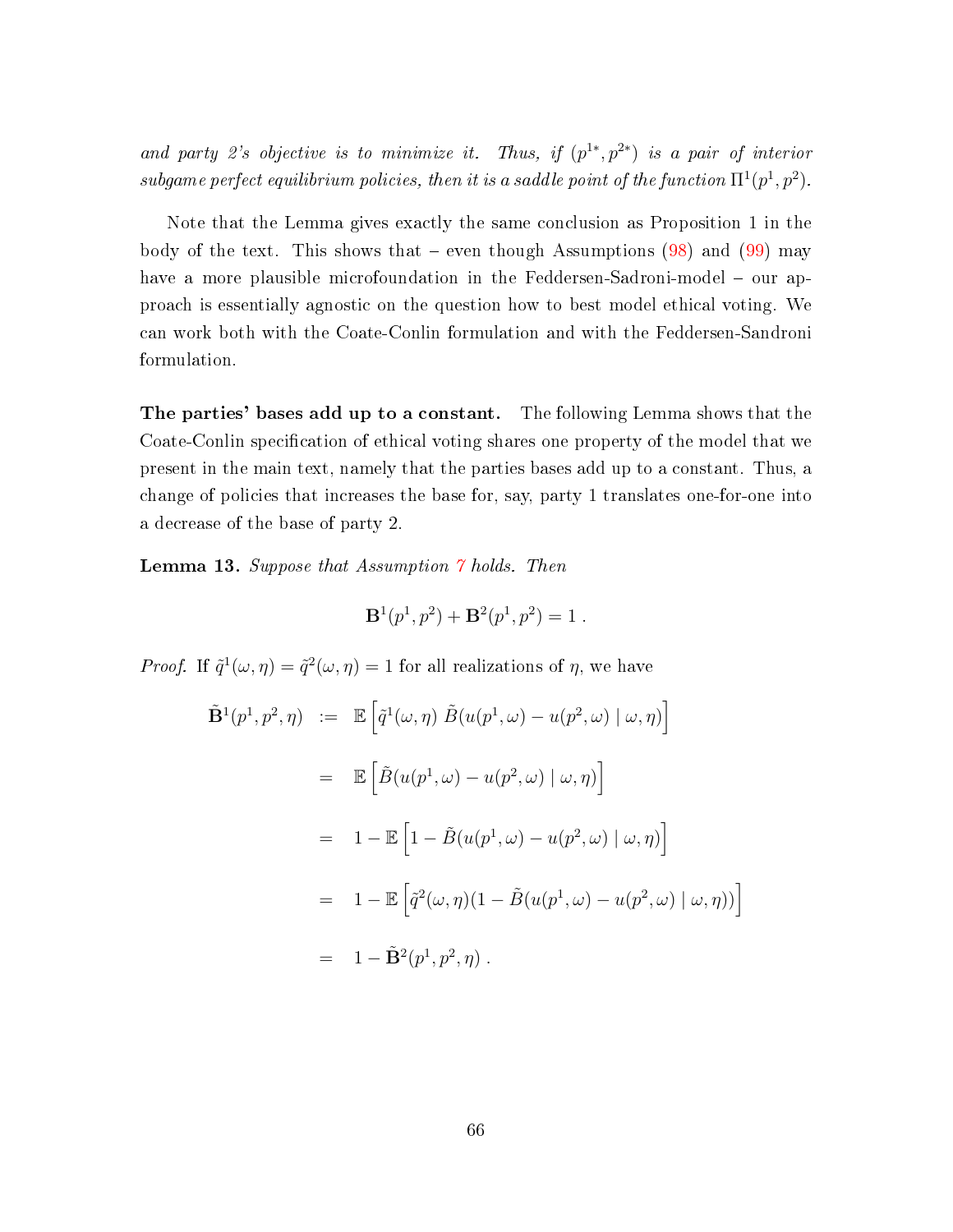*and party 2's objective is to minimize it. Thus, if $(p^{1*}, p^{2*})$ is a pair of interior subgame perfect equilibrium policies, then it is a saddle point of the function $\Pi^1(p^1, p^2)$.*

Note that the Lemma gives exactly the same conclusion as Proposition 1 in the body of the text. This shows that – even though Assumptions (98) and (99) may have a more plausible microfoundation in the Feddersen-Sadroni-model – our approach is essentially agnostic on the question how to best model ethical voting. We can work both with the Coate-Conlin formulation and with the Feddersen-Sandroni formulation.

**The parties' bases add up to a constant.** The following Lemma shows that the Coate-Conlin specification of ethical voting shares one property of the model that we present in the main text, namely that the parties bases add up to a constant. Thus, a change of policies that increases the base for, say, party 1 translates one-for-one into a decrease of the base of party 2.

**Lemma 13.** *Suppose that Assumption 7 holds. Then*

$$\mathbf{B}^1(p^1, p^2) + \mathbf{B}^2(p^1, p^2) = 1 \; .$$

*Proof.* If $\tilde{q}^1(\omega, \eta) = \tilde{q}^2(\omega, \eta) = 1$ for all realizations of $\eta$, we have

$$\begin{aligned}
\tilde{\mathbf{B}}^1(p^1, p^2, \eta) \;&:=\; \mathbb{E}\left[\tilde{q}^1(\omega, \eta)\; \tilde{B}(u(p^1, \omega) - u(p^2, \omega) \mid \omega, \eta)\right] \\
&=\; \mathbb{E}\left[\tilde{B}(u(p^1, \omega) - u(p^2, \omega) \mid \omega, \eta)\right] \\
&=\; 1 - \mathbb{E}\left[1 - \tilde{B}(u(p^1, \omega) - u(p^2, \omega) \mid \omega, \eta)\right] \\
&=\; 1 - \mathbb{E}\left[\tilde{q}^2(\omega, \eta)(1 - \tilde{B}(u(p^1, \omega) - u(p^2, \omega) \mid \omega, \eta))\right] \\
&=\; 1 - \tilde{\mathbf{B}}^2(p^1, p^2, \eta) \; .
\end{aligned}$$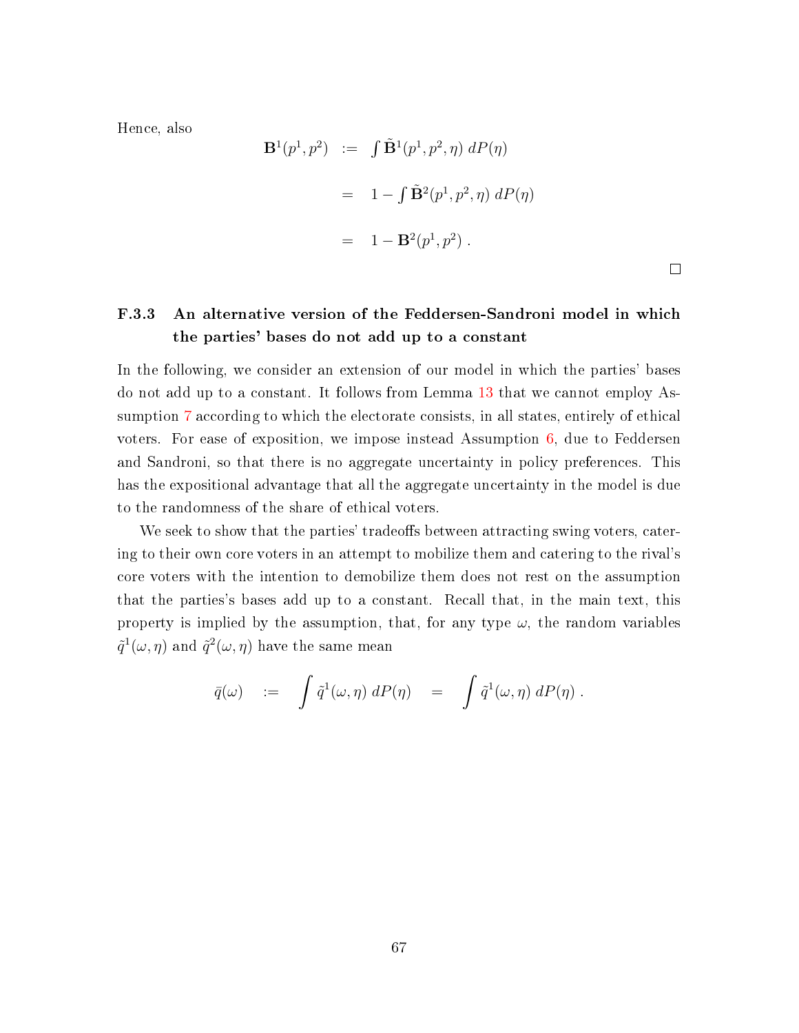Hence, also

$$
\begin{aligned}
\mathbf{B}^1(p^1,p^2) &:= \int \tilde{\mathbf{B}}^1(p^1,p^2,\eta)\; dP(\eta) \\
&= 1 - \int \tilde{\mathbf{B}}^2(p^1,p^2,\eta)\; dP(\eta) \\
&= 1 - \mathbf{B}^2(p^1,p^2)\;.
\end{aligned}
$$

□

### F.3.3 An alternative version of the Feddersen-Sandroni model in which the parties' bases do not add up to a constant

In the following, we consider an extension of our model in which the parties' bases do not add up to a constant. It follows from Lemma 13 that we cannot employ Assumption 7 according to which the electorate consists, in all states, entirely of ethical voters. For ease of exposition, we impose instead Assumption 6, due to Feddersen and Sandroni, so that there is no aggregate uncertainty in policy preferences. This has the expositional advantage that all the aggregate uncertainty in the model is due to the randomness of the share of ethical voters.

We seek to show that the parties' tradeoffs between attracting swing voters, catering to their own core voters in an attempt to mobilize them and catering to the rival's core voters with the intention to demobilize them does not rest on the assumption that the parties's bases add up to a constant. Recall that, in the main text, this property is implied by the assumption, that, for any type $\omega$, the random variables $\tilde{q}^1(\omega,\eta)$ and $\tilde{q}^2(\omega,\eta)$ have the same mean

$$
\bar{q}(\omega) \quad := \quad \int \tilde{q}^1(\omega,\eta)\; dP(\eta) \quad = \quad \int \tilde{q}^1(\omega,\eta)\; dP(\eta)\;.
$$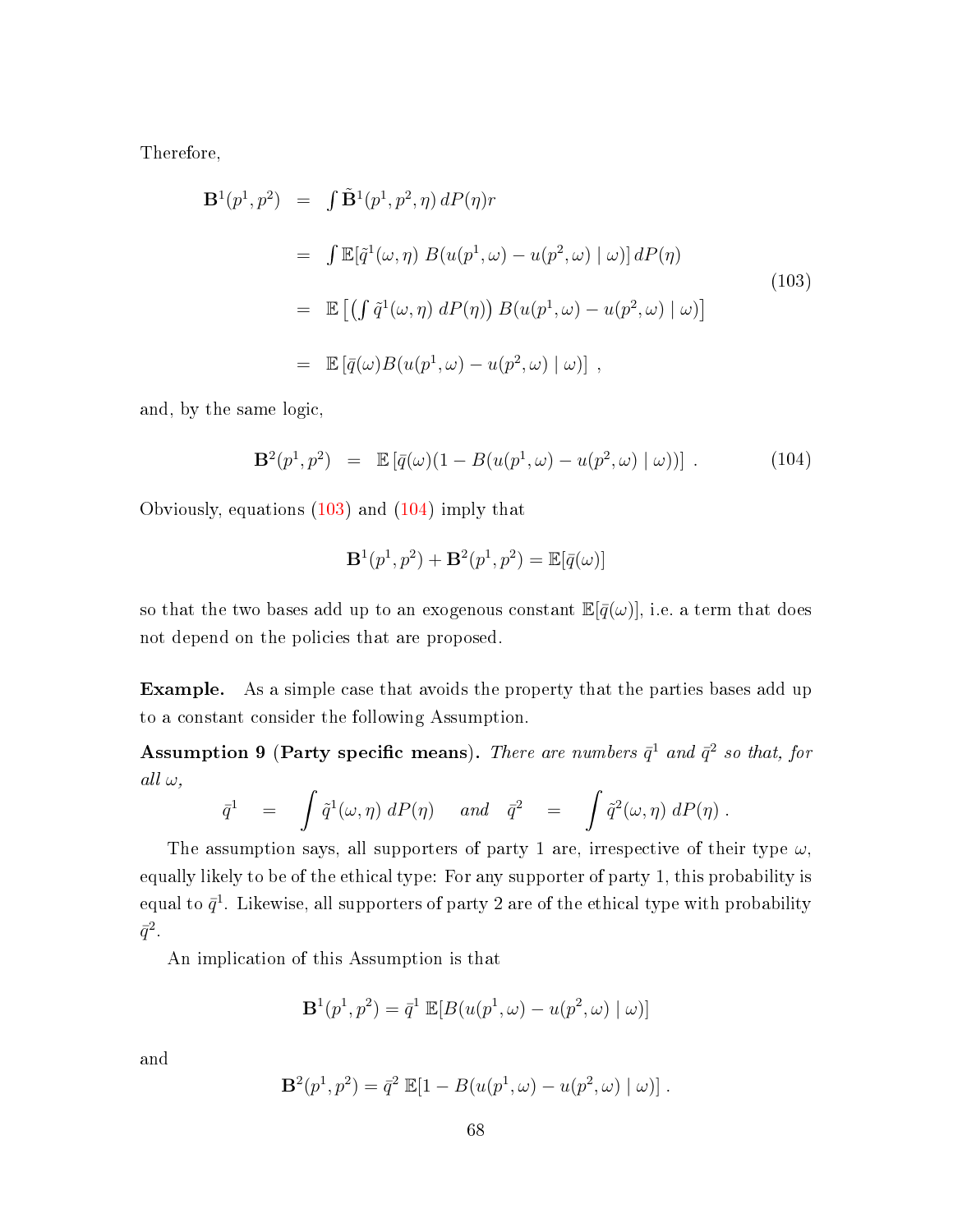Therefore,

$$
\begin{aligned}
\mathbf{B}^1(p^1, p^2) &= \int \tilde{\mathbf{B}}^1(p^1, p^2, \eta)\, dP(\eta) r \\
&= \int \mathbb{E}[\tilde{q}^1(\omega, \eta)\; B(u(p^1, \omega) - u(p^2, \omega) \mid \omega)]\, dP(\eta) \\
&= \mathbb{E}\left[\left(\int \tilde{q}^1(\omega, \eta)\; dP(\eta)\right) B(u(p^1, \omega) - u(p^2, \omega) \mid \omega)\right] \\
&= \mathbb{E}\left[\bar{q}(\omega) B(u(p^1, \omega) - u(p^2, \omega) \mid \omega)\right] \;,
\end{aligned}
\tag{103}
$$

and, by the same logic,

$$
\mathbf{B}^2(p^1, p^2) \;=\; \mathbb{E}\left[\bar{q}(\omega)(1 - B(u(p^1, \omega) - u(p^2, \omega) \mid \omega))\right] \;. \tag{104}
$$

Obviously, equations (103) and (104) imply that

$$
\mathbf{B}^1(p^1, p^2) + \mathbf{B}^2(p^1, p^2) = \mathbb{E}[\bar{q}(\omega)]
$$

so that the two bases add up to an exogenous constant $\mathbb{E}[\bar{q}(\omega)]$, i.e. a term that does not depend on the policies that are proposed.

**Example.** As a simple case that avoids the property that the parties bases add up to a constant consider the following Assumption.

**Assumption 9 (Party specific means).** *There are numbers $\bar{q}^1$ and $\bar{q}^2$ so that, for all $\omega$,*

$$
\bar{q}^1 \;\;=\;\; \int \tilde{q}^1(\omega, \eta)\; dP(\eta) \quad \textit{and} \quad \bar{q}^2 \;\;=\;\; \int \tilde{q}^2(\omega, \eta)\; dP(\eta)\;.
$$

The assumption says, all supporters of party 1 are, irrespective of their type $\omega$, equally likely to be of the ethical type: For any supporter of party 1, this probability is equal to $\bar{q}^1$. Likewise, all supporters of party 2 are of the ethical type with probability $\bar{q}^2$.

An implication of this Assumption is that

$$
\mathbf{B}^1(p^1, p^2) = \bar{q}^1\; \mathbb{E}[B(u(p^1, \omega) - u(p^2, \omega) \mid \omega)]
$$

and

$$
\mathbf{B}^2(p^1, p^2) = \bar{q}^2\; \mathbb{E}[1 - B(u(p^1, \omega) - u(p^2, \omega) \mid \omega)]\;.
$$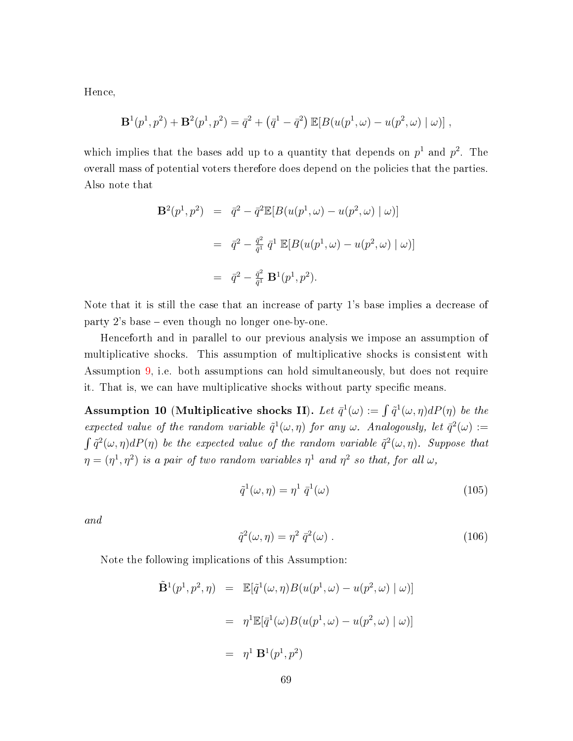Hence,

$$\mathbf{B}^1(p^1, p^2) + \mathbf{B}^2(p^1, p^2) = \bar{q}^2 + \left(\bar{q}^1 - \bar{q}^2\right) \mathbb{E}[B(u(p^1, \omega) - u(p^2, \omega) \mid \omega)] \,,$$

which implies that the bases add up to a quantity that depends on $p^1$ and $p^2$. The overall mass of potential voters therefore does depend on the policies that the parties. Also note that

$$\begin{aligned}
\mathbf{B}^2(p^1, p^2) &= \bar{q}^2 - \bar{q}^2 \mathbb{E}[B(u(p^1, \omega) - u(p^2, \omega) \mid \omega)] \\
&= \bar{q}^2 - \tfrac{\bar{q}^2}{\bar{q}^1} \, \bar{q}^1 \, \mathbb{E}[B(u(p^1, \omega) - u(p^2, \omega) \mid \omega)] \\
&= \bar{q}^2 - \tfrac{\bar{q}^2}{\bar{q}^1} \, \mathbf{B}^1(p^1, p^2).
\end{aligned}$$

Note that it is still the case that an increase of party 1's base implies a decrease of party 2's base – even though no longer one-by-one.

Henceforth and in parallel to our previous analysis we impose an assumption of multiplicative shocks. This assumption of multiplicative shocks is consistent with Assumption 9, i.e. both assumptions can hold simultaneously, but does not require it. That is, we can have multiplicative shocks without party specific means.

**Assumption 10 (Multiplicative shocks II).** *Let $\bar{q}^1(\omega) := \int \tilde{q}^1(\omega, \eta) dP(\eta)$ be the expected value of the random variable $\tilde{q}^1(\omega, \eta)$ for any $\omega$. Analogously, let $\bar{q}^2(\omega) := \int \tilde{q}^2(\omega, \eta) dP(\eta)$ be the expected value of the random variable $\tilde{q}^2(\omega, \eta)$. Suppose that $\eta = (\eta^1, \eta^2)$ is a pair of two random variables $\eta^1$ and $\eta^2$ so that, for all $\omega$,*

$$\tilde{q}^1(\omega, \eta) = \eta^1 \, \bar{q}^1(\omega) \tag{105}$$

*and*

$$\tilde{q}^2(\omega, \eta) = \eta^2 \, \bar{q}^2(\omega) \, . \tag{106}$$

Note the following implications of this Assumption:

$$\begin{aligned}
\tilde{\mathbf{B}}^1(p^1, p^2, \eta) &= \mathbb{E}[\tilde{q}^1(\omega, \eta) B(u(p^1, \omega) - u(p^2, \omega) \mid \omega)] \\
&= \eta^1 \mathbb{E}[\bar{q}^1(\omega) B(u(p^1, \omega) - u(p^2, \omega) \mid \omega)] \\
&= \eta^1 \, \mathbf{B}^1(p^1, p^2)
\end{aligned}$$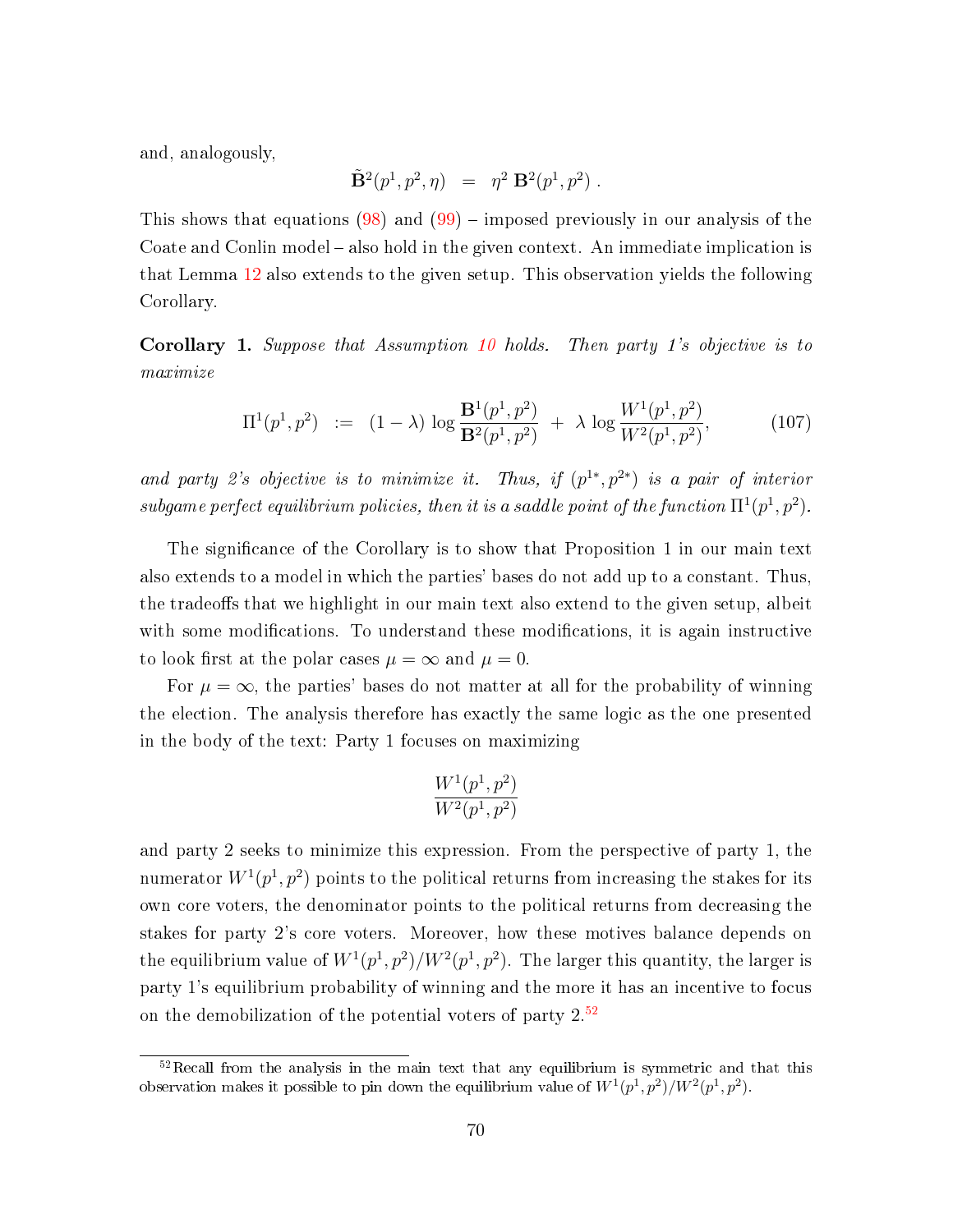and, analogously,

$$\tilde{\mathbf{B}}^2(p^1, p^2, \eta) \;\; = \;\; \eta^2 \, \mathbf{B}^2(p^1, p^2) \; .$$

This shows that equations (98) and (99) – imposed previously in our analysis of the Coate and Conlin model – also hold in the given context. An immediate implication is that Lemma 12 also extends to the given setup. This observation yields the following Corollary.

**Corollary 1.** *Suppose that Assumption 10 holds. Then party 1's objective is to maximize*

$$\Pi^1(p^1, p^2) \;\; := \;\; (1-\lambda) \, \log \frac{\mathbf{B}^1(p^1, p^2)}{\mathbf{B}^2(p^1, p^2)} \; + \; \lambda \, \log \frac{W^1(p^1, p^2)}{W^2(p^1, p^2)}, \tag{107}$$

*and party 2's objective is to minimize it. Thus, if $(p^{1*}, p^{2*})$ is a pair of interior subgame perfect equilibrium policies, then it is a saddle point of the function $\Pi^1(p^1, p^2)$.*

The significance of the Corollary is to show that Proposition 1 in our main text also extends to a model in which the parties' bases do not add up to a constant. Thus, the tradeoffs that we highlight in our main text also extend to the given setup, albeit with some modifications. To understand these modifications, it is again instructive to look first at the polar cases $\mu = \infty$ and $\mu = 0$.

For $\mu = \infty$, the parties' bases do not matter at all for the probability of winning the election. The analysis therefore has exactly the same logic as the one presented in the body of the text: Party 1 focuses on maximizing

$$\frac{W^1(p^1, p^2)}{W^2(p^1, p^2)}$$

and party 2 seeks to minimize this expression. From the perspective of party 1, the numerator $W^1(p^1, p^2)$ points to the political returns from increasing the stakes for its own core voters, the denominator points to the political returns from decreasing the stakes for party 2's core voters. Moreover, how these motives balance depends on the equilibrium value of $W^1(p^1, p^2)/W^2(p^1, p^2)$. The larger this quantity, the larger is party 1's equilibrium probability of winning and the more it has an incentive to focus on the demobilization of the potential voters of party 2.[52]

[52] Recall from the analysis in the main text that any equilibrium is symmetric and that this observation makes it possible to pin down the equilibrium value of $W^1(p^1, p^2)/W^2(p^1, p^2)$.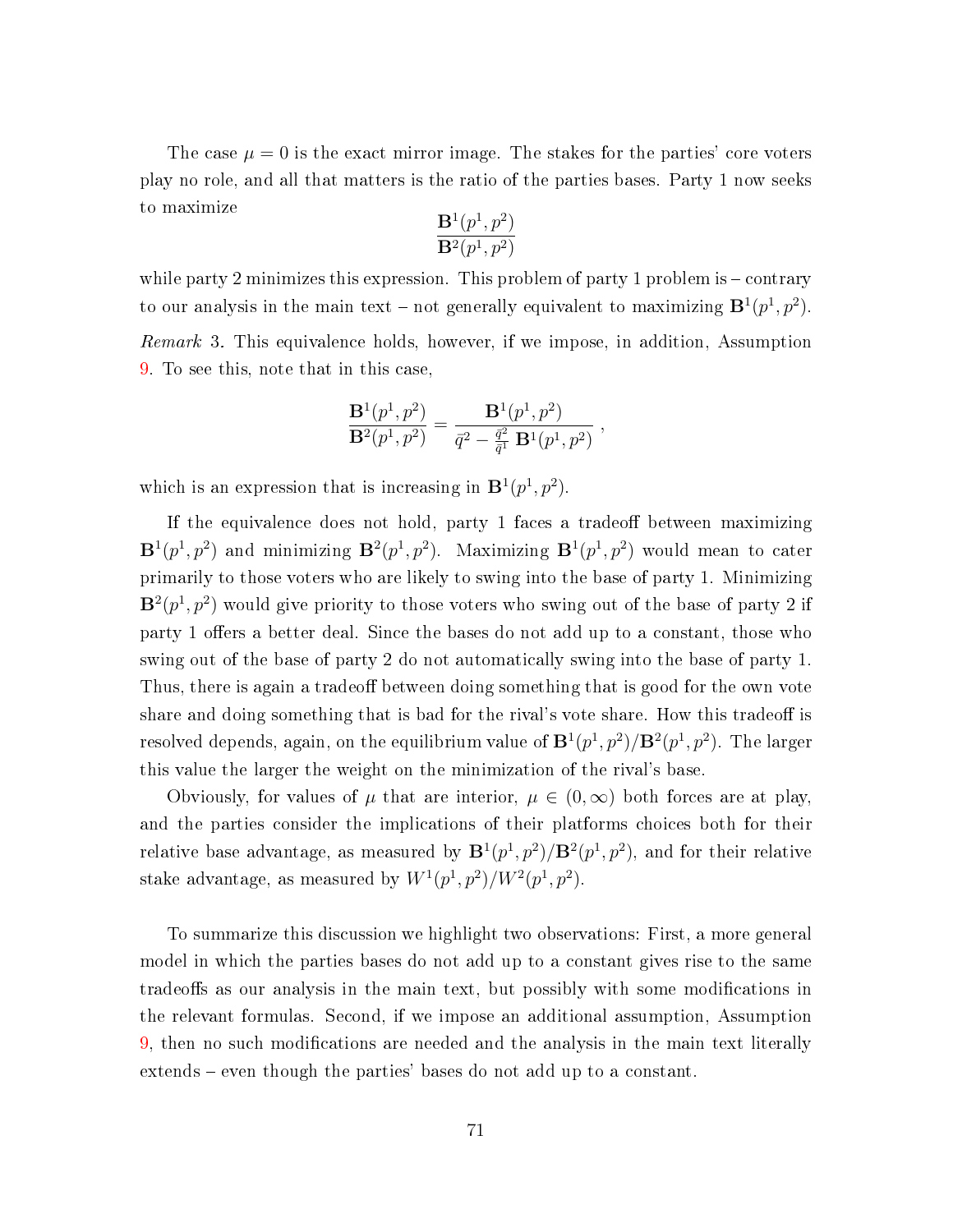The case $\mu = 0$ is the exact mirror image. The stakes for the parties' core voters play no role, and all that matters is the ratio of the parties bases. Party 1 now seeks to maximize

$$\frac{\mathbf{B}^1(p^1, p^2)}{\mathbf{B}^2(p^1, p^2)}$$

while party 2 minimizes this expression. This problem of party 1 problem is – contrary to our analysis in the main text – not generally equivalent to maximizing $\mathbf{B}^1(p^1, p^2)$.

*Remark* 3. This equivalence holds, however, if we impose, in addition, Assumption 9. To see this, note that in this case,

$$\frac{\mathbf{B}^1(p^1, p^2)}{\mathbf{B}^2(p^1, p^2)} = \frac{\mathbf{B}^1(p^1, p^2)}{\bar{q}^2 - \frac{\bar{q}^2}{\bar{q}^1}\,\mathbf{B}^1(p^1, p^2)} \ ,$$

which is an expression that is increasing in $\mathbf{B}^1(p^1, p^2)$.

If the equivalence does not hold, party 1 faces a tradeoff between maximizing $\mathbf{B}^1(p^1, p^2)$ and minimizing $\mathbf{B}^2(p^1, p^2)$. Maximizing $\mathbf{B}^1(p^1, p^2)$ would mean to cater primarily to those voters who are likely to swing into the base of party 1. Minimizing $\mathbf{B}^2(p^1, p^2)$ would give priority to those voters who swing out of the base of party 2 if party 1 offers a better deal. Since the bases do not add up to a constant, those who swing out of the base of party 2 do not automatically swing into the base of party 1. Thus, there is again a tradeoff between doing something that is good for the own vote share and doing something that is bad for the rival's vote share. How this tradeoff is resolved depends, again, on the equilibrium value of $\mathbf{B}^1(p^1, p^2)/\mathbf{B}^2(p^1, p^2)$. The larger this value the larger the weight on the minimization of the rival's base.

Obviously, for values of $\mu$ that are interior, $\mu \in (0, \infty)$ both forces are at play, and the parties consider the implications of their platforms choices both for their relative base advantage, as measured by $\mathbf{B}^1(p^1, p^2)/\mathbf{B}^2(p^1, p^2)$, and for their relative stake advantage, as measured by $W^1(p^1, p^2)/W^2(p^1, p^2)$.

To summarize this discussion we highlight two observations: First, a more general model in which the parties bases do not add up to a constant gives rise to the same tradeoffs as our analysis in the main text, but possibly with some modifications in the relevant formulas. Second, if we impose an additional assumption, Assumption 9, then no such modifications are needed and the analysis in the main text literally extends – even though the parties' bases do not add up to a constant.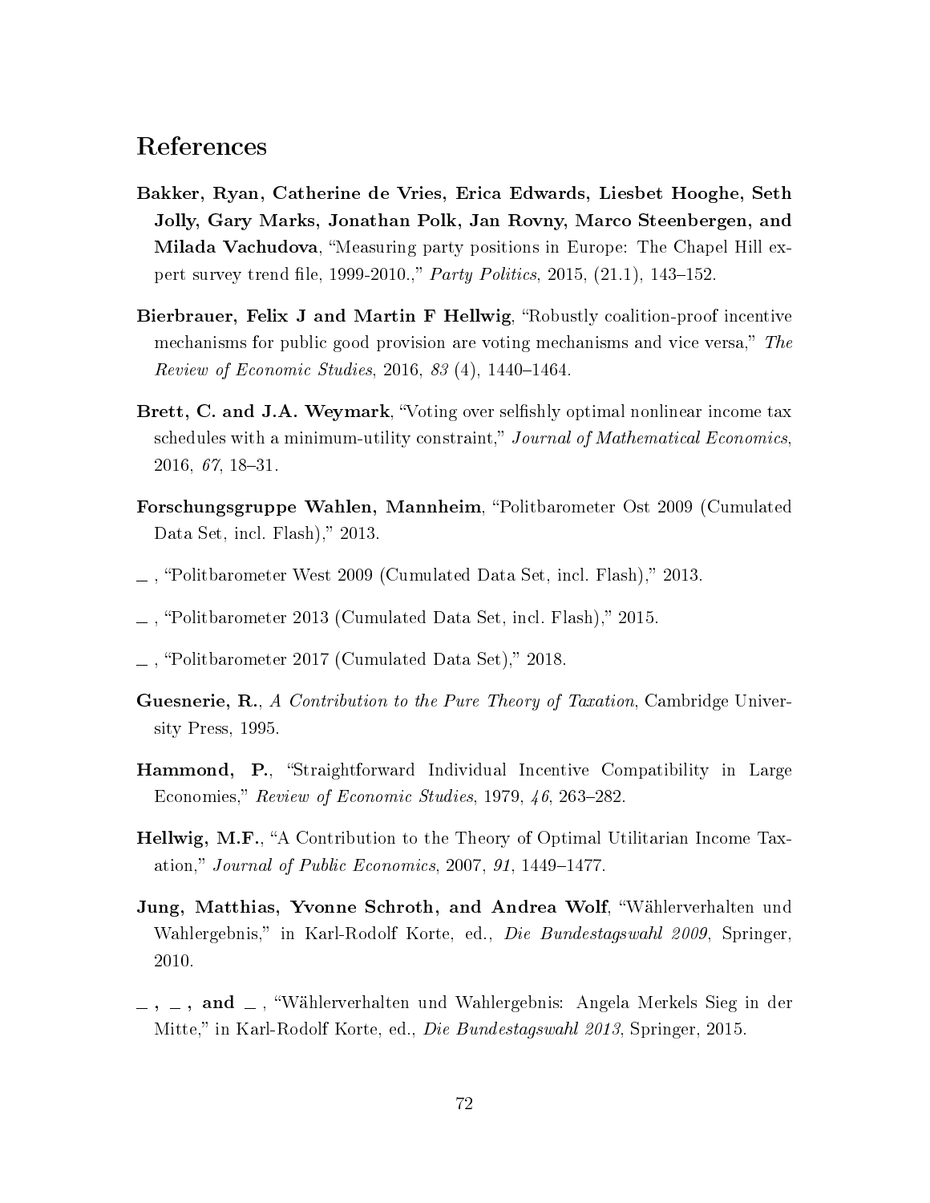# References

**Bakker, Ryan, Catherine de Vries, Erica Edwards, Liesbet Hooghe, Seth Jolly, Gary Marks, Jonathan Polk, Jan Rovny, Marco Steenbergen, and Milada Vachudova**, "Measuring party positions in Europe: The Chapel Hill expert survey trend file, 1999-2010.," *Party Politics*, 2015, (21.1), 143–152.

**Bierbrauer, Felix J and Martin F Hellwig**, "Robustly coalition-proof incentive mechanisms for public good provision are voting mechanisms and vice versa," *The Review of Economic Studies*, 2016, *83* (4), 1440–1464.

**Brett, C. and J.A. Weymark**, "Voting over selfishly optimal nonlinear income tax schedules with a minimum-utility constraint," *Journal of Mathematical Economics*, 2016, *67*, 18–31.

**Forschungsgruppe Wahlen, Mannheim**, "Politbarometer Ost 2009 (Cumulated Data Set, incl. Flash)," 2013.

_ , "Politbarometer West 2009 (Cumulated Data Set, incl. Flash)," 2013.

_ , "Politbarometer 2013 (Cumulated Data Set, incl. Flash)," 2015.

_ , "Politbarometer 2017 (Cumulated Data Set)," 2018.

**Guesnerie, R.**, *A Contribution to the Pure Theory of Taxation*, Cambridge University Press, 1995.

**Hammond, P.**, "Straightforward Individual Incentive Compatibility in Large Economies," *Review of Economic Studies*, 1979, *46*, 263–282.

**Hellwig, M.F.**, "A Contribution to the Theory of Optimal Utilitarian Income Taxation," *Journal of Public Economics*, 2007, *91*, 1449–1477.

**Jung, Matthias, Yvonne Schroth, and Andrea Wolf**, "Wählerverhalten und Wahlergebnis," in Karl-Rodolf Korte, ed., *Die Bundestagswahl 2009*, Springer, 2010.

**_ , _ , and _** , "Wählerverhalten und Wahlergebnis: Angela Merkels Sieg in der Mitte," in Karl-Rodolf Korte, ed., *Die Bundestagswahl 2013*, Springer, 2015.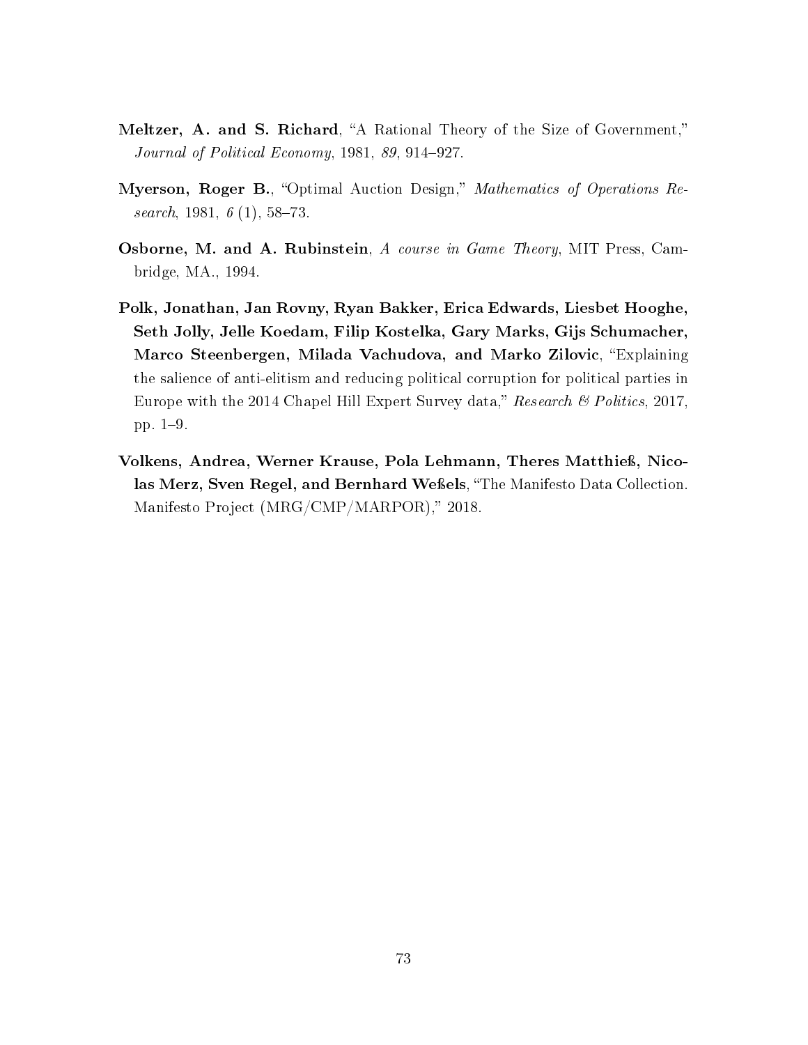**Meltzer, A. and S. Richard**, "A Rational Theory of the Size of Government," *Journal of Political Economy*, 1981, *89*, 914–927.

**Myerson, Roger B.**, "Optimal Auction Design," *Mathematics of Operations Research*, 1981, *6* (1), 58–73.

**Osborne, M. and A. Rubinstein**, *A course in Game Theory*, MIT Press, Cambridge, MA., 1994.

**Polk, Jonathan, Jan Rovny, Ryan Bakker, Erica Edwards, Liesbet Hooghe, Seth Jolly, Jelle Koedam, Filip Kostelka, Gary Marks, Gijs Schumacher, Marco Steenbergen, Milada Vachudova, and Marko Zilovic**, "Explaining the salience of anti-elitism and reducing political corruption for political parties in Europe with the 2014 Chapel Hill Expert Survey data," *Research & Politics*, 2017, pp. 1–9.

**Volkens, Andrea, Werner Krause, Pola Lehmann, Theres Matthieß, Nicolas Merz, Sven Regel, and Bernhard Weßels**, "The Manifesto Data Collection. Manifesto Project (MRG/CMP/MARPOR)," 2018.